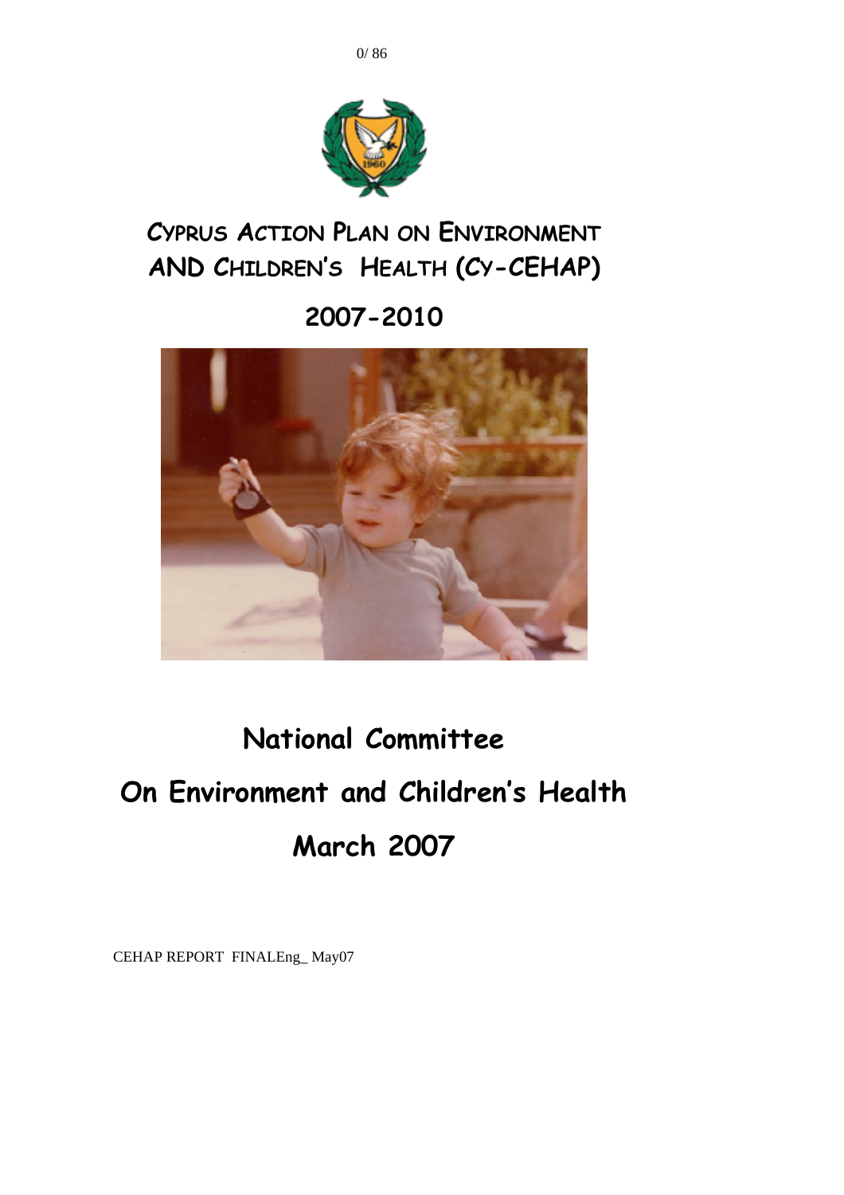# CYPRUS ACTION PLAN ON ENVIRONMENT AND CHILDREN'S HEALTH (CY-CEHAP)

# 2007-2010

## National Committee

## On Environment and Children's Health

## March 2007

CEHAP REPORT FINALEng_ May07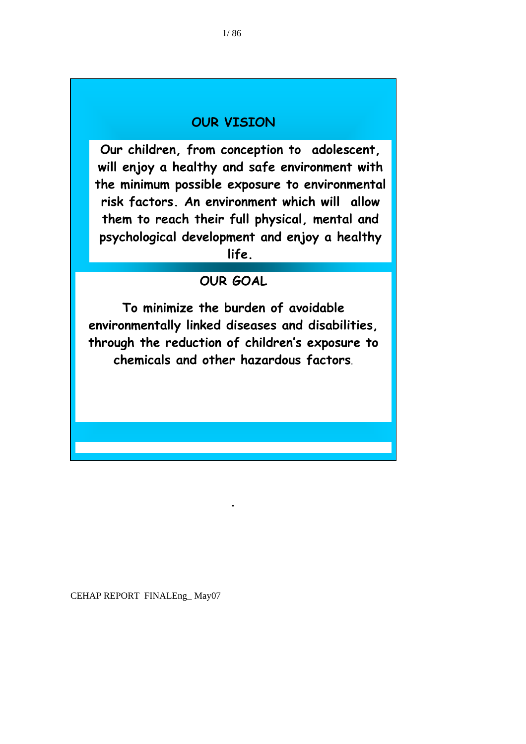## OUR VISION

**Our children, from conception to adolescent, will enjoy a healthy and safe environment with the minimum possible exposure to environmental risk factors. An environment which will allow them to reach their full physical, mental and psychological development and enjoy a healthy life.**

## OUR GOAL

**To minimize the burden of avoidable environmentally linked diseases and disabilities, through the reduction of children's exposure to chemicals and other hazardous factors.**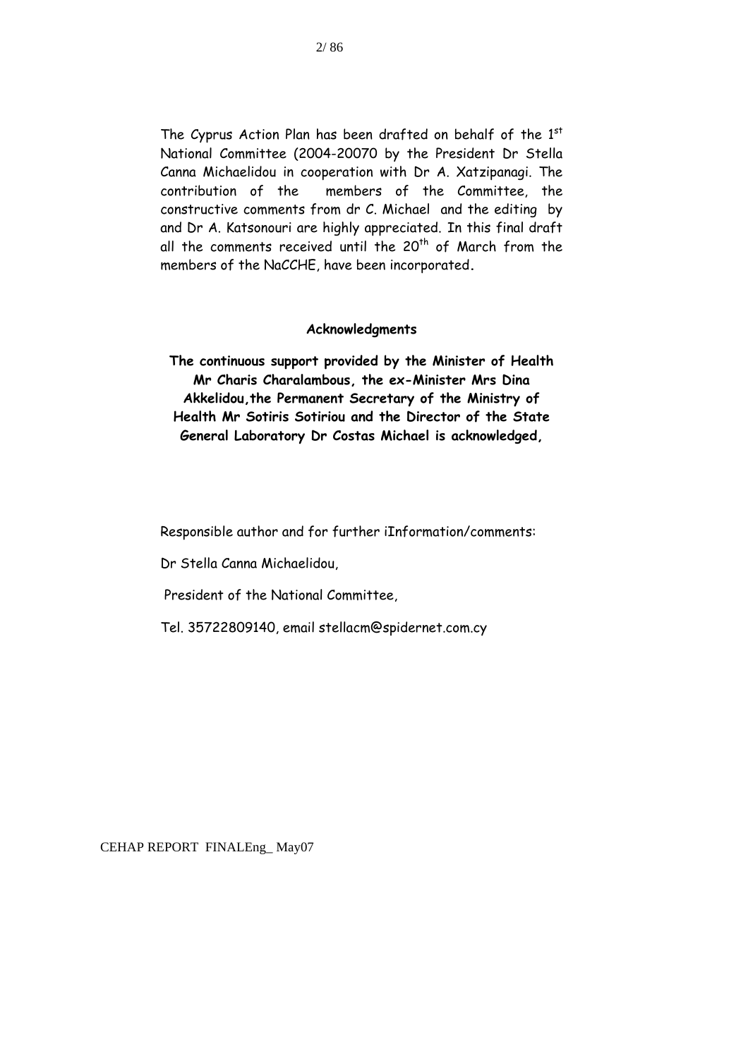The Cyprus Action Plan has been drafted on behalf of the 1st National Committee (2004-20070 by the President Dr Stella Canna Michaelidou in cooperation with Dr A. Xatzipanagi. The contribution of the members of the Committee, the constructive comments from dr C. Michael and the editing by and Dr A. Katsonouri are highly appreciated. In this final draft all the comments received until the 20th of March from the members of the NaCCHE, have been incorporated.

**Acknowledgments**

**The continuous support provided by the Minister of Health Mr Charis Charalambous, the ex-Minister Mrs Dina Akkelidou,the Permanent Secretary of the Ministry of Health Mr Sotiris Sotiriou and the Director of the State General Laboratory Dr Costas Michael is acknowledged,**

Responsible author and for further iInformation/comments:

Dr Stella Canna Michaelidou,

President of the National Committee,

Tel. 35722809140, email stellacm@spidernet.com.cy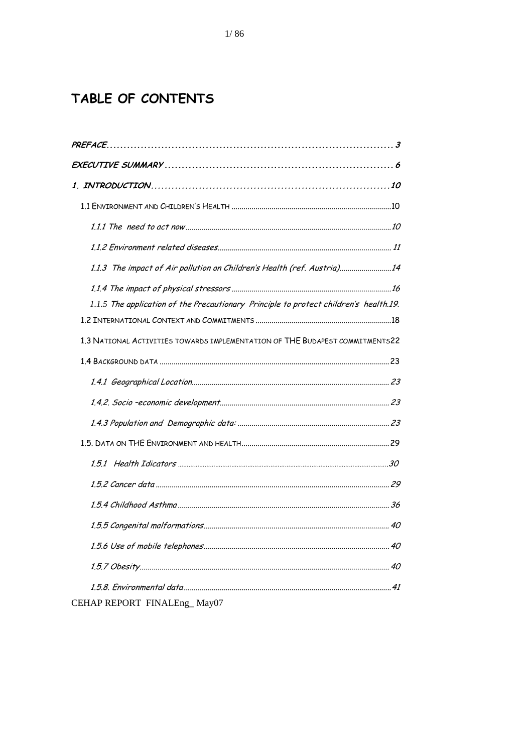# TABLE OF CONTENTS

PREFACE .......... 3

EXECUTIVE SUMMARY .......... 6

1. INTRODUCTION .......... 10

- 1.1 ENVIRONMENT AND CHILDREN'S HEALTH .......... 10
  - 1.1.1 The need to act now .......... 10
  - 1.1.2 Environment related diseases .......... 11
  - 1.1.3 The impact of Air pollution on Children's Health (ref. Austria) .......... 14
  - 1.1.4 The impact of physical stressors .......... 16
  - 1.1.5 The application of the Precautionary Principle to protect children's health. 19.
- 1.2 INTERNATIONAL CONTEXT AND COMMITMENTS .......... 18
- 1.3 NATIONAL ACTIVITIES TOWARDS IMPLEMENTATION OF THE BUDAPEST COMMITMENTS 22
- 1.4 BACKGROUND DATA .......... 23
  - 1.4.1 Geographical Location .......... 23
  - 1.4.2. Socio –economic development .......... 23
  - 1.4.3 Population and Demographic data: .......... 23
- 1.5. DATA ON THE ENVIRONMENT AND HEALTH .......... 29
  - 1.5.1 Health Idicators .......... 30
  - 1.5.2 Cancer data .......... 29
  - 1.5.4 Childhood Asthma .......... 36
  - 1.5.5 Congenital malformations .......... 40
  - 1.5.6 Use of mobile telephones .......... 40
  - 1.5.7 Obesity .......... 40
  - 1.5.8. Environmental data .......... 41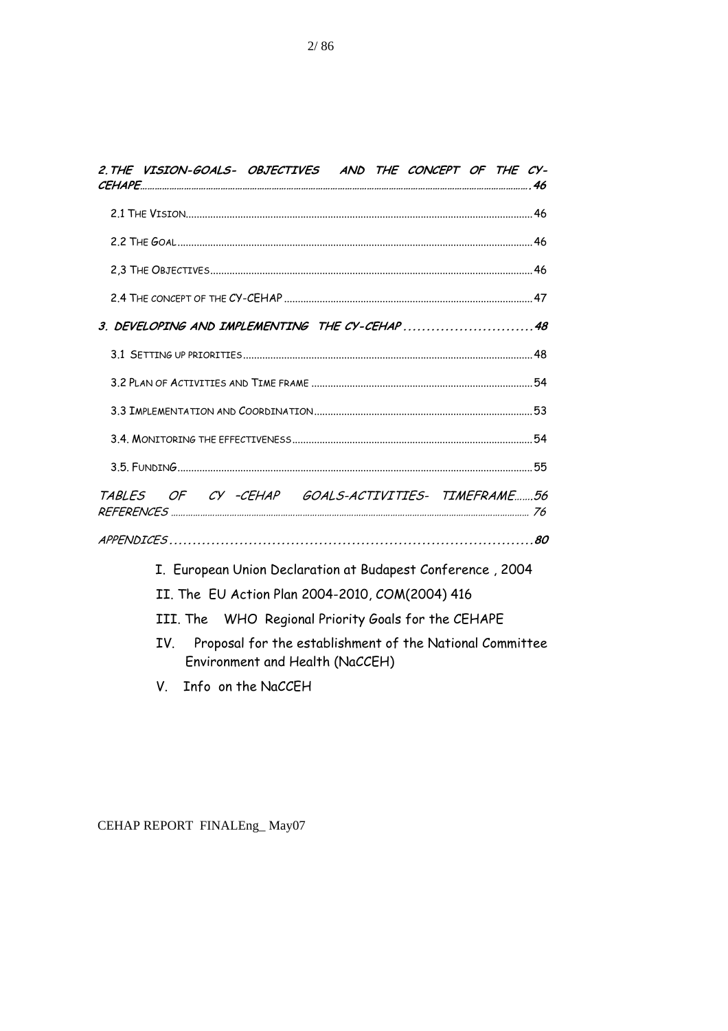**2. THE VISION-GOALS- OBJECTIVES AND THE CONCEPT OF THE CY-CEHAPE** .......... **46**

2.1 THE VISION .......... 46

2.2 THE GOAL .......... 46

2,3 THE OBJECTIVES .......... 46

2.4 THE CONCEPT OF THE CY-CEHAP .......... 47

**3. DEVELOPING AND IMPLEMENTING THE CY-CEHAP** .......... **48**

3.1 SETTING UP PRIORITIES .......... 48

3.2 PLAN OF ACTIVITIES AND TIME FRAME .......... 54

3.3 IMPLEMENTATION AND COORDINATION .......... 53

3.4. MONITORING THE EFFECTIVENESS .......... 54

3.5. FUNDING .......... 55

*TABLES OF CY –CEHAP GOALS-ACTIVITIES- TIMEFRAME* .......... *56*

*REFERENCES* .......... *76*

*APPENDICES* .......... ***80***

I. European Union Declaration at Budapest Conference , 2004

II. The EU Action Plan 2004-2010, COM(2004) 416

III. The WHO Regional Priority Goals for the CEHAPE

IV. Proposal for the establishment of the National Committee Environment and Health (NaCCEH)

V. Info on the NaCCEH

CEHAP REPORT FINALEng_ May07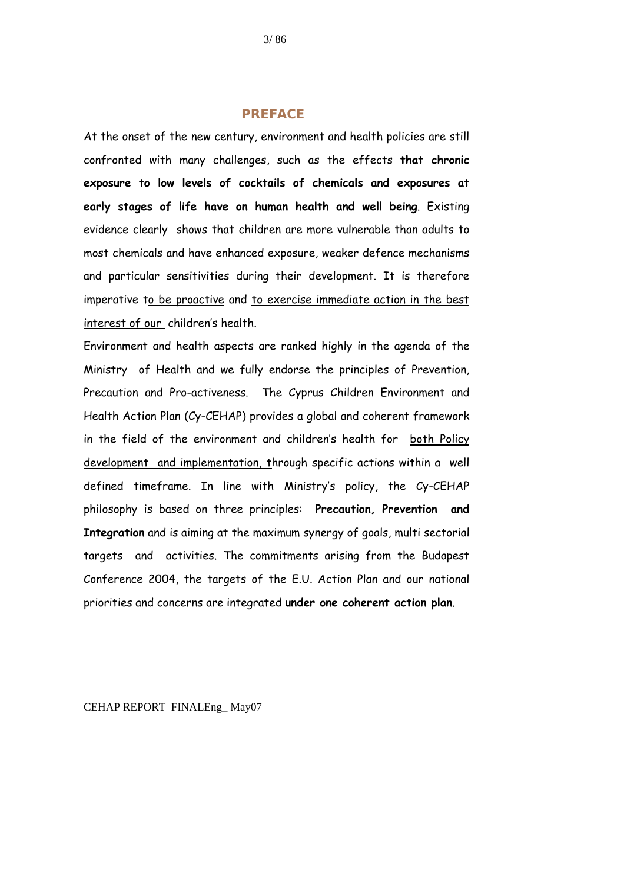## PREFACE

At the onset of the new century, environment and health policies are still confronted with many challenges, such as the effects **that chronic exposure to low levels of cocktails of chemicals and exposures at early stages of life have on human health and well being**. Existing evidence clearly shows that children are more vulnerable than adults to most chemicals and have enhanced exposure, weaker defence mechanisms and particular sensitivities during their development. It is therefore imperative to be proactive and to exercise immediate action in the best interest of our children's health.

Environment and health aspects are ranked highly in the agenda of the Ministry of Health and we fully endorse the principles of Prevention, Precaution and Pro-activeness. The Cyprus Children Environment and Health Action Plan (Cy-CEHAP) provides a global and coherent framework in the field of the environment and children's health for both Policy development and implementation, through specific actions within a well defined timeframe. In line with Ministry's policy, the Cy-CEHAP philosophy is based on three principles: **Precaution, Prevention and Integration** and is aiming at the maximum synergy of goals, multi sectorial targets and activities. The commitments arising from the Budapest Conference 2004, the targets of the E.U. Action Plan and our national priorities and concerns are integrated **under one coherent action plan**.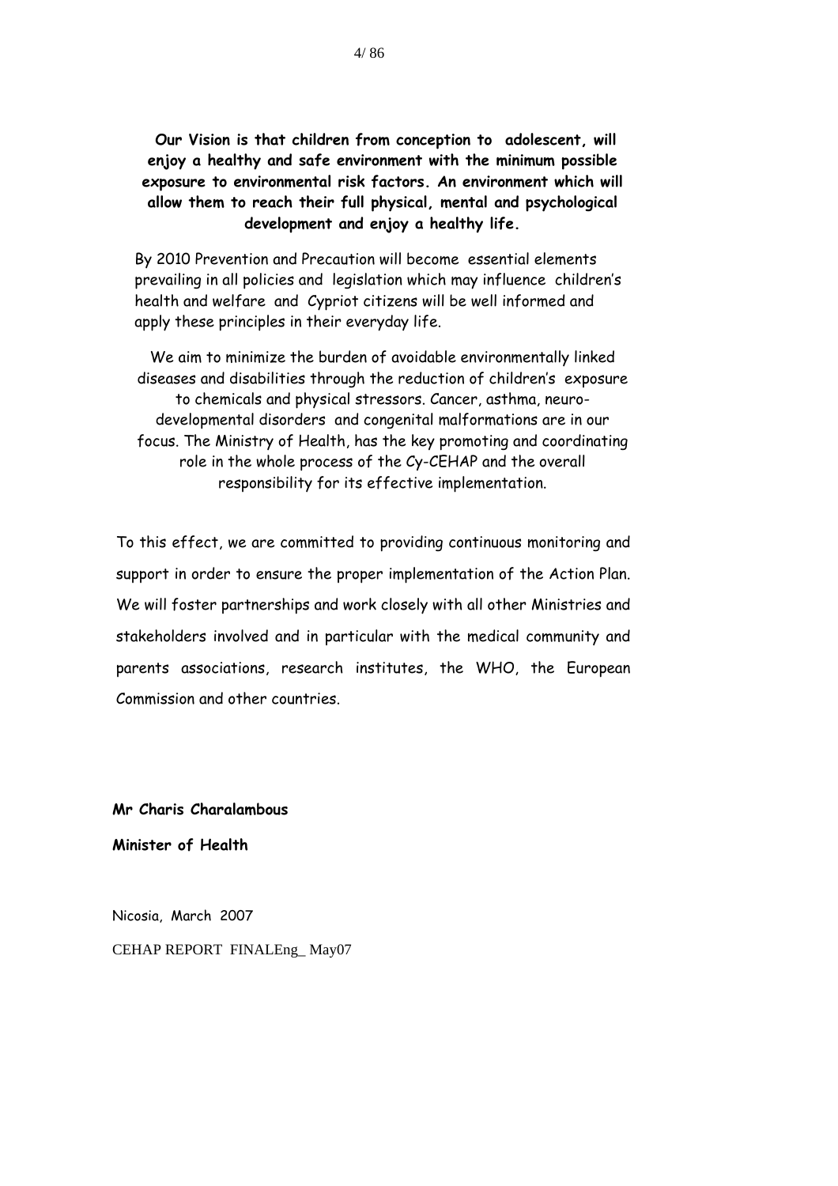**Our Vision is that children from conception to adolescent, will enjoy a healthy and safe environment with the minimum possible exposure to environmental risk factors. An environment which will allow them to reach their full physical, mental and psychological development and enjoy a healthy life.**

By 2010 Prevention and Precaution will become essential elements prevailing in all policies and legislation which may influence children's health and welfare and Cypriot citizens will be well informed and apply these principles in their everyday life.

We aim to minimize the burden of avoidable environmentally linked diseases and disabilities through the reduction of children's exposure to chemicals and physical stressors. Cancer, asthma, neuro-developmental disorders and congenital malformations are in our focus. The Ministry of Health, has the key promoting and coordinating role in the whole process of the Cy-CEHAP and the overall responsibility for its effective implementation.

To this effect, we are committed to providing continuous monitoring and support in order to ensure the proper implementation of the Action Plan. We will foster partnerships and work closely with all other Ministries and stakeholders involved and in particular with the medical community and parents associations, research institutes, the WHO, the European Commission and other countries.

**Mr Charis Charalambous**

**Minister of Health**

Nicosia, March 2007

CEHAP REPORT FINALEng_ May07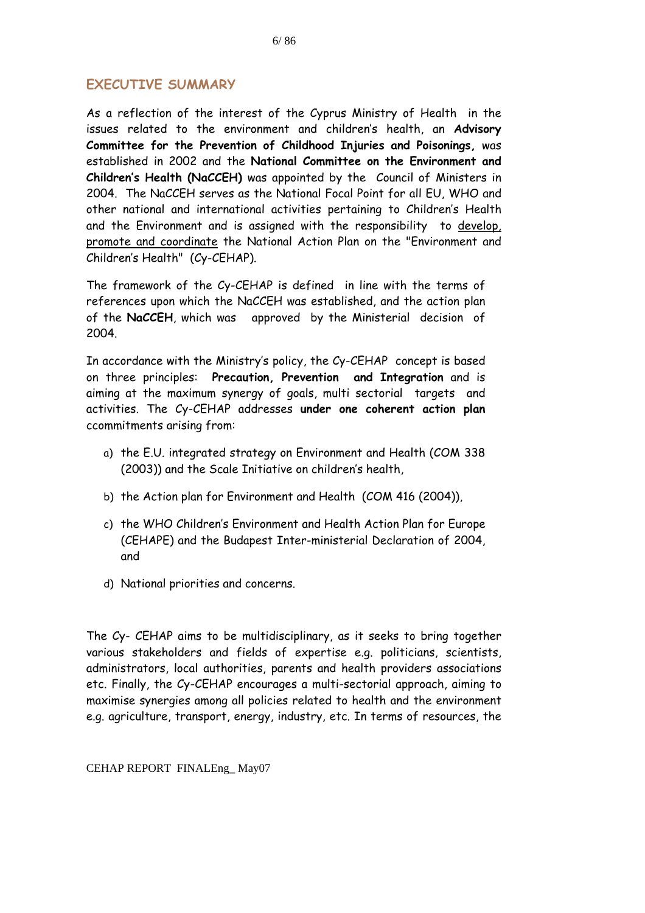## EXECUTIVE SUMMARY

As a reflection of the interest of the Cyprus Ministry of Health in the issues related to the environment and children's health, an **Advisory Committee for the Prevention of Childhood Injuries and Poisonings,** was established in 2002 and the **National Committee on the Environment and Children's Health (NaCCEH)** was appointed by the Council of Ministers in 2004. The NaCCEH serves as the National Focal Point for all EU, WHO and other national and international activities pertaining to Children's Health and the Environment and is assigned with the responsibility to develop, promote and coordinate the National Action Plan on the "Environment and Children's Health" (Cy-CEHAP).

The framework of the Cy-CEHAP is defined in line with the terms of references upon which the NaCCEH was established, and the action plan of the **NaCCEH**, which was approved by the Ministerial decision of 2004.

In accordance with the Ministry's policy, the Cy-CEHAP concept is based on three principles: **Precaution, Prevention and Integration** and is aiming at the maximum synergy of goals, multi sectorial targets and activities. The Cy-CEHAP addresses **under one coherent action plan** ccommitments arising from:

a) the E.U. integrated strategy on Environment and Health (COM 338 (2003)) and the Scale Initiative on children's health,

b) the Action plan for Environment and Health (COM 416 (2004)),

c) the WHO Children's Environment and Health Action Plan for Europe (CEHAPE) and the Budapest Inter-ministerial Declaration of 2004, and

d) National priorities and concerns.

The Cy- CEHAP aims to be multidisciplinary, as it seeks to bring together various stakeholders and fields of expertise e.g. politicians, scientists, administrators, local authorities, parents and health providers associations etc. Finally, the Cy-CEHAP encourages a multi-sectorial approach, aiming to maximise synergies among all policies related to health and the environment e.g. agriculture, transport, energy, industry, etc. In terms of resources, the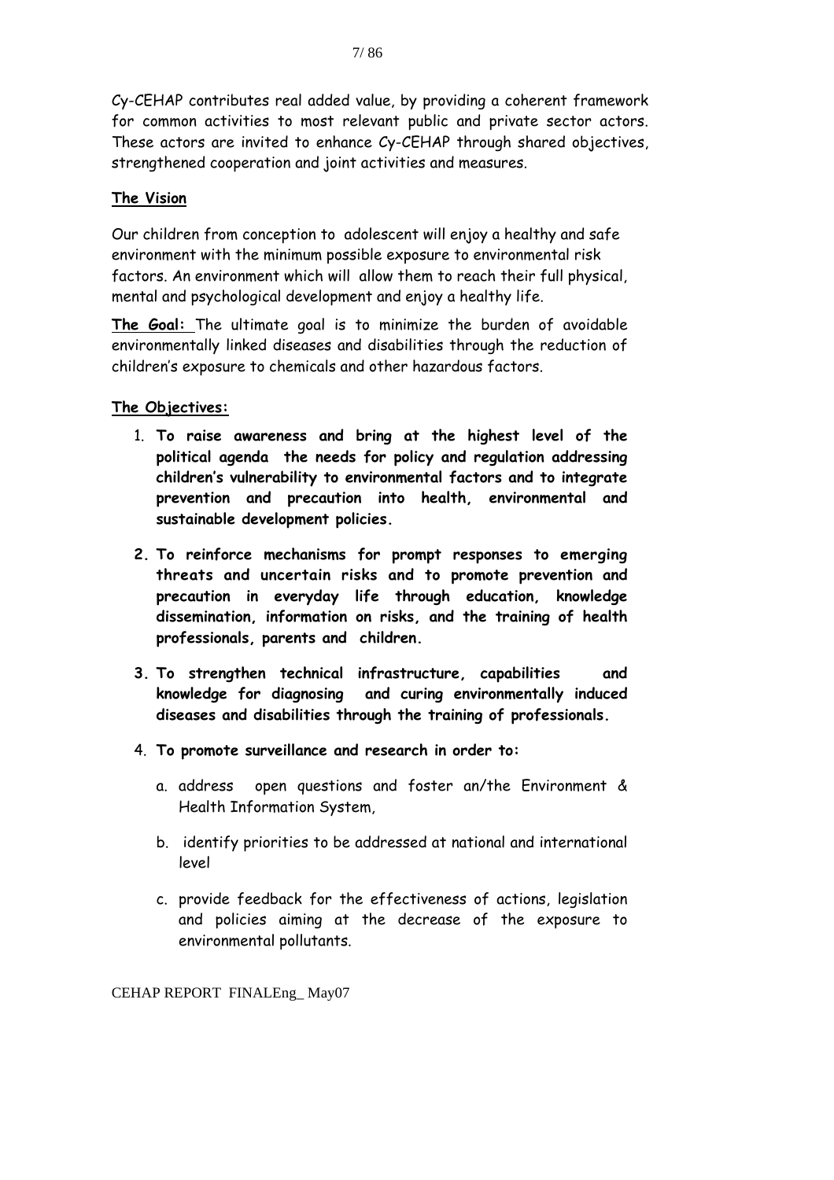Cy-CEHAP contributes real added value, by providing a coherent framework for common activities to most relevant public and private sector actors. These actors are invited to enhance Cy-CEHAP through shared objectives, strengthened cooperation and joint activities and measures.

**The Vision**

Our children from conception to adolescent will enjoy a healthy and safe environment with the minimum possible exposure to environmental risk factors. An environment which will allow them to reach their full physical, mental and psychological development and enjoy a healthy life.

**The Goal:** The ultimate goal is to minimize the burden of avoidable environmentally linked diseases and disabilities through the reduction of children's exposure to chemicals and other hazardous factors.

**The Objectives:**

1. **To raise awareness and bring at the highest level of the political agenda the needs for policy and regulation addressing children's vulnerability to environmental factors and to integrate prevention and precaution into health, environmental and sustainable development policies.**

2. **To reinforce mechanisms for prompt responses to emerging threats and uncertain risks and to promote prevention and precaution in everyday life through education, knowledge dissemination, information on risks, and the training of health professionals, parents and children.**

3. **To strengthen technical infrastructure, capabilities and knowledge for diagnosing and curing environmentally induced diseases and disabilities through the training of professionals.**

4. **To promote surveillance and research in order to:**

   a. address open questions and foster an/the Environment & Health Information System,

   b. identify priorities to be addressed at national and international level

   c. provide feedback for the effectiveness of actions, legislation and policies aiming at the decrease of the exposure to environmental pollutants.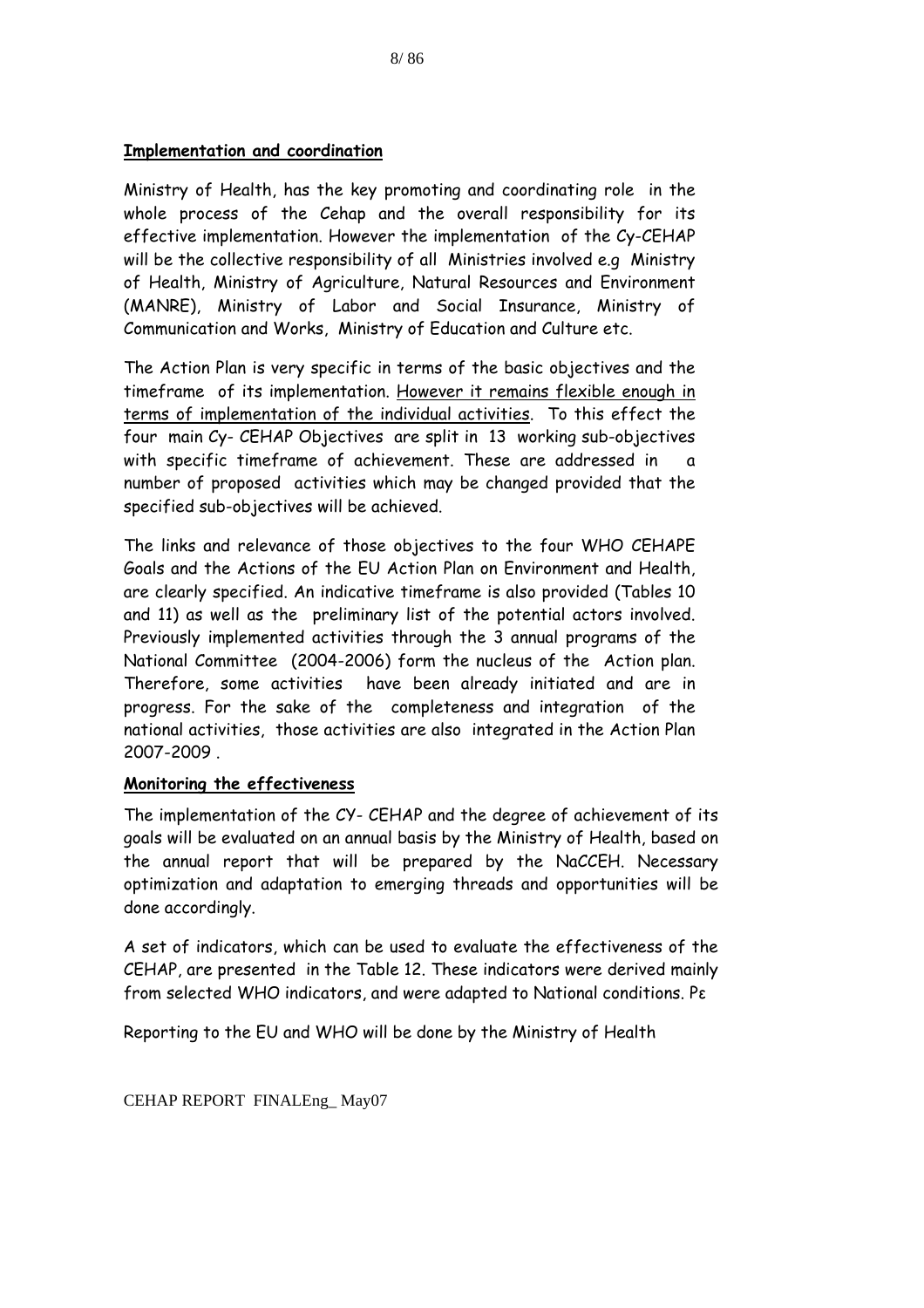**Implementation and coordination**

Ministry of Health, has the key promoting and coordinating role in the whole process of the Cehap and the overall responsibility for its effective implementation. However the implementation of the Cy-CEHAP will be the collective responsibility of all Ministries involved e.g Ministry of Health, Ministry of Agriculture, Natural Resources and Environment (MANRE), Ministry of Labor and Social Insurance, Ministry of Communication and Works, Ministry of Education and Culture etc.

The Action Plan is very specific in terms of the basic objectives and the timeframe of its implementation. <u>However it remains flexible enough in terms of implementation of the individual activities</u>. To this effect the four main Cy- CEHAP Objectives are split in 13 working sub-objectives with specific timeframe of achievement. These are addressed in a number of proposed activities which may be changed provided that the specified sub-objectives will be achieved.

The links and relevance of those objectives to the four WHO CEHAPE Goals and the Actions of the EU Action Plan on Environment and Health, are clearly specified. An indicative timeframe is also provided (Tables 10 and 11) as well as the preliminary list of the potential actors involved. Previously implemented activities through the 3 annual programs of the National Committee (2004-2006) form the nucleus of the Action plan. Therefore, some activities have been already initiated and are in progress. For the sake of the completeness and integration of the national activities, those activities are also integrated in the Action Plan 2007-2009 .

**Monitoring the effectiveness**

The implementation of the CY- CEHAP and the degree of achievement of its goals will be evaluated on an annual basis by the Ministry of Health, based on the annual report that will be prepared by the NaCCEH. Necessary optimization and adaptation to emerging threads and opportunities will be done accordingly.

A set of indicators, which can be used to evaluate the effectiveness of the CEHAP, are presented in the Table 12. These indicators were derived mainly from selected WHO indicators, and were adapted to National conditions. Pε

Reporting to the EU and WHO will be done by the Ministry of Health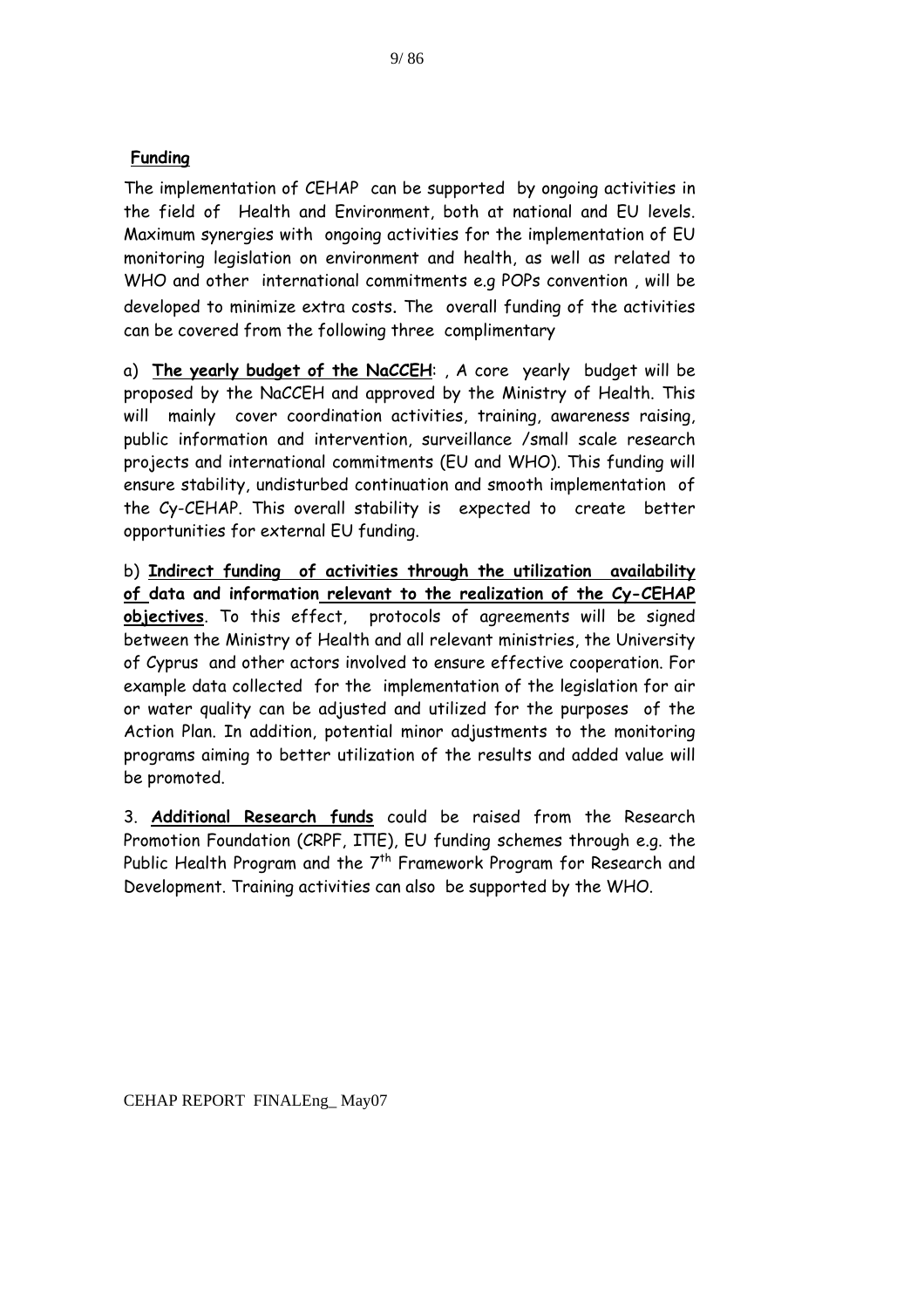**Funding**

The implementation of CEHAP can be supported by ongoing activities in the field of Health and Environment, both at national and EU levels. Maximum synergies with ongoing activities for the implementation of EU monitoring legislation on environment and health, as well as related to WHO and other international commitments e.g POPs convention , will be developed to minimize extra costs. The overall funding of the activities can be covered from the following three complimentary

a) **The yearly budget of the NaCCEH**: , A core yearly budget will be proposed by the NaCCEH and approved by the Ministry of Health. This will mainly cover coordination activities, training, awareness raising, public information and intervention, surveillance /small scale research projects and international commitments (EU and WHO). This funding will ensure stability, undisturbed continuation and smooth implementation of the Cy-CEHAP. This overall stability is expected to create better opportunities for external EU funding.

b) **Indirect funding of activities through the utilization availability of data and information relevant to the realization of the Cy-CEHAP objectives**. To this effect, protocols of agreements will be signed between the Ministry of Health and all relevant ministries, the University of Cyprus and other actors involved to ensure effective cooperation. For example data collected for the implementation of the legislation for air or water quality can be adjusted and utilized for the purposes of the Action Plan. In addition, potential minor adjustments to the monitoring programs aiming to better utilization of the results and added value will be promoted.

3. **Additional Research funds** could be raised from the Research Promotion Foundation (CRPF, ΙΠΕ), EU funding schemes through e.g. the Public Health Program and the 7th Framework Program for Research and Development. Training activities can also be supported by the WHO.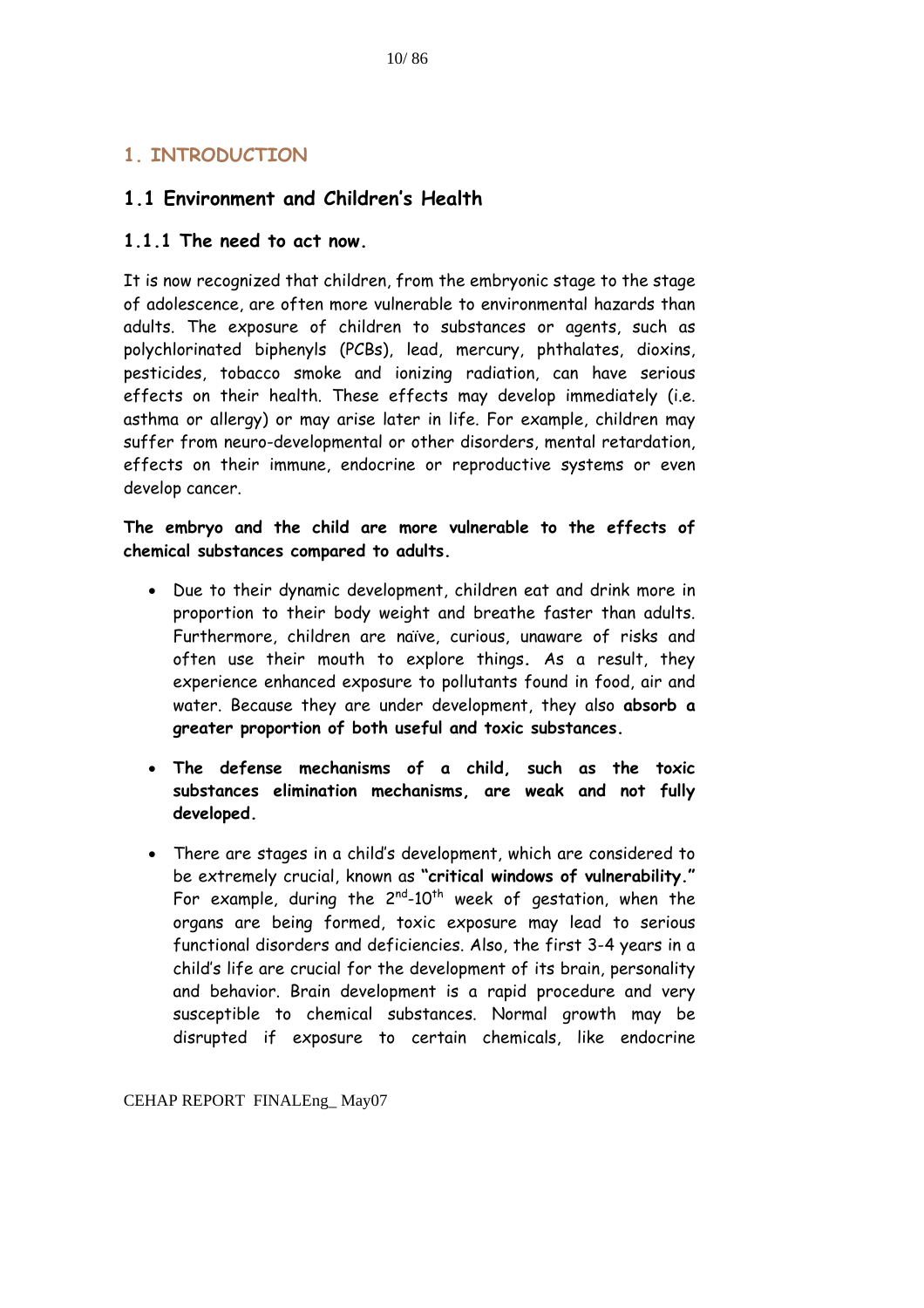# 1. INTRODUCTION

## 1.1 Environment and Children's Health

### 1.1.1 The need to act now.

It is now recognized that children, from the embryonic stage to the stage of adolescence, are often more vulnerable to environmental hazards than adults. The exposure of children to substances or agents, such as polychlorinated biphenyls (PCBs), lead, mercury, phthalates, dioxins, pesticides, tobacco smoke and ionizing radiation, can have serious effects on their health. These effects may develop immediately (i.e. asthma or allergy) or may arise later in life. For example, children may suffer from neuro-developmental or other disorders, mental retardation, effects on their immune, endocrine or reproductive systems or even develop cancer.

**The embryo and the child are more vulnerable to the effects of chemical substances compared to adults.**

- Due to their dynamic development, children eat and drink more in proportion to their body weight and breathe faster than adults. Furthermore, children are naïve, curious, unaware of risks and often use their mouth to explore things. As a result, they experience enhanced exposure to pollutants found in food, air and water. Because they are under development, they also **absorb a greater proportion of both useful and toxic substances.**

- **The defense mechanisms of a child, such as the toxic substances elimination mechanisms, are weak and not fully developed.**

- There are stages in a child's development, which are considered to be extremely crucial, known as **"critical windows of vulnerability."** For example, during the $2^{nd}$-$10^{th}$ week of gestation, when the organs are being formed, toxic exposure may lead to serious functional disorders and deficiencies. Also, the first 3-4 years in a child's life are crucial for the development of its brain, personality and behavior. Brain development is a rapid procedure and very susceptible to chemical substances. Normal growth may be disrupted if exposure to certain chemicals, like endocrine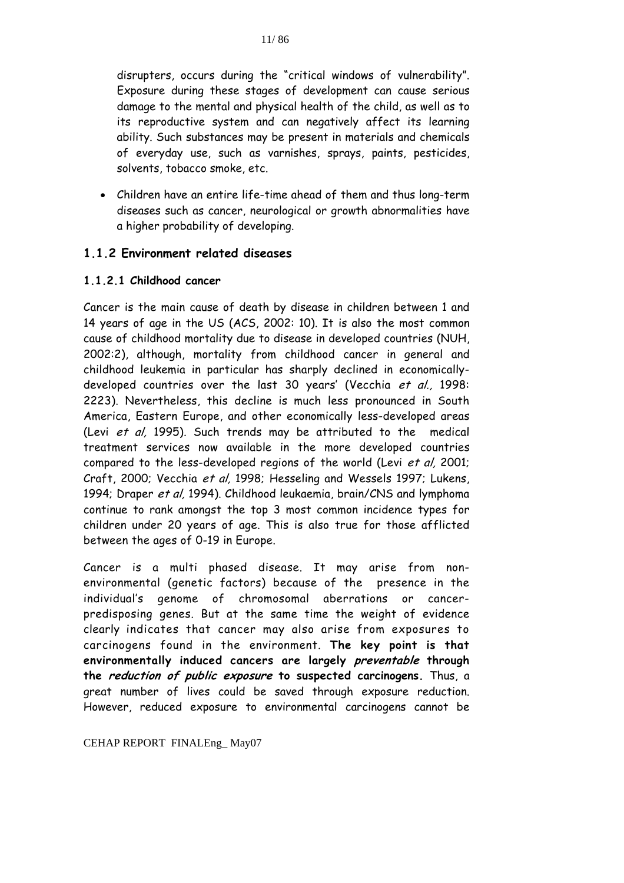disrupters, occurs during the "critical windows of vulnerability". Exposure during these stages of development can cause serious damage to the mental and physical health of the child, as well as to its reproductive system and can negatively affect its learning ability. Such substances may be present in materials and chemicals of everyday use, such as varnishes, sprays, paints, pesticides, solvents, tobacco smoke, etc.

- Children have an entire life-time ahead of them and thus long-term diseases such as cancer, neurological or growth abnormalities have a higher probability of developing.

### 1.1.2 Environment related diseases

#### 1.1.2.1 Childhood cancer

Cancer is the main cause of death by disease in children between 1 and 14 years of age in the US (ACS, 2002: 10). It is also the most common cause of childhood mortality due to disease in developed countries (NUH, 2002:2), although, mortality from childhood cancer in general and childhood leukemia in particular has sharply declined in economically-developed countries over the last 30 years' (Vecchia *et al.,* 1998: 2223). Nevertheless, this decline is much less pronounced in South America, Eastern Europe, and other economically less-developed areas (Levi *et al,* 1995). Such trends may be attributed to the medical treatment services now available in the more developed countries compared to the less-developed regions of the world (Levi *et al,* 2001; Craft, 2000; Vecchia *et al,* 1998; Hesseling and Wessels 1997; Lukens, 1994; Draper *et al,* 1994). Childhood leukaemia, brain/CNS and lymphoma continue to rank amongst the top 3 most common incidence types for children under 20 years of age. This is also true for those afflicted between the ages of 0-19 in Europe.

Cancer is a multi phased disease. It may arise from non-environmental (genetic factors) because of the presence in the individual's genome of chromosomal aberrations or cancer-predisposing genes. But at the same time the weight of evidence clearly indicates that cancer may also arise from exposures to carcinogens found in the environment. **The key point is that environmentally induced cancers are largely *preventable* through the *reduction of public exposure* to suspected carcinogens.** Thus, a great number of lives could be saved through exposure reduction. However, reduced exposure to environmental carcinogens cannot be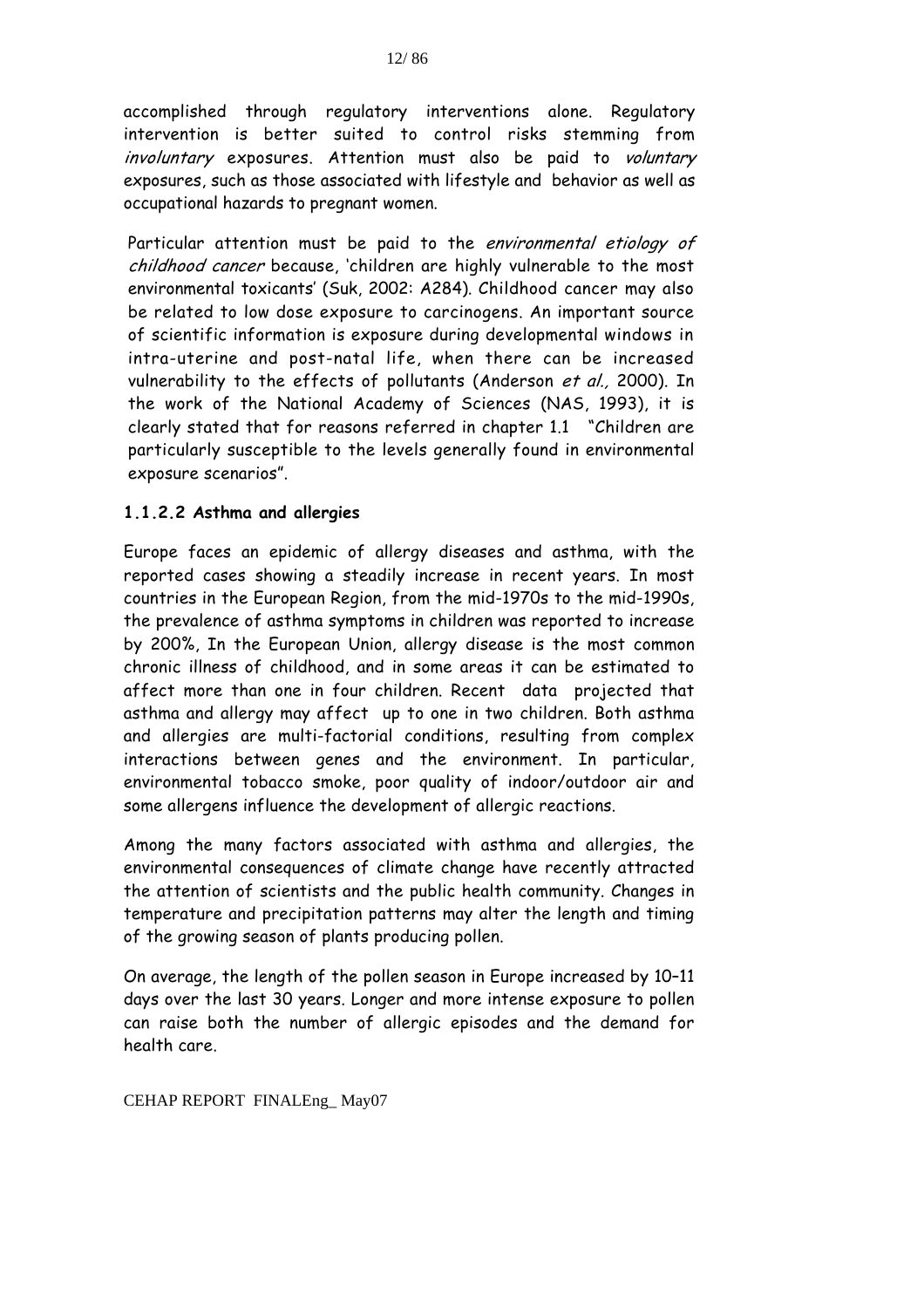accomplished through regulatory interventions alone. Regulatory intervention is better suited to control risks stemming from *involuntary* exposures. Attention must also be paid to *voluntary* exposures, such as those associated with lifestyle and behavior as well as occupational hazards to pregnant women.

Particular attention must be paid to the *environmental etiology of childhood cancer* because, 'children are highly vulnerable to the most environmental toxicants' (Suk, 2002: A284). Childhood cancer may also be related to low dose exposure to carcinogens. An important source of scientific information is exposure during developmental windows in intra-uterine and post-natal life, when there can be increased vulnerability to the effects of pollutants (Anderson *et al.,* 2000). In the work of the National Academy of Sciences (NAS, 1993), it is clearly stated that for reasons referred in chapter 1.1 "Children are particularly susceptible to the levels generally found in environmental exposure scenarios".

#### 1.1.2.2 Asthma and allergies

Europe faces an epidemic of allergy diseases and asthma, with the reported cases showing a steadily increase in recent years. In most countries in the European Region, from the mid-1970s to the mid-1990s, the prevalence of asthma symptoms in children was reported to increase by 200%, In the European Union, allergy disease is the most common chronic illness of childhood, and in some areas it can be estimated to affect more than one in four children. Recent data projected that asthma and allergy may affect up to one in two children. Both asthma and allergies are multi-factorial conditions, resulting from complex interactions between genes and the environment. In particular, environmental tobacco smoke, poor quality of indoor/outdoor air and some allergens influence the development of allergic reactions.

Among the many factors associated with asthma and allergies, the environmental consequences of climate change have recently attracted the attention of scientists and the public health community. Changes in temperature and precipitation patterns may alter the length and timing of the growing season of plants producing pollen.

On average, the length of the pollen season in Europe increased by 10–11 days over the last 30 years. Longer and more intense exposure to pollen can raise both the number of allergic episodes and the demand for health care.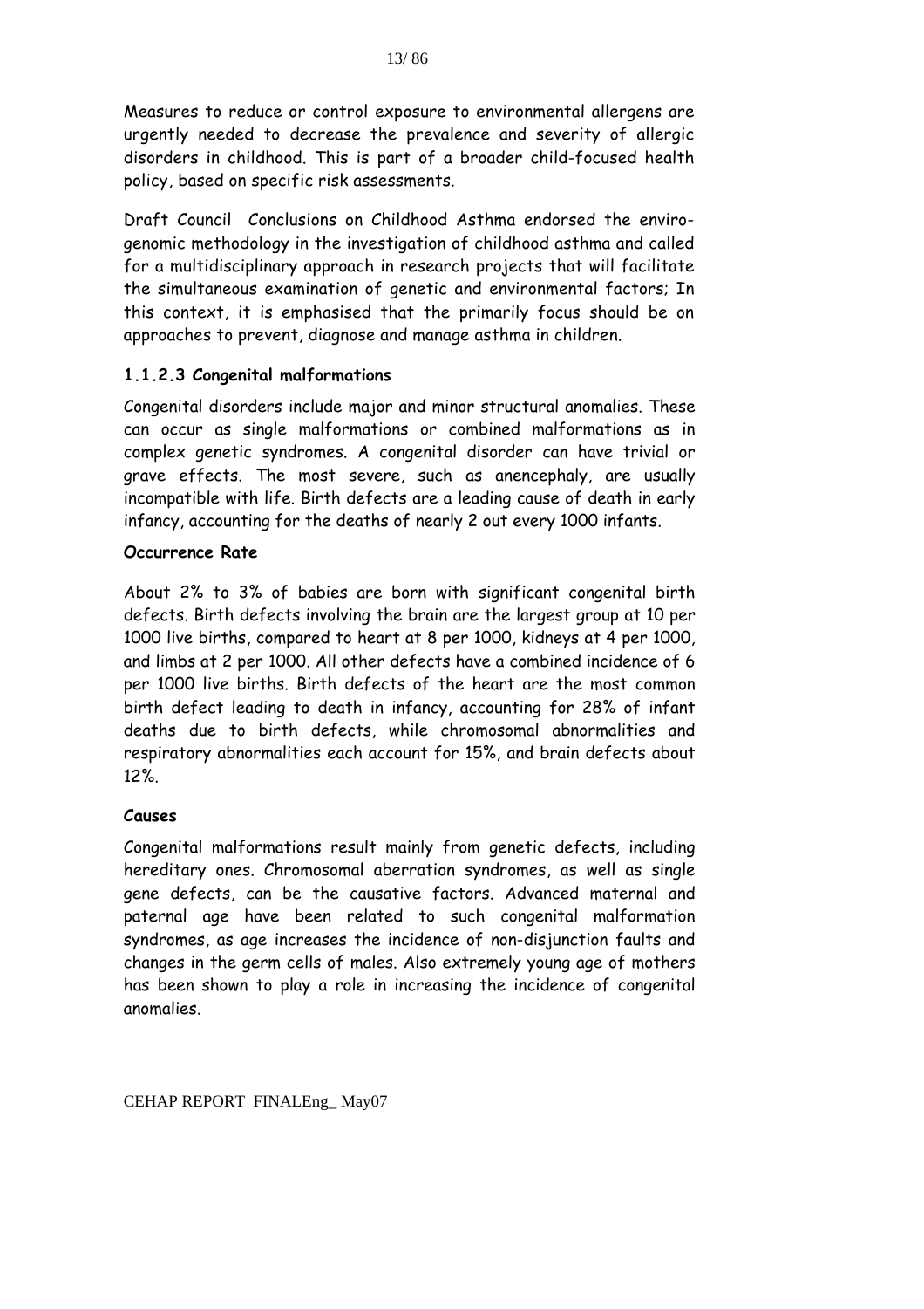Measures to reduce or control exposure to environmental allergens are urgently needed to decrease the prevalence and severity of allergic disorders in childhood. This is part of a broader child-focused health policy, based on specific risk assessments.

Draft Council Conclusions on Childhood Asthma endorsed the enviro-genomic methodology in the investigation of childhood asthma and called for a multidisciplinary approach in research projects that will facilitate the simultaneous examination of genetic and environmental factors; In this context, it is emphasised that the primarily focus should be on approaches to prevent, diagnose and manage asthma in children.

### 1.1.2.3 Congenital malformations

Congenital disorders include major and minor structural anomalies. These can occur as single malformations or combined malformations as in complex genetic syndromes. A congenital disorder can have trivial or grave effects. The most severe, such as anencephaly, are usually incompatible with life. Birth defects are a leading cause of death in early infancy, accounting for the deaths of nearly 2 out every 1000 infants.

**Occurrence Rate**

About 2% to 3% of babies are born with significant congenital birth defects. Birth defects involving the brain are the largest group at 10 per 1000 live births, compared to heart at 8 per 1000, kidneys at 4 per 1000, and limbs at 2 per 1000. All other defects have a combined incidence of 6 per 1000 live births. Birth defects of the heart are the most common birth defect leading to death in infancy, accounting for 28% of infant deaths due to birth defects, while chromosomal abnormalities and respiratory abnormalities each account for 15%, and brain defects about 12%.

**Causes**

Congenital malformations result mainly from genetic defects, including hereditary ones. Chromosomal aberration syndromes, as well as single gene defects, can be the causative factors. Advanced maternal and paternal age have been related to such congenital malformation syndromes, as age increases the incidence of non-disjunction faults and changes in the germ cells of males. Also extremely young age of mothers has been shown to play a role in increasing the incidence of congenital anomalies.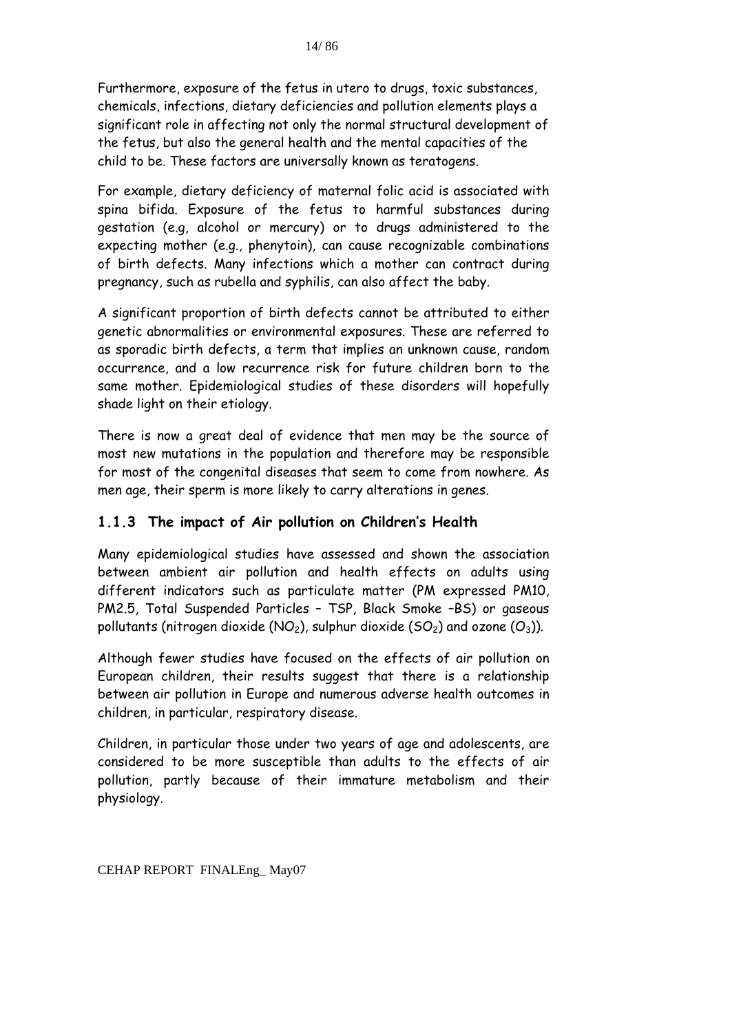Furthermore, exposure of the fetus in utero to drugs, toxic substances, chemicals, infections, dietary deficiencies and pollution elements plays a significant role in affecting not only the normal structural development of the fetus, but also the general health and the mental capacities of the child to be. These factors are universally known as teratogens.

For example, dietary deficiency of maternal folic acid is associated with spina bifida. Exposure of the fetus to harmful substances during gestation (e.g, alcohol or mercury) or to drugs administered to the expecting mother (e.g., phenytoin), can cause recognizable combinations of birth defects. Many infections which a mother can contract during pregnancy, such as rubella and syphilis, can also affect the baby.

A significant proportion of birth defects cannot be attributed to either genetic abnormalities or environmental exposures. These are referred to as sporadic birth defects, a term that implies an unknown cause, random occurrence, and a low recurrence risk for future children born to the same mother. Epidemiological studies of these disorders will hopefully shade light on their etiology.

There is now a great deal of evidence that men may be the source of most new mutations in the population and therefore may be responsible for most of the congenital diseases that seem to come from nowhere. As men age, their sperm is more likely to carry alterations in genes.

### 1.1.3 The impact of Air pollution on Children's Health

Many epidemiological studies have assessed and shown the association between ambient air pollution and health effects on adults using different indicators such as particulate matter (PM expressed PM10, PM2.5, Total Suspended Particles – TSP, Black Smoke –BS) or gaseous pollutants (nitrogen dioxide ($NO_2$), sulphur dioxide ($SO_2$) and ozone ($O_3$)).

Although fewer studies have focused on the effects of air pollution on European children, their results suggest that there is a relationship between air pollution in Europe and numerous adverse health outcomes in children, in particular, respiratory disease.

Children, in particular those under two years of age and adolescents, are considered to be more susceptible than adults to the effects of air pollution, partly because of their immature metabolism and their physiology.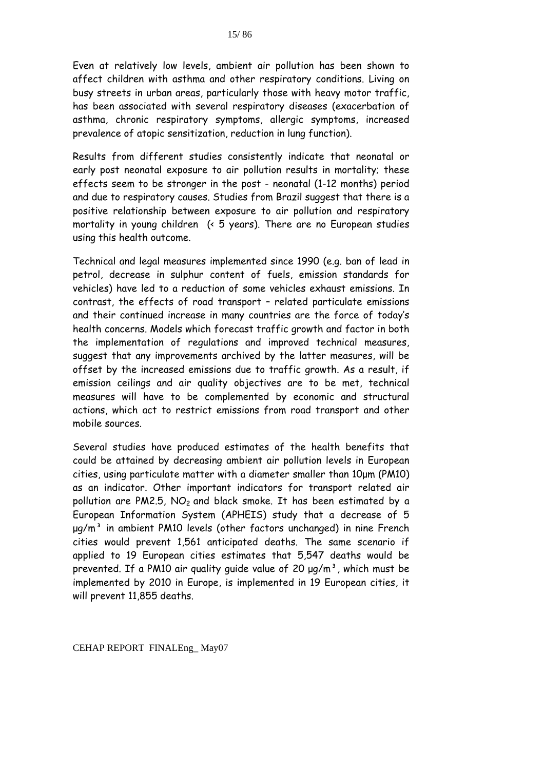Even at relatively low levels, ambient air pollution has been shown to affect children with asthma and other respiratory conditions. Living on busy streets in urban areas, particularly those with heavy motor traffic, has been associated with several respiratory diseases (exacerbation of asthma, chronic respiratory symptoms, allergic symptoms, increased prevalence of atopic sensitization, reduction in lung function).

Results from different studies consistently indicate that neonatal or early post neonatal exposure to air pollution results in mortality; these effects seem to be stronger in the post - neonatal (1-12 months) period and due to respiratory causes. Studies from Brazil suggest that there is a positive relationship between exposure to air pollution and respiratory mortality in young children (< 5 years). There are no European studies using this health outcome.

Technical and legal measures implemented since 1990 (e.g. ban of lead in petrol, decrease in sulphur content of fuels, emission standards for vehicles) have led to a reduction of some vehicles exhaust emissions. In contrast, the effects of road transport – related particulate emissions and their continued increase in many countries are the force of today's health concerns. Models which forecast traffic growth and factor in both the implementation of regulations and improved technical measures, suggest that any improvements archived by the latter measures, will be offset by the increased emissions due to traffic growth. As a result, if emission ceilings and air quality objectives are to be met, technical measures will have to be complemented by economic and structural actions, which act to restrict emissions from road transport and other mobile sources.

Several studies have produced estimates of the health benefits that could be attained by decreasing ambient air pollution levels in European cities, using particulate matter with a diameter smaller than 10μm (PM10) as an indicator. Other important indicators for transport related air pollution are PM2.5, $NO_2$ and black smoke. It has been estimated by a European Information System (APHEIS) study that a decrease of 5 μg/m³ in ambient PM10 levels (other factors unchanged) in nine French cities would prevent 1,561 anticipated deaths. The same scenario if applied to 19 European cities estimates that 5,547 deaths would be prevented. If a PM10 air quality guide value of 20 μg/m³, which must be implemented by 2010 in Europe, is implemented in 19 European cities, it will prevent 11,855 deaths.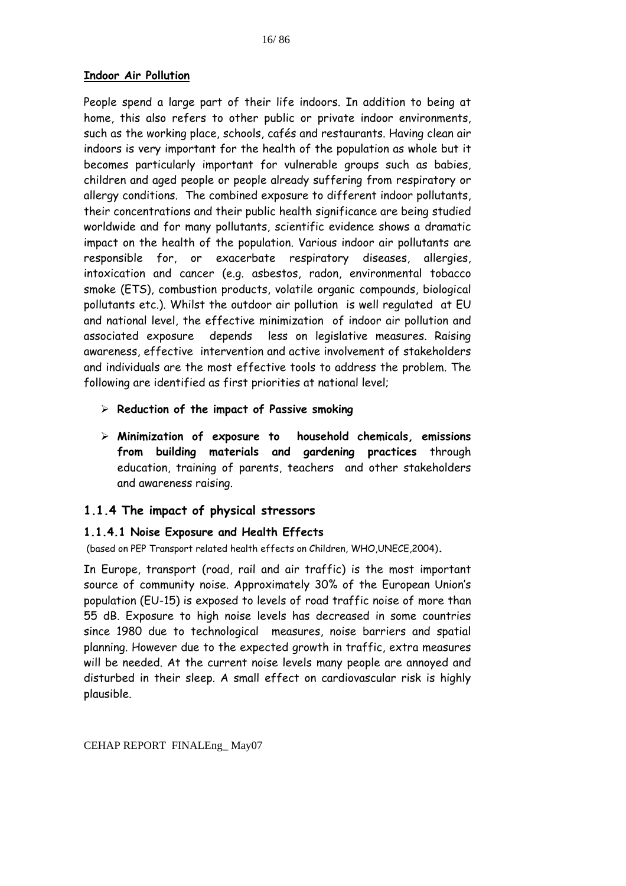**Indoor Air Pollution**

People spend a large part of their life indoors. In addition to being at home, this also refers to other public or private indoor environments, such as the working place, schools, cafés and restaurants. Having clean air indoors is very important for the health of the population as whole but it becomes particularly important for vulnerable groups such as babies, children and aged people or people already suffering from respiratory or allergy conditions. The combined exposure to different indoor pollutants, their concentrations and their public health significance are being studied worldwide and for many pollutants, scientific evidence shows a dramatic impact on the health of the population. Various indoor air pollutants are responsible for, or exacerbate respiratory diseases, allergies, intoxication and cancer (e.g. asbestos, radon, environmental tobacco smoke (ETS), combustion products, volatile organic compounds, biological pollutants etc.). Whilst the outdoor air pollution is well regulated at EU and national level, the effective minimization of indoor air pollution and associated exposure depends less on legislative measures. Raising awareness, effective intervention and active involvement of stakeholders and individuals are the most effective tools to address the problem. The following are identified as first priorities at national level;

- **Reduction of the impact of Passive smoking**
- **Minimization of exposure to household chemicals, emissions from building materials and gardening practices** through education, training of parents, teachers and other stakeholders and awareness raising.

## 1.1.4 The impact of physical stressors

### 1.1.4.1 Noise Exposure and Health Effects

(based on PEP Transport related health effects on Children, WHO,UNECE,2004).

In Europe, transport (road, rail and air traffic) is the most important source of community noise. Approximately 30% of the European Union's population (EU-15) is exposed to levels of road traffic noise of more than 55 dB. Exposure to high noise levels has decreased in some countries since 1980 due to technological measures, noise barriers and spatial planning. However due to the expected growth in traffic, extra measures will be needed. At the current noise levels many people are annoyed and disturbed in their sleep. A small effect on cardiovascular risk is highly plausible.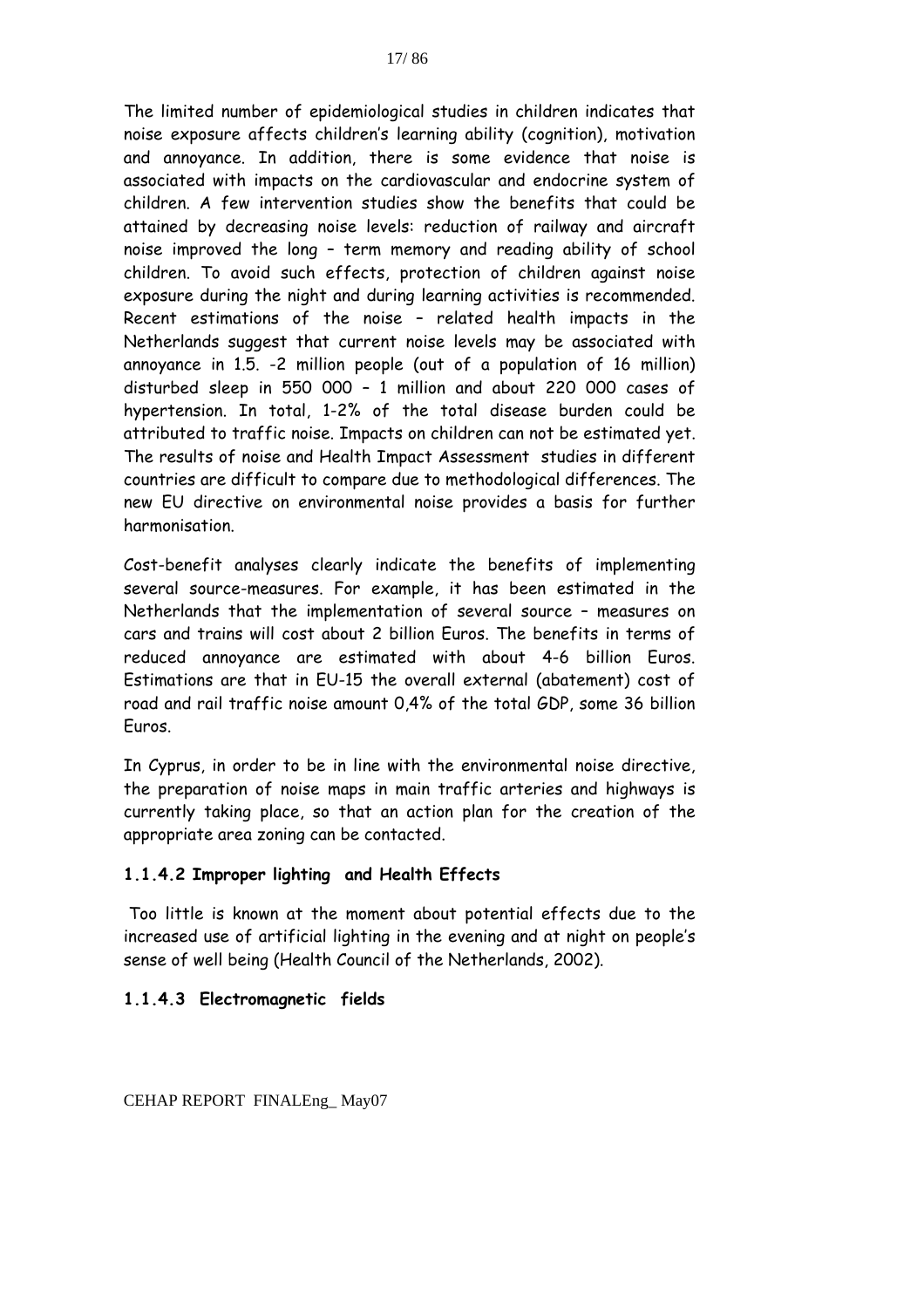The limited number of epidemiological studies in children indicates that noise exposure affects children's learning ability (cognition), motivation and annoyance. In addition, there is some evidence that noise is associated with impacts on the cardiovascular and endocrine system of children. A few intervention studies show the benefits that could be attained by decreasing noise levels: reduction of railway and aircraft noise improved the long – term memory and reading ability of school children. To avoid such effects, protection of children against noise exposure during the night and during learning activities is recommended. Recent estimations of the noise – related health impacts in the Netherlands suggest that current noise levels may be associated with annoyance in 1.5. -2 million people (out of a population of 16 million) disturbed sleep in 550 000 – 1 million and about 220 000 cases of hypertension. In total, 1-2% of the total disease burden could be attributed to traffic noise. Impacts on children can not be estimated yet. The results of noise and Health Impact Assessment studies in different countries are difficult to compare due to methodological differences. The new EU directive on environmental noise provides a basis for further harmonisation.

Cost-benefit analyses clearly indicate the benefits of implementing several source-measures. For example, it has been estimated in the Netherlands that the implementation of several source – measures on cars and trains will cost about 2 billion Euros. The benefits in terms of reduced annoyance are estimated with about 4-6 billion Euros. Estimations are that in EU-15 the overall external (abatement) cost of road and rail traffic noise amount 0,4% of the total GDP, some 36 billion Euros.

In Cyprus, in order to be in line with the environmental noise directive, the preparation of noise maps in main traffic arteries and highways is currently taking place, so that an action plan for the creation of the appropriate area zoning can be contacted.

#### 1.1.4.2 Improper lighting and Health Effects

Too little is known at the moment about potential effects due to the increased use of artificial lighting in the evening and at night on people's sense of well being (Health Council of the Netherlands, 2002).

#### 1.1.4.3 Electromagnetic fields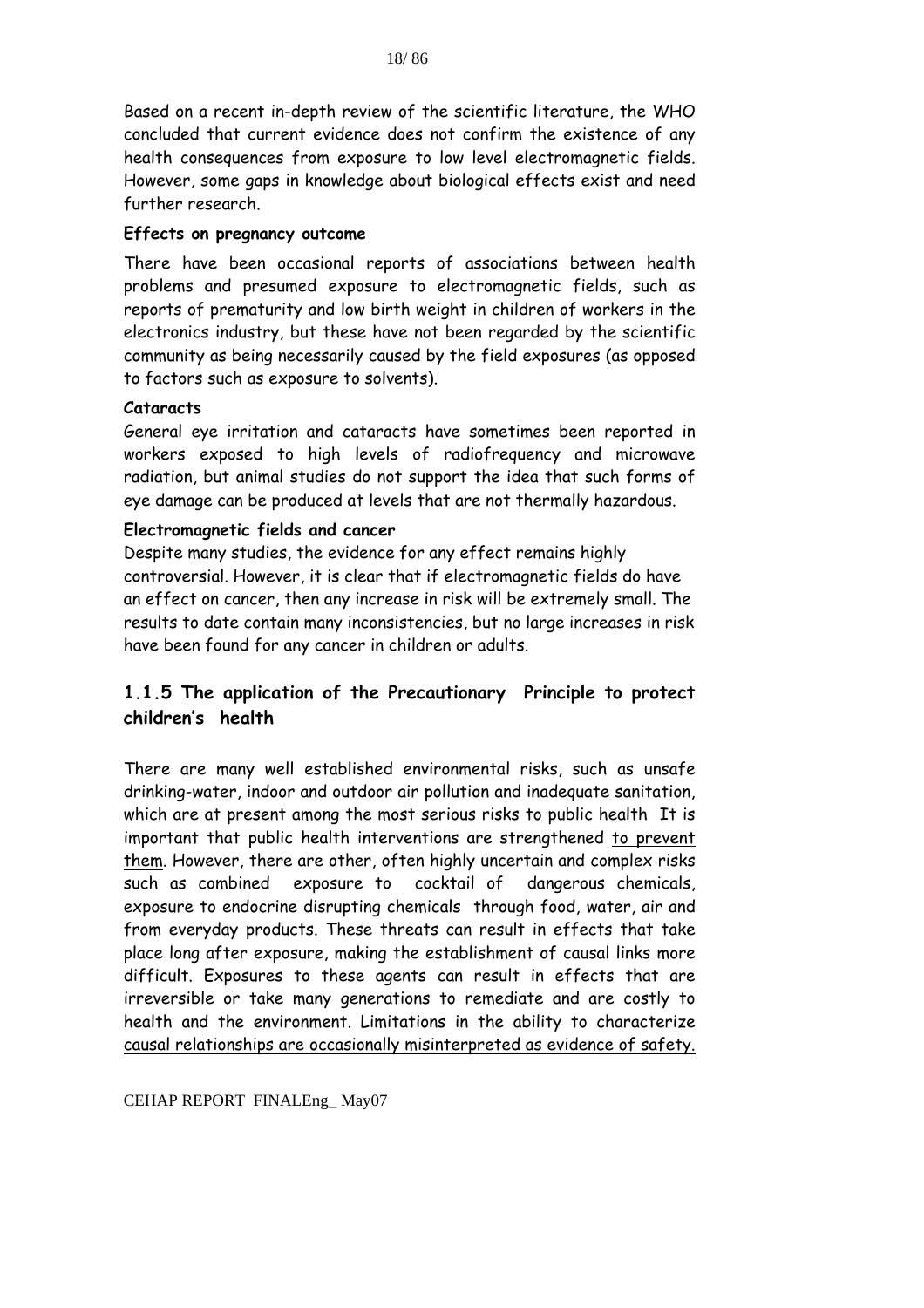Based on a recent in-depth review of the scientific literature, the WHO concluded that current evidence does not confirm the existence of any health consequences from exposure to low level electromagnetic fields. However, some gaps in knowledge about biological effects exist and need further research.

**Effects on pregnancy outcome**

There have been occasional reports of associations between health problems and presumed exposure to electromagnetic fields, such as reports of prematurity and low birth weight in children of workers in the electronics industry, but these have not been regarded by the scientific community as being necessarily caused by the field exposures (as opposed to factors such as exposure to solvents).

**Cataracts**

General eye irritation and cataracts have sometimes been reported in workers exposed to high levels of radiofrequency and microwave radiation, but animal studies do not support the idea that such forms of eye damage can be produced at levels that are not thermally hazardous.

**Electromagnetic fields and cancer**

Despite many studies, the evidence for any effect remains highly controversial. However, it is clear that if electromagnetic fields do have an effect on cancer, then any increase in risk will be extremely small. The results to date contain many inconsistencies, but no large increases in risk have been found for any cancer in children or adults.

### 1.1.5 The application of the Precautionary Principle to protect children's health

There are many well established environmental risks, such as unsafe drinking-water, indoor and outdoor air pollution and inadequate sanitation, which are at present among the most serious risks to public health It is important that public health interventions are strengthened to prevent them. However, there are other, often highly uncertain and complex risks such as combined exposure to cocktail of dangerous chemicals, exposure to endocrine disrupting chemicals through food, water, air and from everyday products. These threats can result in effects that take place long after exposure, making the establishment of causal links more difficult. Exposures to these agents can result in effects that are irreversible or take many generations to remediate and are costly to health and the environment. Limitations in the ability to characterize causal relationships are occasionally misinterpreted as evidence of safety.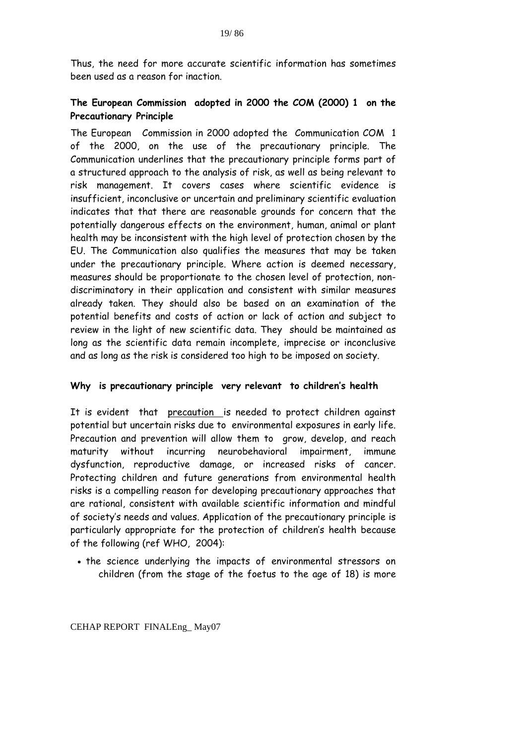Thus, the need for more accurate scientific information has sometimes been used as a reason for inaction.

**The European Commission adopted in 2000 the COM (2000) 1 on the Precautionary Principle**

The European Commission in 2000 adopted the Communication COM 1 of the 2000, on the use of the precautionary principle. The Communication underlines that the precautionary principle forms part of a structured approach to the analysis of risk, as well as being relevant to risk management. It covers cases where scientific evidence is insufficient, inconclusive or uncertain and preliminary scientific evaluation indicates that that there are reasonable grounds for concern that the potentially dangerous effects on the environment, human, animal or plant health may be inconsistent with the high level of protection chosen by the EU. The Communication also qualifies the measures that may be taken under the precautionary principle. Where action is deemed necessary, measures should be proportionate to the chosen level of protection, non-discriminatory in their application and consistent with similar measures already taken. They should also be based on an examination of the potential benefits and costs of action or lack of action and subject to review in the light of new scientific data. They should be maintained as long as the scientific data remain incomplete, imprecise or inconclusive and as long as the risk is considered too high to be imposed on society.

**Why is precautionary principle very relevant to children's health**

It is evident that precaution is needed to protect children against potential but uncertain risks due to environmental exposures in early life. Precaution and prevention will allow them to grow, develop, and reach maturity without incurring neurobehavioral impairment, immune dysfunction, reproductive damage, or increased risks of cancer. Protecting children and future generations from environmental health risks is a compelling reason for developing precautionary approaches that are rational, consistent with available scientific information and mindful of society's needs and values. Application of the precautionary principle is particularly appropriate for the protection of children's health because of the following (ref WHO, 2004):

- the science underlying the impacts of environmental stressors on children (from the stage of the foetus to the age of 18) is more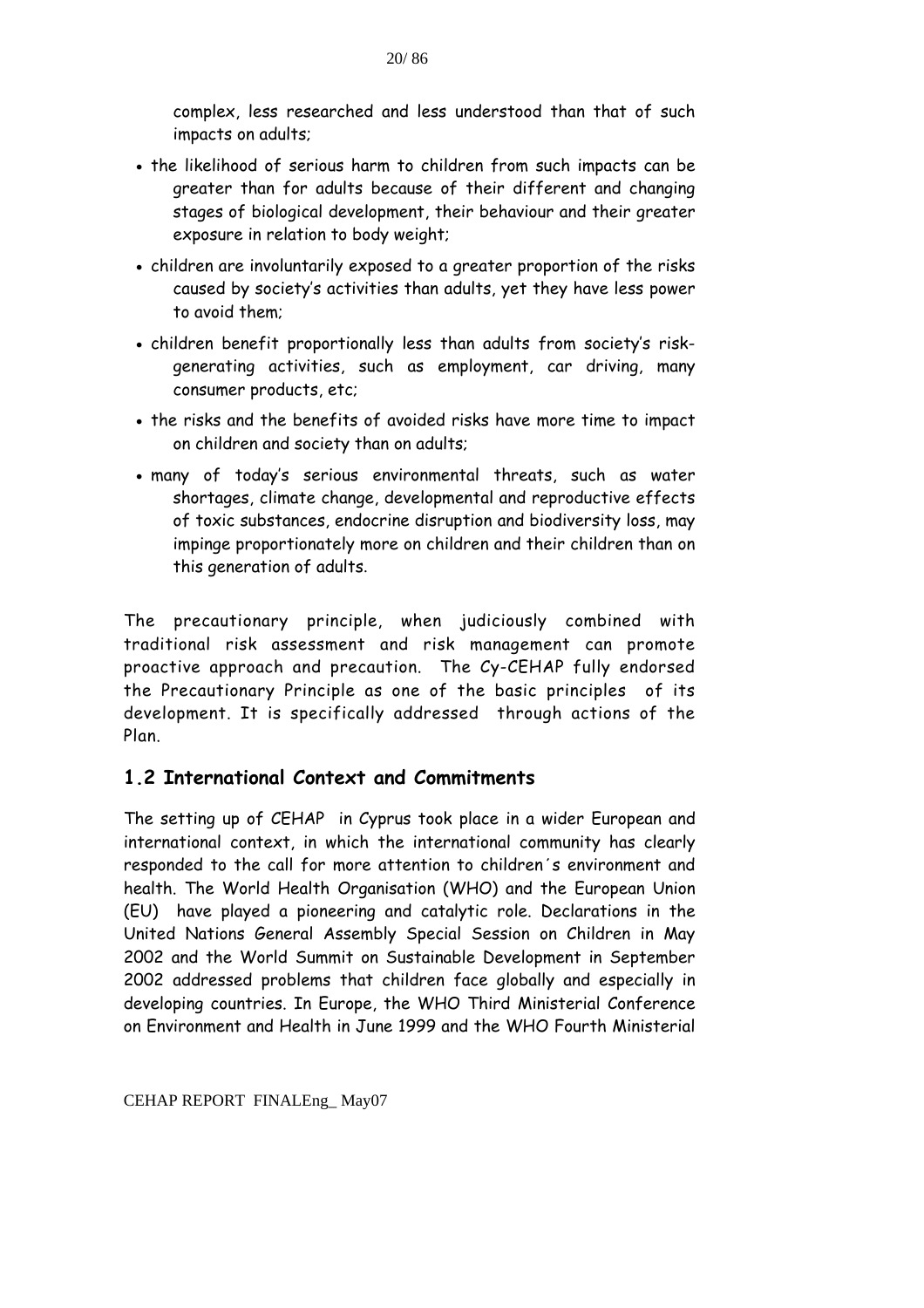complex, less researched and less understood than that of such impacts on adults;

- the likelihood of serious harm to children from such impacts can be greater than for adults because of their different and changing stages of biological development, their behaviour and their greater exposure in relation to body weight;
- children are involuntarily exposed to a greater proportion of the risks caused by society's activities than adults, yet they have less power to avoid them;
- children benefit proportionally less than adults from society's risk-generating activities, such as employment, car driving, many consumer products, etc;
- the risks and the benefits of avoided risks have more time to impact on children and society than on adults;
- many of today's serious environmental threats, such as water shortages, climate change, developmental and reproductive effects of toxic substances, endocrine disruption and biodiversity loss, may impinge proportionately more on children and their children than on this generation of adults.

The precautionary principle, when judiciously combined with traditional risk assessment and risk management can promote proactive approach and precaution. The Cy-CEHAP fully endorsed the Precautionary Principle as one of the basic principles of its development. It is specifically addressed through actions of the Plan.

## 1.2 International Context and Commitments

The setting up of CEHAP in Cyprus took place in a wider European and international context, in which the international community has clearly responded to the call for more attention to children´s environment and health. The World Health Organisation (WHO) and the European Union (EU) have played a pioneering and catalytic role. Declarations in the United Nations General Assembly Special Session on Children in May 2002 and the World Summit on Sustainable Development in September 2002 addressed problems that children face globally and especially in developing countries. In Europe, the WHO Third Ministerial Conference on Environment and Health in June 1999 and the WHO Fourth Ministerial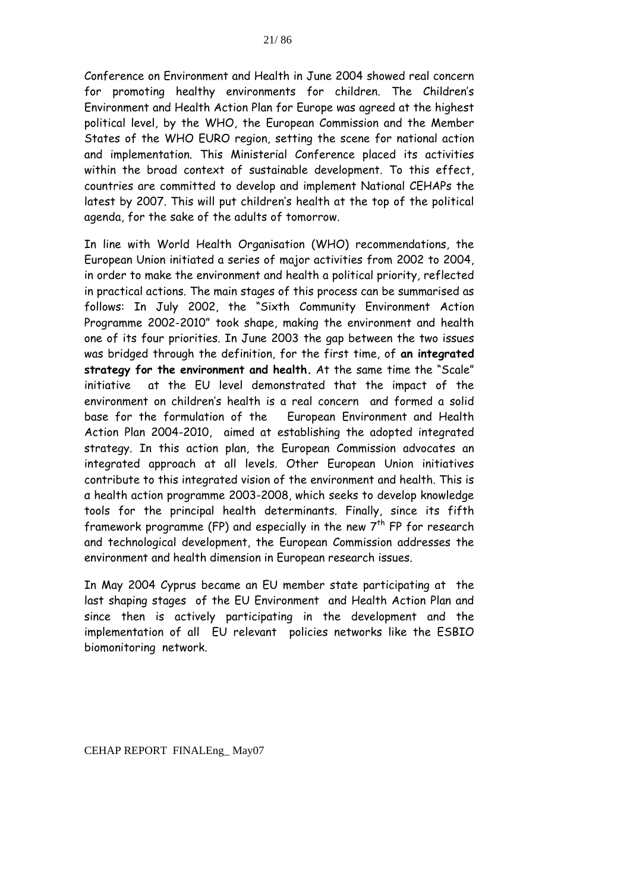Conference on Environment and Health in June 2004 showed real concern for promoting healthy environments for children. The Children's Environment and Health Action Plan for Europe was agreed at the highest political level, by the WHO, the European Commission and the Member States of the WHO EURO region, setting the scene for national action and implementation. This Ministerial Conference placed its activities within the broad context of sustainable development. To this effect, countries are committed to develop and implement National CEHAPs the latest by 2007. This will put children's health at the top of the political agenda, for the sake of the adults of tomorrow.

In line with World Health Organisation (WHO) recommendations, the European Union initiated a series of major activities from 2002 to 2004, in order to make the environment and health a political priority, reflected in practical actions. The main stages of this process can be summarised as follows: In July 2002, the "Sixth Community Environment Action Programme 2002-2010" took shape, making the environment and health one of its four priorities. In June 2003 the gap between the two issues was bridged through the definition, for the first time, of **an integrated strategy for the environment and health.** At the same time the "Scale" initiative at the EU level demonstrated that the impact of the environment on children's health is a real concern and formed a solid base for the formulation of the European Environment and Health Action Plan 2004-2010, aimed at establishing the adopted integrated strategy. In this action plan, the European Commission advocates an integrated approach at all levels. Other European Union initiatives contribute to this integrated vision of the environment and health. This is a health action programme 2003-2008, which seeks to develop knowledge tools for the principal health determinants. Finally, since its fifth framework programme (FP) and especially in the new 7th FP for research and technological development, the European Commission addresses the environment and health dimension in European research issues.

In May 2004 Cyprus became an EU member state participating at the last shaping stages of the EU Environment and Health Action Plan and since then is actively participating in the development and the implementation of all EU relevant policies networks like the ESBIO biomonitoring network.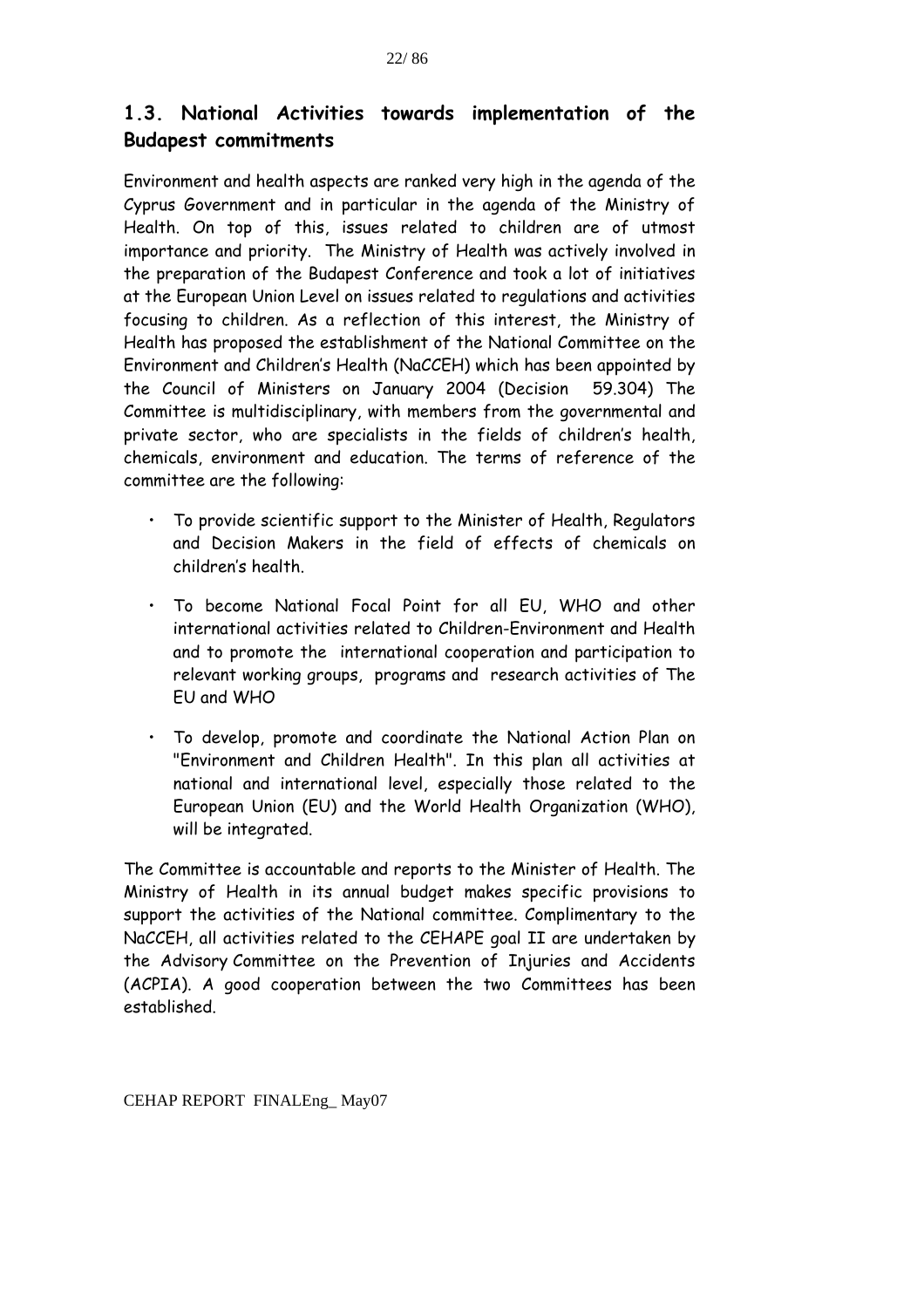## 1.3. National Activities towards implementation of the Budapest commitments

Environment and health aspects are ranked very high in the agenda of the Cyprus Government and in particular in the agenda of the Ministry of Health. On top of this, issues related to children are of utmost importance and priority. The Ministry of Health was actively involved in the preparation of the Budapest Conference and took a lot of initiatives at the European Union Level on issues related to regulations and activities focusing to children. As a reflection of this interest, the Ministry of Health has proposed the establishment of the National Committee on the Environment and Children's Health (NaCCEH) which has been appointed by the Council of Ministers on January 2004 (Decision 59.304) The Committee is multidisciplinary, with members from the governmental and private sector, who are specialists in the fields of children's health, chemicals, environment and education. The terms of reference of the committee are the following:

- To provide scientific support to the Minister of Health, Regulators and Decision Makers in the field of effects of chemicals on children's health.
- To become National Focal Point for all EU, WHO and other international activities related to Children-Environment and Health and to promote the international cooperation and participation to relevant working groups, programs and research activities of The EU and WHO
- To develop, promote and coordinate the National Action Plan on "Environment and Children Health". In this plan all activities at national and international level, especially those related to the European Union (EU) and the World Health Organization (WHO), will be integrated.

The Committee is accountable and reports to the Minister of Health. The Ministry of Health in its annual budget makes specific provisions to support the activities of the National committee. Complimentary to the NaCCEH, all activities related to the CEHAPE goal II are undertaken by the Advisory Committee on the Prevention of Injuries and Accidents (ACPIA). A good cooperation between the two Committees has been established.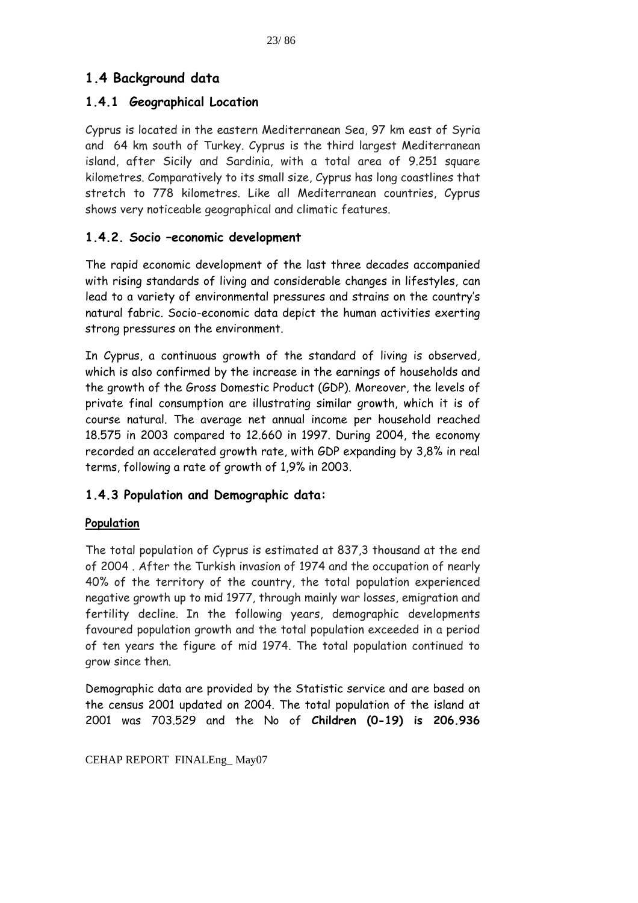## 1.4 Background data

### 1.4.1 Geographical Location

Cyprus is located in the eastern Mediterranean Sea, 97 km east of Syria and 64 km south of Turkey. Cyprus is the third largest Mediterranean island, after Sicily and Sardinia, with a total area of 9.251 square kilometres. Comparatively to its small size, Cyprus has long coastlines that stretch to 778 kilometres. Like all Mediterranean countries, Cyprus shows very noticeable geographical and climatic features.

### 1.4.2. Socio –economic development

The rapid economic development of the last three decades accompanied with rising standards of living and considerable changes in lifestyles, can lead to a variety of environmental pressures and strains on the country's natural fabric. Socio-economic data depict the human activities exerting strong pressures on the environment.

In Cyprus, a continuous growth of the standard of living is observed, which is also confirmed by the increase in the earnings of households and the growth of the Gross Domestic Product (GDP). Moreover, the levels of private final consumption are illustrating similar growth, which it is of course natural. The average net annual income per household reached 18.575 in 2003 compared to 12.660 in 1997. During 2004, the economy recorded an accelerated growth rate, with GDP expanding by 3,8% in real terms, following a rate of growth of 1,9% in 2003.

### 1.4.3 Population and Demographic data:

**Population**

The total population of Cyprus is estimated at 837,3 thousand at the end of 2004 . After the Turkish invasion of 1974 and the occupation of nearly 40% of the territory of the country, the total population experienced negative growth up to mid 1977, through mainly war losses, emigration and fertility decline. In the following years, demographic developments favoured population growth and the total population exceeded in a period of ten years the figure of mid 1974. The total population continued to grow since then.

Demographic data are provided by the Statistic service and are based on the census 2001 updated on 2004. The total population of the island at 2001 was 703.529 and the No of **Children (0-19) is 206.936**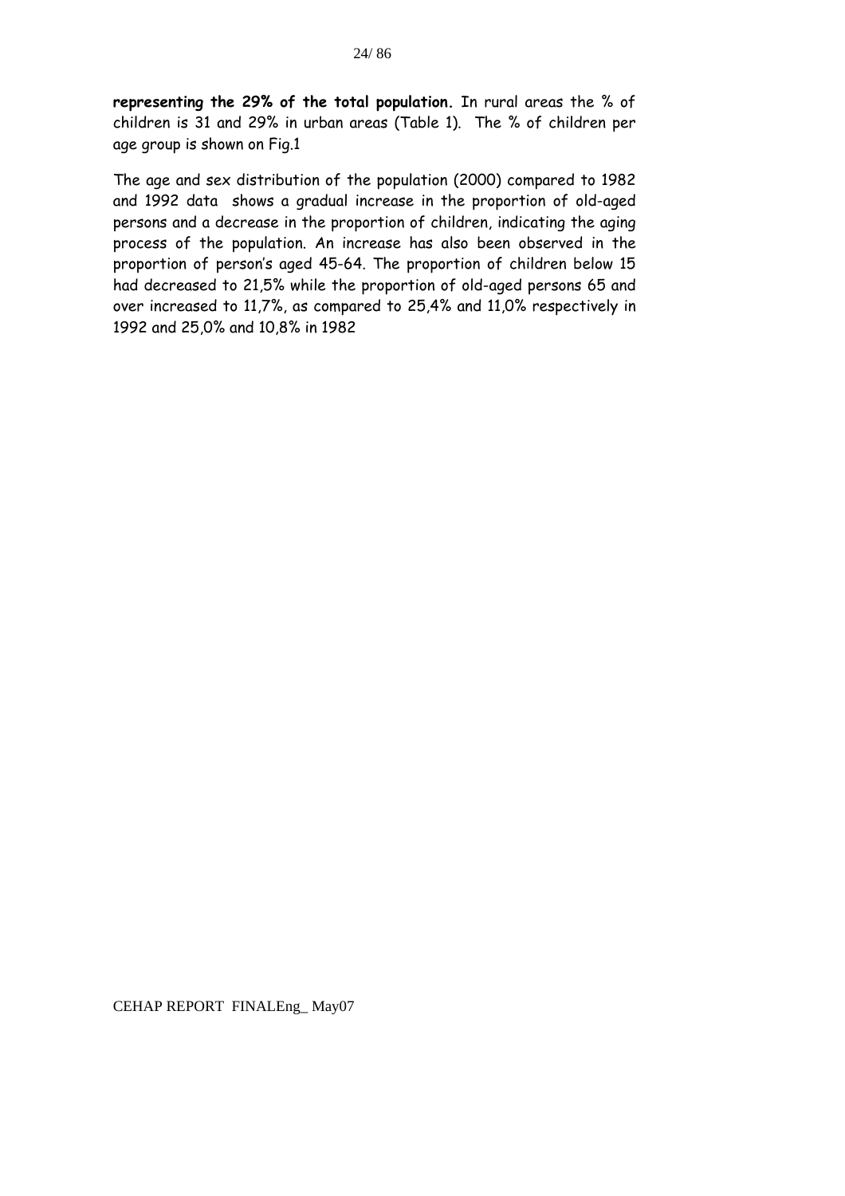**representing the 29% of the total population.** In rural areas the % of children is 31 and 29% in urban areas (Table 1). The % of children per age group is shown on Fig.1

The age and sex distribution of the population (2000) compared to 1982 and 1992 data shows a gradual increase in the proportion of old-aged persons and a decrease in the proportion of children, indicating the aging process of the population. An increase has also been observed in the proportion of person's aged 45-64. The proportion of children below 15 had decreased to 21,5% while the proportion of old-aged persons 65 and over increased to 11,7%, as compared to 25,4% and 11,0% respectively in 1992 and 25,0% and 10,8% in 1982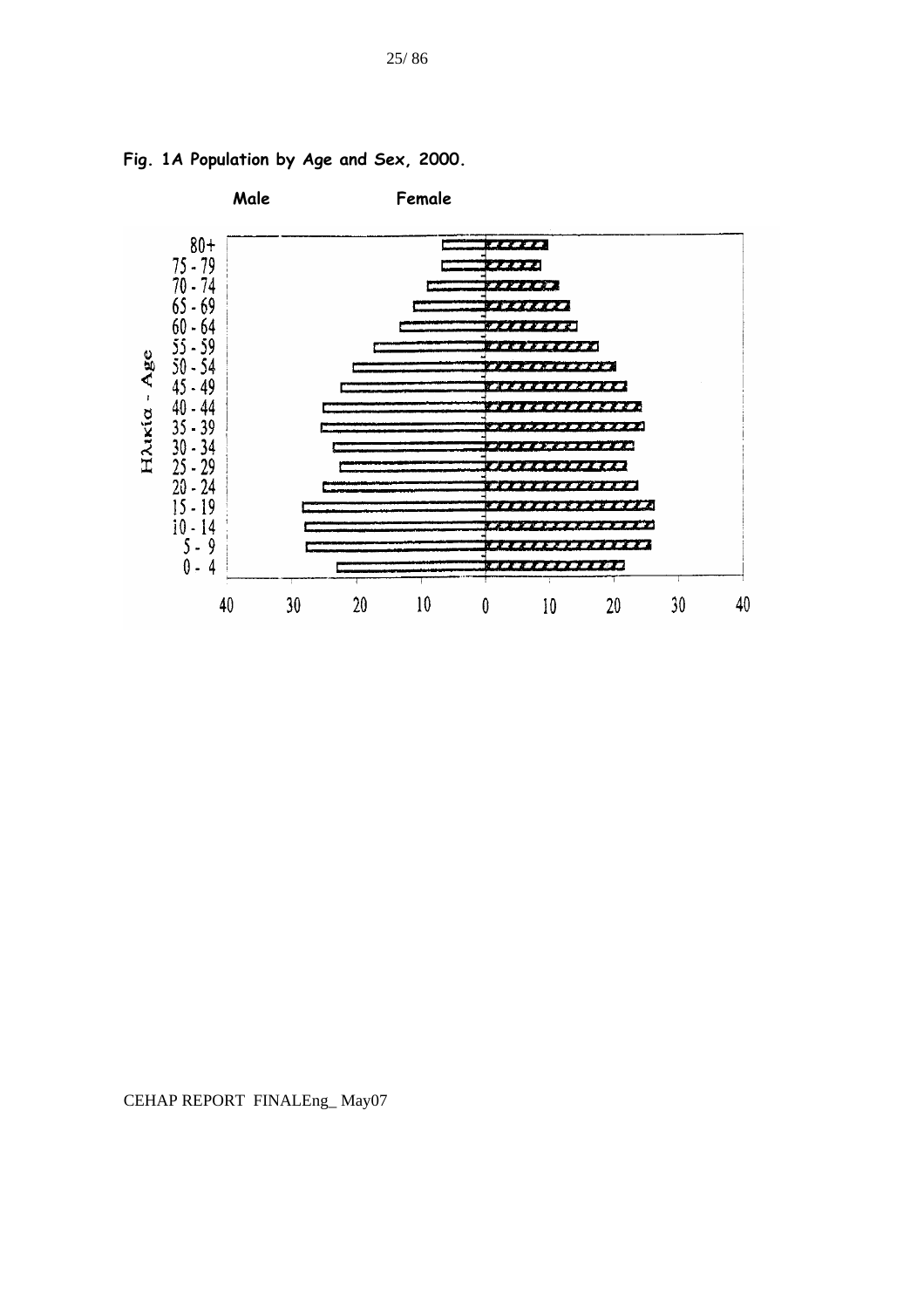**Fig. 1A Population by Age and Sex, 2000.**

**Male** **Female**

Ηλικία - Age

80+
75 - 79
70 - 74
65 - 69
60 - 64
55 - 59
50 - 54
45 - 49
40 - 44
35 - 39
30 - 34
25 - 29
20 - 24
15 - 19
10 - 14
5 - 9
0 - 4

40 30 20 10 0 10 20 30 40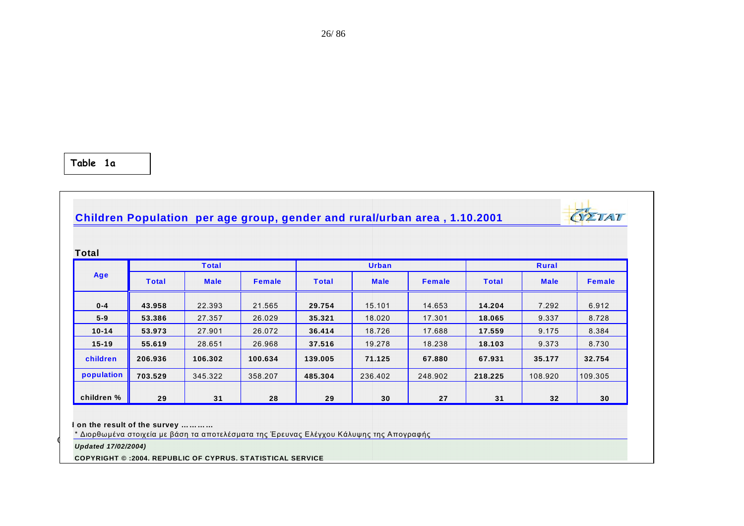**Table 1a**

## Children Population per age group, gender and rural/urban area , 1.10.2001

**Total**

| Age | Total | | | Urban | | | Rural | | |
|---|---|---|---|---|---|---|---|---|---|
| | **Total** | **Male** | **Female** | **Total** | **Male** | **Female** | **Total** | **Male** | **Female** |
| **0-4** | **43.958** | 22.393 | 21.565 | **29.754** | 15.101 | 14.653 | **14.204** | 7.292 | 6.912 |
| **5-9** | **53.386** | 27.357 | 26.029 | **35.321** | 18.020 | 17.301 | **18.065** | 9.337 | 8.728 |
| **10-14** | **53.973** | 27.901 | 26.072 | **36.414** | 18.726 | 17.688 | **17.559** | 9.175 | 8.384 |
| **15-19** | **55.619** | 28.651 | 26.968 | **37.516** | 19.278 | 18.238 | **18.103** | 9.373 | 8.730 |
| **children** | **206.936** | **106.302** | **100.634** | **139.005** | **71.125** | **67.880** | **67.931** | **35.177** | **32.754** |
| **population** | **703.529** | 345.322 | 358.207 | **485.304** | 236.402 | 248.902 | **218.225** | 108.920 | 109.305 |
| **children %** | **29** | **31** | **28** | **29** | **30** | **27** | **31** | **32** | **30** |

**l on the result of the survey …………**

\* Διορθωμένα στοιχεία με βάση τα αποτελέσματα της Έρευνας Ελέγχου Κάλυψης της Απογραφής

***Updated 17/02/2004)***

**COPYRIGHT © :2004. REPUBLIC OF CYPRUS. STATISTICAL SERVICE**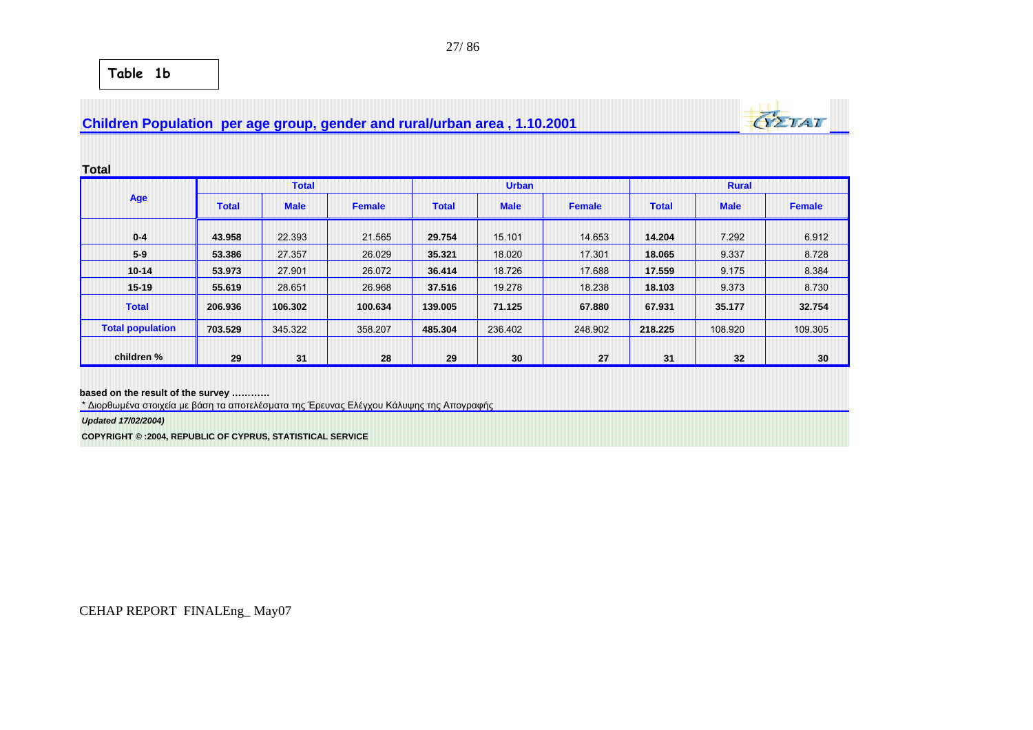**Table 1b**

## Children Population per age group, gender and rural/urban area , 1.10.2001

**Total**

| Age | Total | | | Urban | | | Rural | | |
|---|---|---|---|---|---|---|---|---|---|
| | **Total** | **Male** | **Female** | **Total** | **Male** | **Female** | **Total** | **Male** | **Female** |
| **0-4** | **43.958** | 22.393 | 21.565 | **29.754** | 15.101 | 14.653 | **14.204** | 7.292 | 6.912 |
| **5-9** | **53.386** | 27.357 | 26.029 | **35.321** | 18.020 | 17.301 | **18.065** | 9.337 | 8.728 |
| **10-14** | **53.973** | 27.901 | 26.072 | **36.414** | 18.726 | 17.688 | **17.559** | 9.175 | 8.384 |
| **15-19** | **55.619** | 28.651 | 26.968 | **37.516** | 19.278 | 18.238 | **18.103** | 9.373 | 8.730 |
| **Total** | **206.936** | **106.302** | **100.634** | **139.005** | **71.125** | **67.880** | **67.931** | **35.177** | **32.754** |
| **Total population** | **703.529** | 345.322 | 358.207 | **485.304** | 236.402 | 248.902 | **218.225** | 108.920 | 109.305 |
| **children %** | **29** | **31** | **28** | **29** | **30** | **27** | **31** | **32** | **30** |

**based on the result of the survey …………**

\* Διορθωμένα στοιχεία με βάση τα αποτελέσματα της Έρευνας Ελέγχου Κάλυψης της Απογραφής

***Updated 17/02/2004)***

**COPYRIGHT © :2004, REPUBLIC OF CYPRUS, STATISTICAL SERVICE**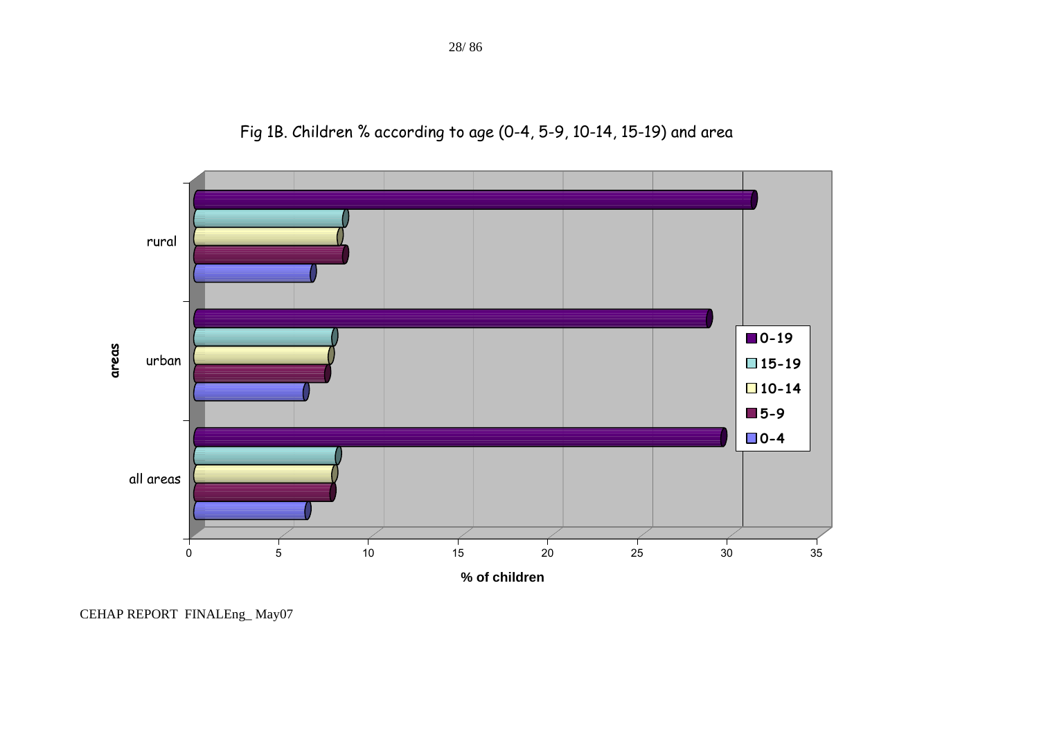Fig 1B. Children % according to age (0-4, 5-9, 10-14, 15-19) and area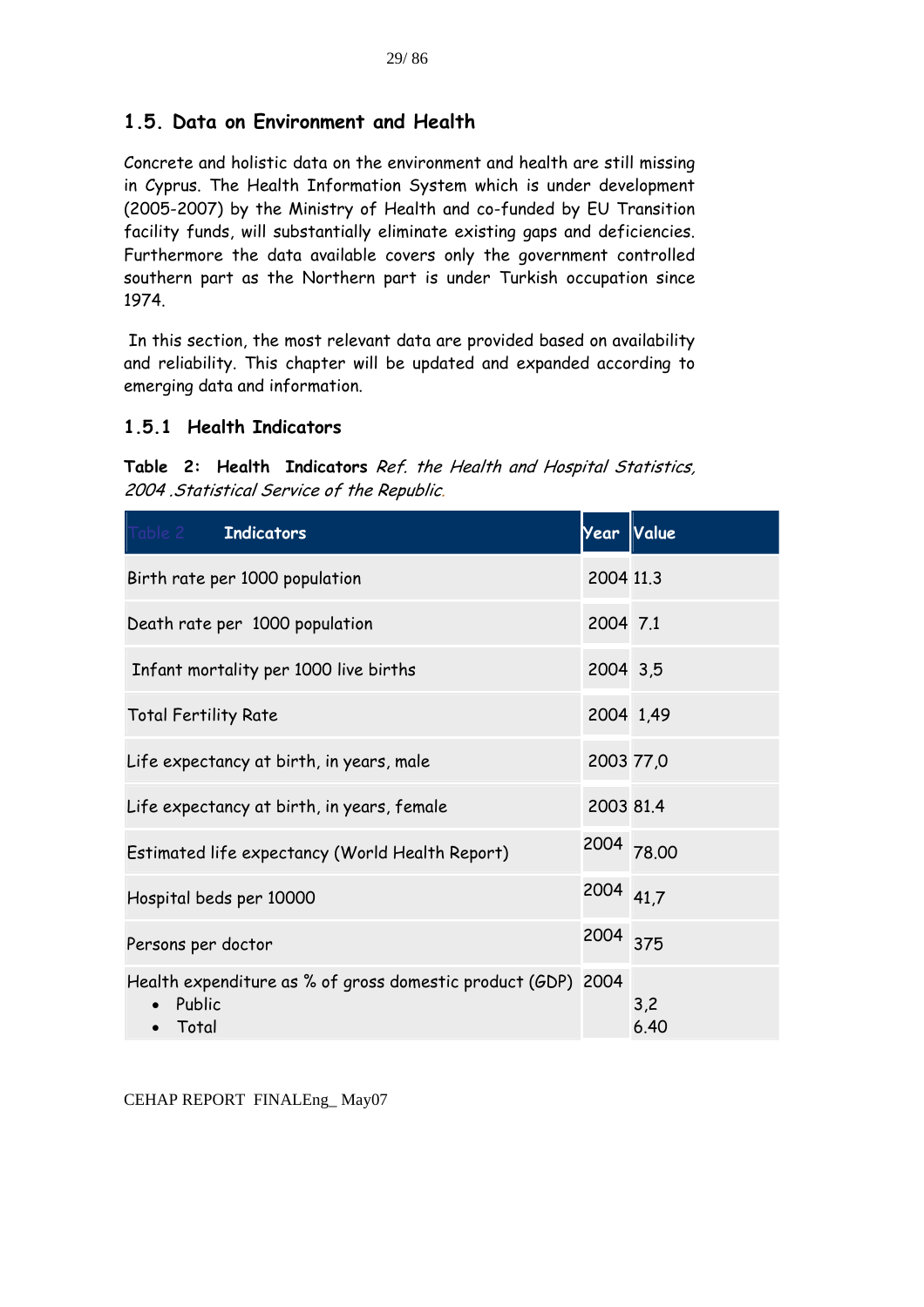## 1.5. Data on Environment and Health

Concrete and holistic data on the environment and health are still missing in Cyprus. The Health Information System which is under development (2005-2007) by the Ministry of Health and co-funded by EU Transition facility funds, will substantially eliminate existing gaps and deficiencies. Furthermore the data available covers only the government controlled southern part as the Northern part is under Turkish occupation since 1974.

In this section, the most relevant data are provided based on availability and reliability. This chapter will be updated and expanded according to emerging data and information.

### 1.5.1 Health Indicators

**Table 2: Health Indicators** *Ref. the Health and Hospital Statistics, 2004 .Statistical Service of the Republic.*

| Table 2 Indicators | Year | Value |
|---|---|---|
| Birth rate per 1000 population | 2004 | 11.3 |
| Death rate per 1000 population | 2004 | 7.1 |
| Infant mortality per 1000 live births | 2004 | 3,5 |
| Total Fertility Rate | 2004 | 1,49 |
| Life expectancy at birth, in years, male | 2003 | 77,0 |
| Life expectancy at birth, in years, female | 2003 | 81.4 |
| Estimated life expectancy (World Health Report) | 2004 | 78.00 |
| Hospital beds per 10000 | 2004 | 41,7 |
| Persons per doctor | 2004 | 375 |
| Health expenditure as % of gross domestic product (GDP)<br>• Public<br>• Total | 2004 | <br>3,2<br>6.40 |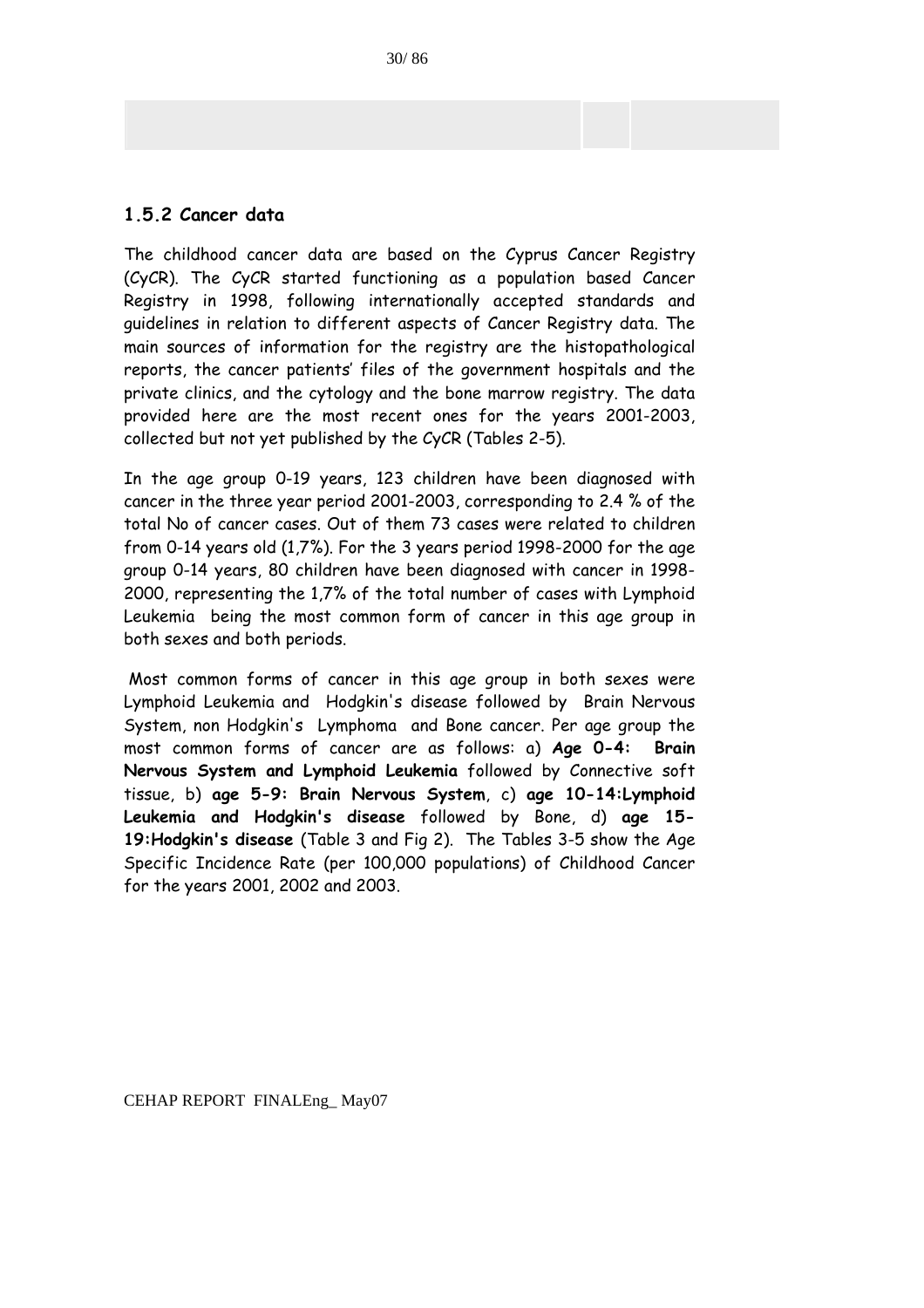### 1.5.2 Cancer data

The childhood cancer data are based on the Cyprus Cancer Registry (CyCR). The CyCR started functioning as a population based Cancer Registry in 1998, following internationally accepted standards and guidelines in relation to different aspects of Cancer Registry data. The main sources of information for the registry are the histopathological reports, the cancer patients' files of the government hospitals and the private clinics, and the cytology and the bone marrow registry. The data provided here are the most recent ones for the years 2001-2003, collected but not yet published by the CyCR (Tables 2-5).

In the age group 0-19 years, 123 children have been diagnosed with cancer in the three year period 2001-2003, corresponding to 2.4 % of the total No of cancer cases. Out of them 73 cases were related to children from 0-14 years old (1,7%). For the 3 years period 1998-2000 for the age group 0-14 years, 80 children have been diagnosed with cancer in 1998-2000, representing the 1,7% of the total number of cases with Lymphoid Leukemia being the most common form of cancer in this age group in both sexes and both periods.

Most common forms of cancer in this age group in both sexes were Lymphoid Leukemia and Hodgkin's disease followed by Brain Nervous System, non Hodgkin's Lymphoma and Bone cancer. Per age group the most common forms of cancer are as follows: a) **Age 0-4: Brain Nervous System and Lymphoid Leukemia** followed by Connective soft tissue, b) **age 5-9: Brain Nervous System**, c) **age 10-14:Lymphoid Leukemia and Hodgkin's disease** followed by Bone, d) **age 15-19:Hodgkin's disease** (Table 3 and Fig 2). The Tables 3-5 show the Age Specific Incidence Rate (per 100,000 populations) of Childhood Cancer for the years 2001, 2002 and 2003.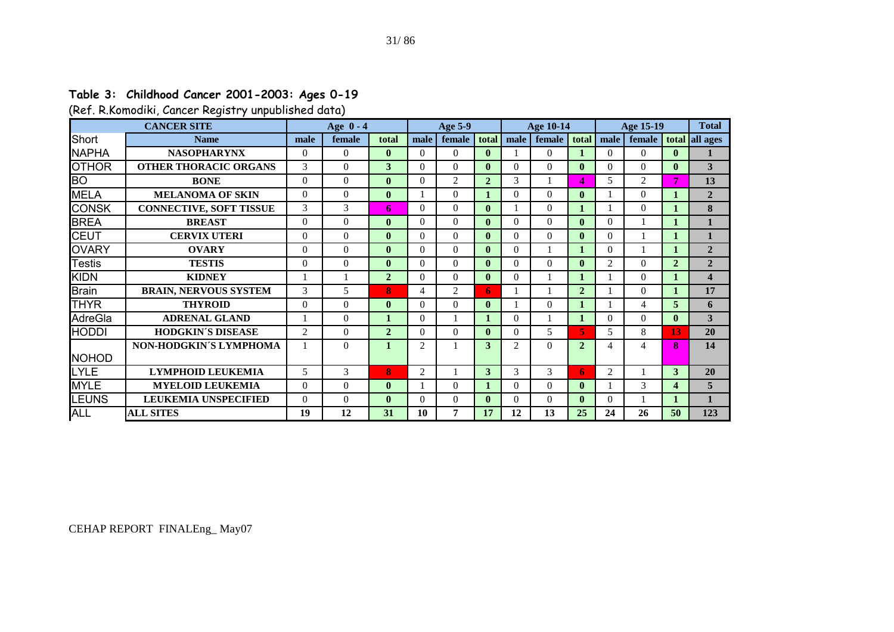**Table 3: Childhood Cancer 2001-2003: Ages 0-19**

(Ref. R.Komodiki, Cancer Registry unpublished data)

| CANCER SITE | | Age 0 - 4 | | | Age 5-9 | | | Age 10-14 | | | Age 15-19 | | | Total |
|---|---|---|---|---|---|---|---|---|---|---|---|---|---|---|
| Short | Name | male | female | total | male | female | total | male | female | total | male | female | total | all ages |
| NAPHA | NASOPHARYNX | 0 | 0 | 0 | 0 | 0 | 0 | 1 | 0 | 1 | 0 | 0 | 0 | 1 |
| OTHOR | OTHER THORACIC ORGANS | 3 | 0 | 3 | 0 | 0 | 0 | 0 | 0 | 0 | 0 | 0 | 0 | 3 |
| BO | BONE | 0 | 0 | 0 | 0 | 2 | 2 | 3 | 1 | 4 | 5 | 2 | 7 | 13 |
| MELA | MELANOMA OF SKIN | 0 | 0 | 0 | 1 | 0 | 1 | 0 | 0 | 0 | 1 | 0 | 1 | 2 |
| CONSK | CONNECTIVE, SOFT TISSUE | 3 | 3 | 6 | 0 | 0 | 0 | 1 | 0 | 1 | 1 | 0 | 1 | 8 |
| BREA | BREAST | 0 | 0 | 0 | 0 | 0 | 0 | 0 | 0 | 0 | 0 | 1 | 1 | 1 |
| CEUT | CERVIX UTERI | 0 | 0 | 0 | 0 | 0 | 0 | 0 | 0 | 0 | 0 | 1 | 1 | 1 |
| OVARY | OVARY | 0 | 0 | 0 | 0 | 0 | 0 | 0 | 1 | 1 | 0 | 1 | 1 | 2 |
| Testis | TESTIS | 0 | 0 | 0 | 0 | 0 | 0 | 0 | 0 | 0 | 2 | 0 | 2 | 2 |
| KIDN | KIDNEY | 1 | 1 | 2 | 0 | 0 | 0 | 0 | 1 | 1 | 1 | 0 | 1 | 4 |
| Brain | BRAIN, NERVOUS SYSTEM | 3 | 5 | 8 | 4 | 2 | 6 | 1 | 1 | 2 | 1 | 0 | 1 | 17 |
| THYR | THYROID | 0 | 0 | 0 | 0 | 0 | 0 | 1 | 0 | 1 | 1 | 4 | 5 | 6 |
| AdreGla | ADRENAL GLAND | 1 | 0 | 1 | 0 | 1 | 1 | 0 | 1 | 1 | 0 | 0 | 0 | 3 |
| HODDI | HODGKIN´S DISEASE | 2 | 0 | 2 | 0 | 0 | 0 | 0 | 5 | 5 | 5 | 8 | 13 | 20 |
| NOHOD | NON-HODGKIN´S LYMPHOMA | 1 | 0 | 1 | 2 | 1 | 3 | 2 | 0 | 2 | 4 | 4 | 8 | 14 |
| LYLE | LYMPHOID LEUKEMIA | 5 | 3 | 8 | 2 | 1 | 3 | 3 | 3 | 6 | 2 | 1 | 3 | 20 |
| MYLE | MYELOID LEUKEMIA | 0 | 0 | 0 | 1 | 0 | 1 | 0 | 0 | 0 | 1 | 3 | 4 | 5 |
| LEUNS | LEUKEMIA UNSPECIFIED | 0 | 0 | 0 | 0 | 0 | 0 | 0 | 0 | 0 | 0 | 1 | 1 | 1 |
| ALL | ALL SITES | 19 | 12 | 31 | 10 | 7 | 17 | 12 | 13 | 25 | 24 | 26 | 50 | 123 |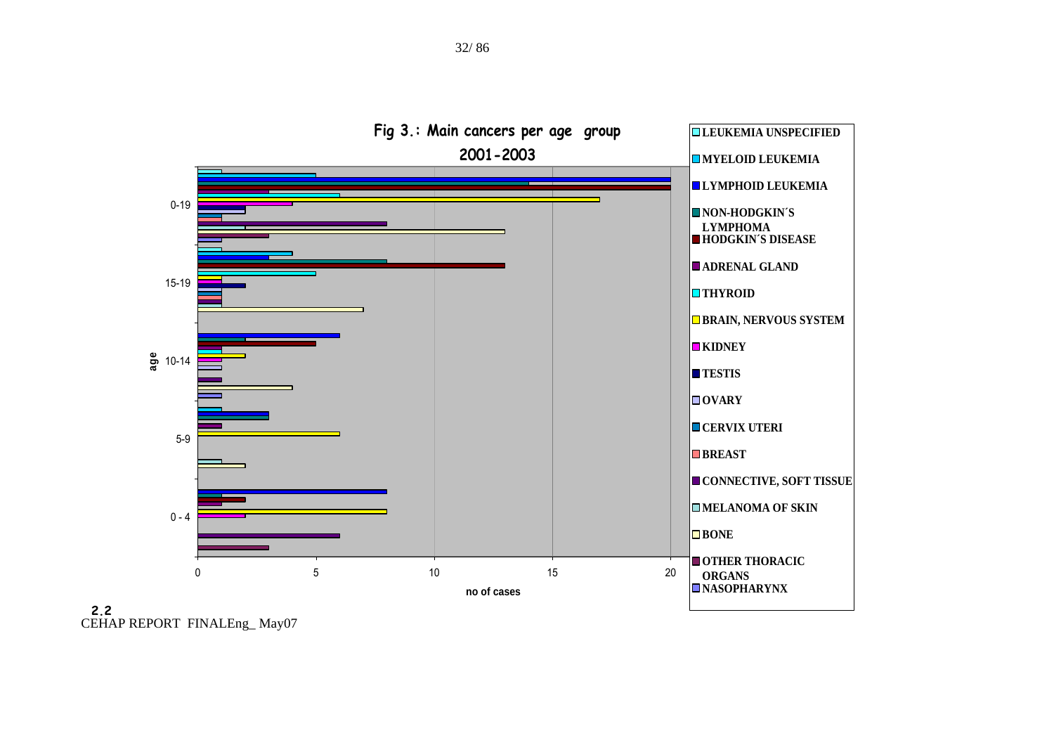**Fig 3.: Main cancers per age group 2001-2003**

- LEUKEMIA UNSPECIFIED
- MYELOID LEUKEMIA
- LYMPHOID LEUKEMIA
- NON-HODGKIN´S LYMPHOMA
- HODGKIN´S DISEASE
- ADRENAL GLAND
- THYROID
- BRAIN, NERVOUS SYSTEM
- KIDNEY
- TESTIS
- OVARY
- CERVIX UTERI
- BREAST
- CONNECTIVE, SOFT TISSUE
- MELANOMA OF SKIN
- BONE
- OTHER THORACIC ORGANS
- NASOPHARYNX

age: 0-19, 15-19, 10-14, 5-9, 0 - 4

no of cases: 0, 5, 10, 15, 20

2.2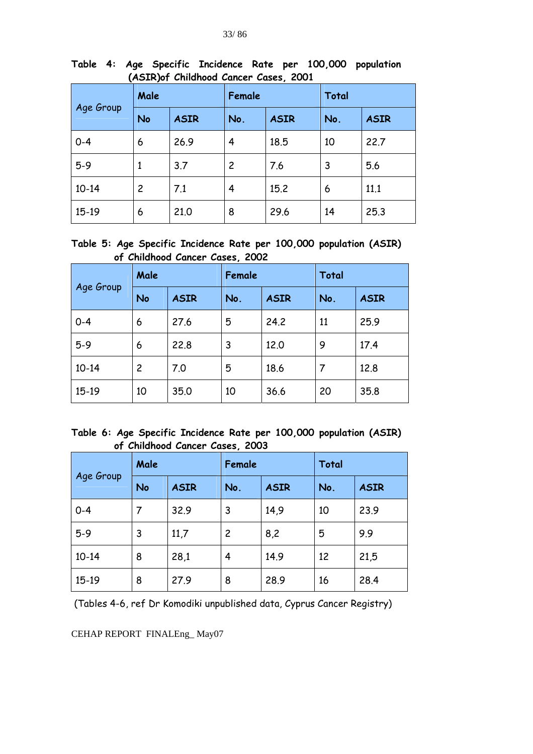**Table 4: Age Specific Incidence Rate per 100,000 population (ASIR)of Childhood Cancer Cases, 2001**

| Age Group | Male | | Female | | Total | |
|---|---|---|---|---|---|---|
| | No | ASIR | No. | ASIR | No. | ASIR |
| 0-4 | 6 | 26.9 | 4 | 18.5 | 10 | 22.7 |
| 5-9 | 1 | 3.7 | 2 | 7.6 | 3 | 5.6 |
| 10-14 | 2 | 7.1 | 4 | 15.2 | 6 | 11.1 |
| 15-19 | 6 | 21.0 | 8 | 29.6 | 14 | 25.3 |

**Table 5: Age Specific Incidence Rate per 100,000 population (ASIR) of Childhood Cancer Cases, 2002**

| Age Group | Male | | Female | | Total | |
|---|---|---|---|---|---|---|
| | No | ASIR | No. | ASIR | No. | ASIR |
| 0-4 | 6 | 27.6 | 5 | 24.2 | 11 | 25.9 |
| 5-9 | 6 | 22.8 | 3 | 12.0 | 9 | 17.4 |
| 10-14 | 2 | 7.0 | 5 | 18.6 | 7 | 12.8 |
| 15-19 | 10 | 35.0 | 10 | 36.6 | 20 | 35.8 |

**Table 6: Age Specific Incidence Rate per 100,000 population (ASIR) of Childhood Cancer Cases, 2003**

| Age Group | Male | | Female | | Total | |
|---|---|---|---|---|---|---|
| | No | ASIR | No. | ASIR | No. | ASIR |
| 0-4 | 7 | 32.9 | 3 | 14,9 | 10 | 23.9 |
| 5-9 | 3 | 11,7 | 2 | 8,2 | 5 | 9.9 |
| 10-14 | 8 | 28,1 | 4 | 14.9 | 12 | 21,5 |
| 15-19 | 8 | 27.9 | 8 | 28.9 | 16 | 28.4 |

(Tables 4-6, ref Dr Komodiki unpublished data, Cyprus Cancer Registry)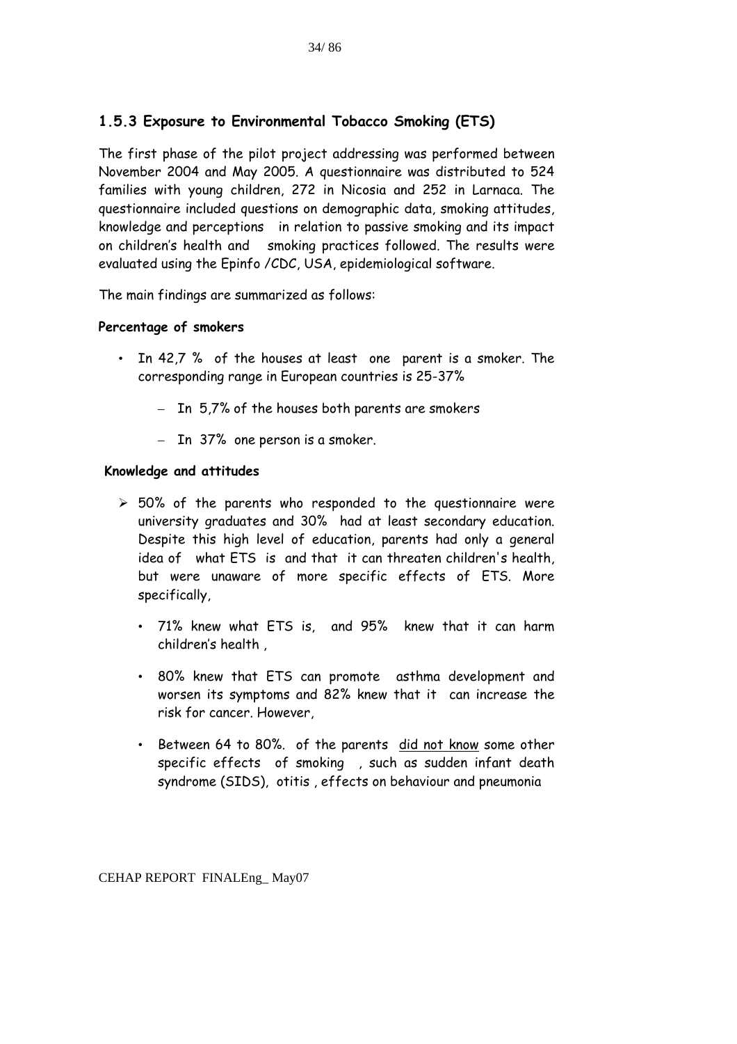### 1.5.3 Exposure to Environmental Tobacco Smoking (ETS)

The first phase of the pilot project addressing was performed between November 2004 and May 2005. A questionnaire was distributed to 524 families with young children, 272 in Nicosia and 252 in Larnaca. The questionnaire included questions on demographic data, smoking attitudes, knowledge and perceptions in relation to passive smoking and its impact on children's health and smoking practices followed. The results were evaluated using the Epinfo /CDC, USA, epidemiological software.

The main findings are summarized as follows:

**Percentage of smokers**

- In 42,7 % of the houses at least one parent is a smoker. The corresponding range in European countries is 25-37%
  - In 5,7% of the houses both parents are smokers
  - In 37% one person is a smoker.

**Knowledge and attitudes**

- 50% of the parents who responded to the questionnaire were university graduates and 30% had at least secondary education. Despite this high level of education, parents had only a general idea of what ETS is and that it can threaten children's health, but were unaware of more specific effects of ETS. More specifically,
  - 71% knew what ETS is, and 95% knew that it can harm children's health ,
  - 80% knew that ETS can promote asthma development and worsen its symptoms and 82% knew that it can increase the risk for cancer. However,
  - Between 64 to 80%. of the parents <u>did not know</u> some other specific effects of smoking , such as sudden infant death syndrome (SIDS), otitis , effects on behaviour and pneumonia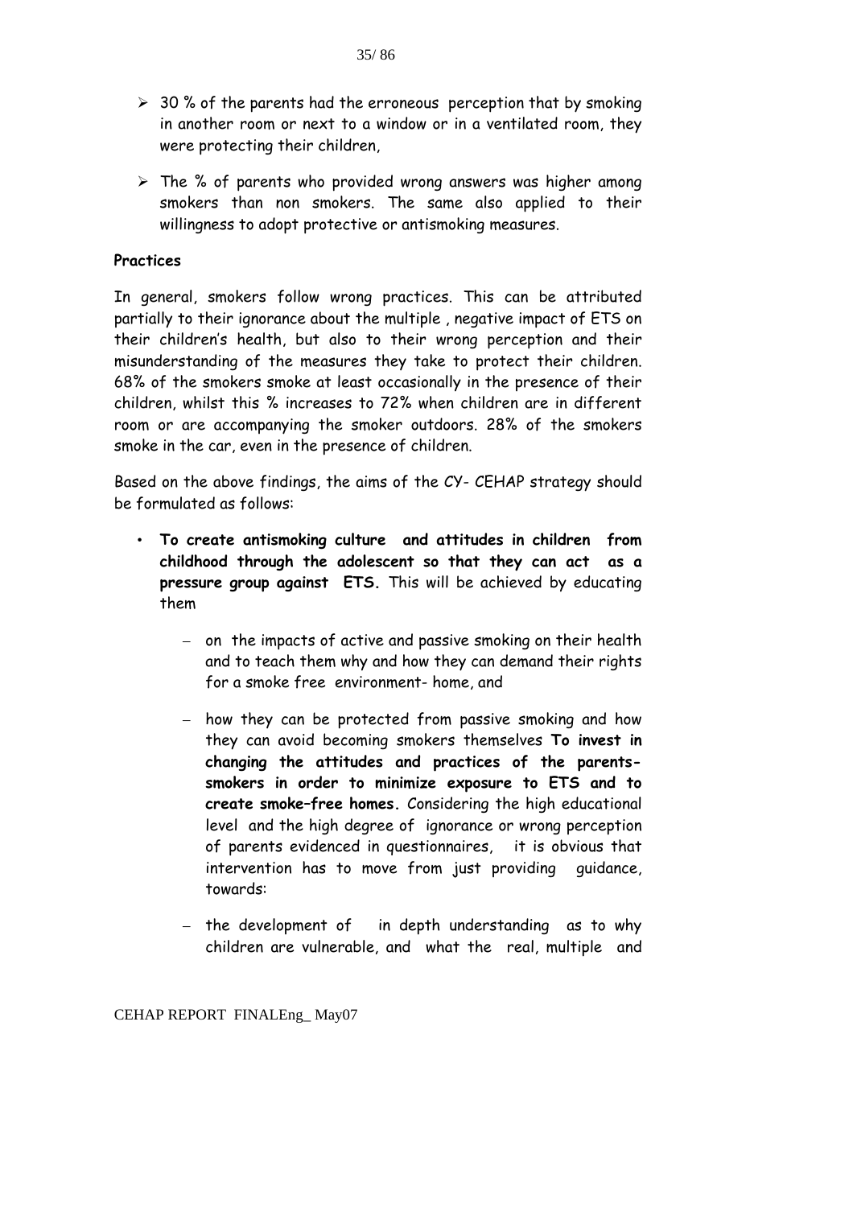- 30 % of the parents had the erroneous perception that by smoking in another room or next to a window or in a ventilated room, they were protecting their children,

- The % of parents who provided wrong answers was higher among smokers than non smokers. The same also applied to their willingness to adopt protective or antismoking measures.

**Practices**

In general, smokers follow wrong practices. This can be attributed partially to their ignorance about the multiple , negative impact of ETS on their children's health, but also to their wrong perception and their misunderstanding of the measures they take to protect their children. 68% of the smokers smoke at least occasionally in the presence of their children, whilst this % increases to 72% when children are in different room or are accompanying the smoker outdoors. 28% of the smokers smoke in the car, even in the presence of children.

Based on the above findings, the aims of the CY- CEHAP strategy should be formulated as follows:

- **To create antismoking culture and attitudes in children from childhood through the adolescent so that they can act as a pressure group against ETS.** This will be achieved by educating them
  - on the impacts of active and passive smoking on their health and to teach them why and how they can demand their rights for a smoke free environment- home, and
  - how they can be protected from passive smoking and how they can avoid becoming smokers themselves **To invest in changing the attitudes and practices of the parents-smokers in order to minimize exposure to ETS and to create smoke–free homes.** Considering the high educational level and the high degree of ignorance or wrong perception of parents evidenced in questionnaires, it is obvious that intervention has to move from just providing guidance, towards:
  - the development of in depth understanding as to why children are vulnerable, and what the real, multiple and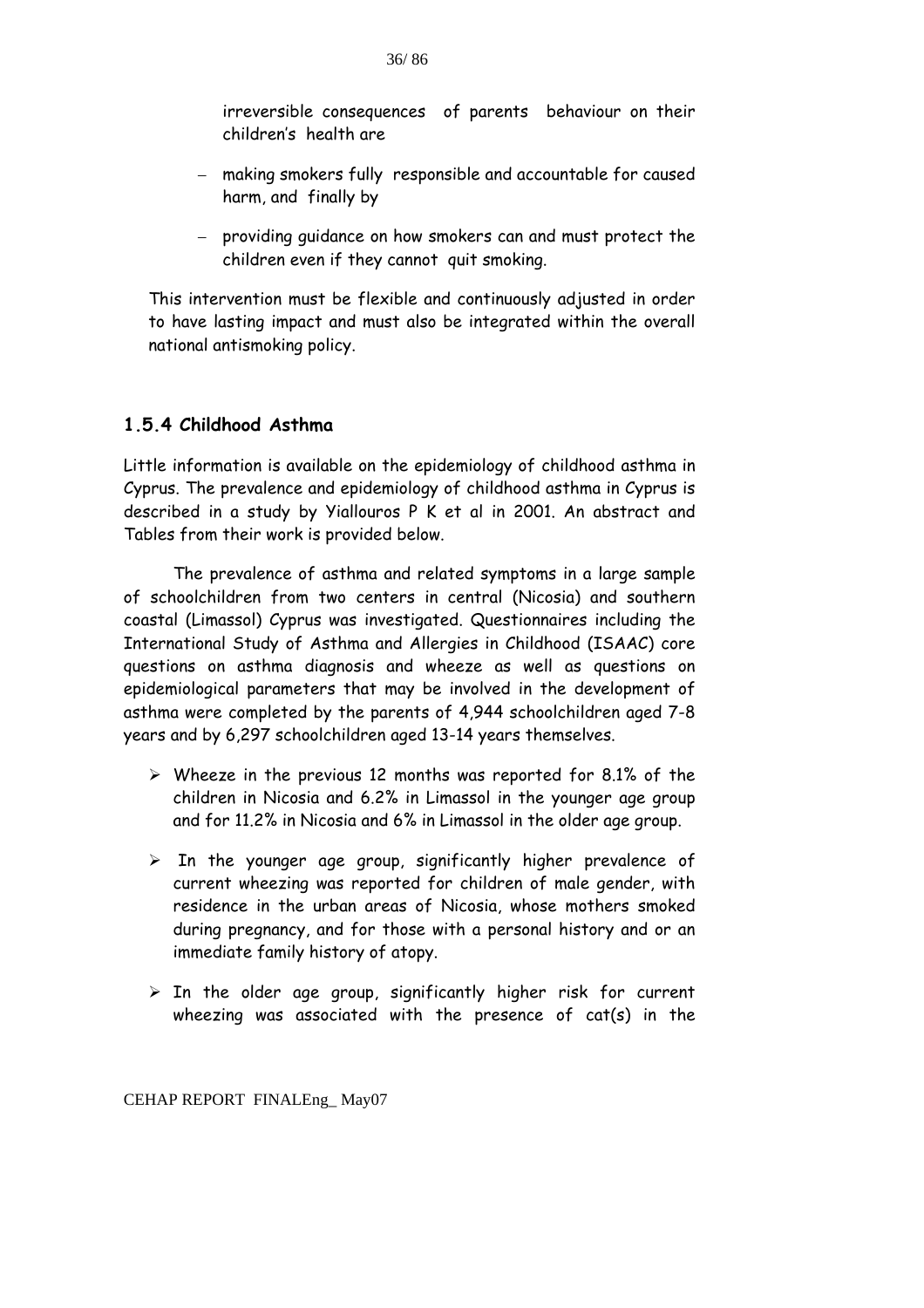irreversible consequences of parents behaviour on their children's health are

- making smokers fully responsible and accountable for caused harm, and finally by
- providing guidance on how smokers can and must protect the children even if they cannot quit smoking.

This intervention must be flexible and continuously adjusted in order to have lasting impact and must also be integrated within the overall national antismoking policy.

### 1.5.4 Childhood Asthma

Little information is available on the epidemiology of childhood asthma in Cyprus. The prevalence and epidemiology of childhood asthma in Cyprus is described in a study by Yiallouros P K et al in 2001. An abstract and Tables from their work is provided below.

The prevalence of asthma and related symptoms in a large sample of schoolchildren from two centers in central (Nicosia) and southern coastal (Limassol) Cyprus was investigated. Questionnaires including the International Study of Asthma and Allergies in Childhood (ISAAC) core questions on asthma diagnosis and wheeze as well as questions on epidemiological parameters that may be involved in the development of asthma were completed by the parents of 4,944 schoolchildren aged 7-8 years and by 6,297 schoolchildren aged 13-14 years themselves.

- Wheeze in the previous 12 months was reported for 8.1% of the children in Nicosia and 6.2% in Limassol in the younger age group and for 11.2% in Nicosia and 6% in Limassol in the older age group.
- In the younger age group, significantly higher prevalence of current wheezing was reported for children of male gender, with residence in the urban areas of Nicosia, whose mothers smoked during pregnancy, and for those with a personal history and or an immediate family history of atopy.
- In the older age group, significantly higher risk for current wheezing was associated with the presence of cat(s) in the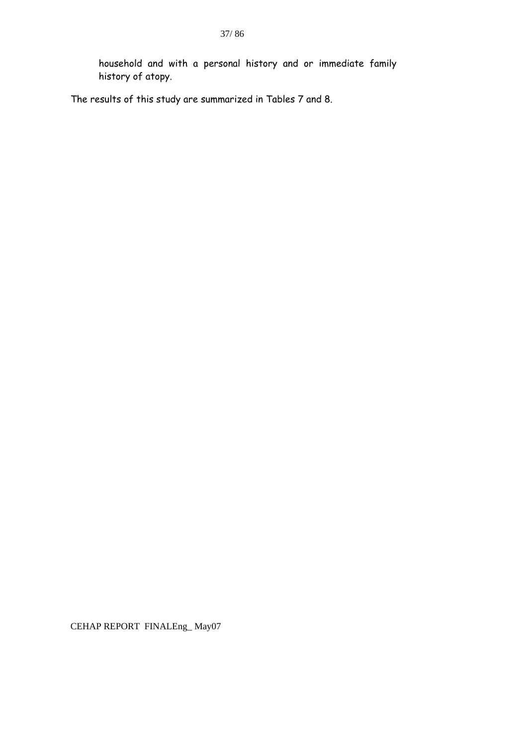household and with a personal history and or immediate family history of atopy.

The results of this study are summarized in Tables 7 and 8.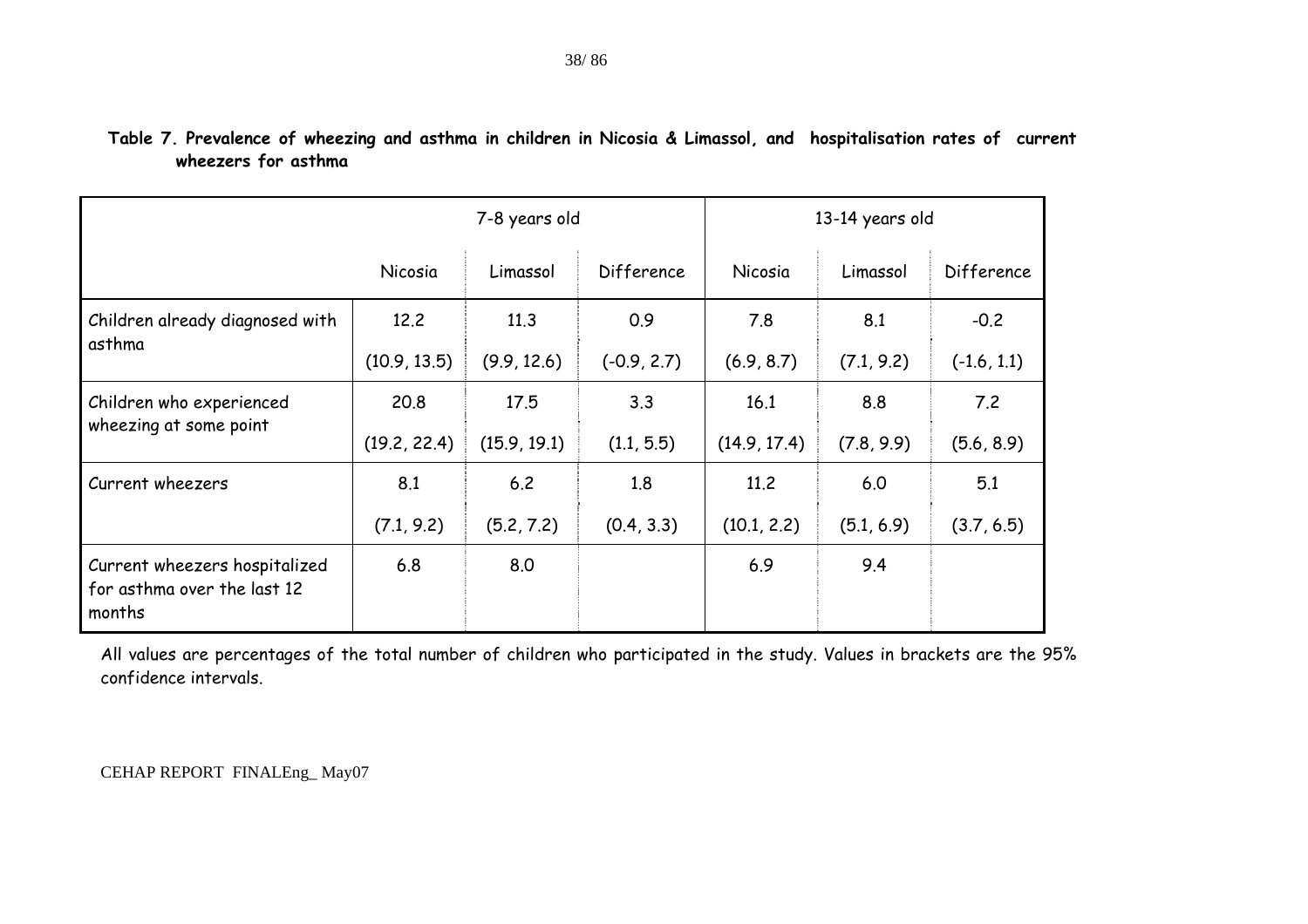**Table 7. Prevalence of wheezing and asthma in children in Nicosia & Limassol, and hospitalisation rates of current wheezers for asthma**

| | 7-8 years old | | | 13-14 years old | | |
|---|---|---|---|---|---|---|
| | Nicosia | Limassol | Difference | Nicosia | Limassol | Difference |
| Children already diagnosed with asthma | 12.2<br>(10.9, 13.5) | 11.3<br>(9.9, 12.6) | 0.9<br>(-0.9, 2.7) | 7.8<br>(6.9, 8.7) | 8.1<br>(7.1, 9.2) | -0.2<br>(-1.6, 1.1) |
| Children who experienced wheezing at some point | 20.8<br>(19.2, 22.4) | 17.5<br>(15.9, 19.1) | 3.3<br>(1.1, 5.5) | 16.1<br>(14.9, 17.4) | 8.8<br>(7.8, 9.9) | 7.2<br>(5.6, 8.9) |
| Current wheezers | 8.1<br>(7.1, 9.2) | 6.2<br>(5.2, 7.2) | 1.8<br>(0.4, 3.3) | 11.2<br>(10.1, 2.2) | 6.0<br>(5.1, 6.9) | 5.1<br>(3.7, 6.5) |
| Current wheezers hospitalized for asthma over the last 12 months | 6.8 | 8.0 | | 6.9 | 9.4 | |

All values are percentages of the total number of children who participated in the study. Values in brackets are the 95% confidence intervals.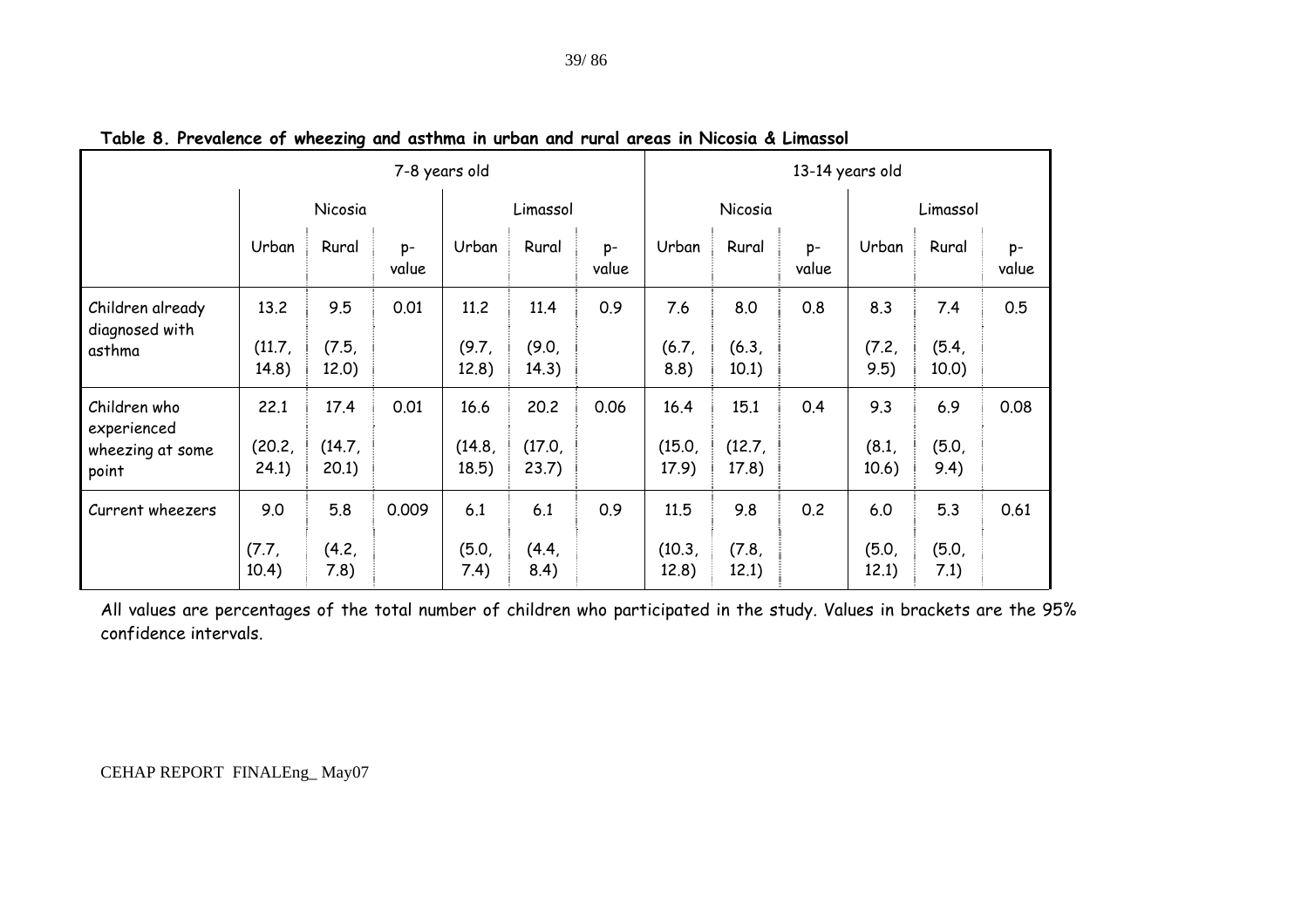**Table 8. Prevalence of wheezing and asthma in urban and rural areas in Nicosia & Limassol**

| | 7-8 years old | | | | | | 13-14 years old | | | | | |
|---|---|---|---|---|---|---|---|---|---|---|---|---|
| | Nicosia | | | Limassol | | | Nicosia | | | Limassol | | |
| | Urban | Rural | p-value | Urban | Rural | p-value | Urban | Rural | p-value | Urban | Rural | p-value |
| Children already diagnosed with asthma | 13.2 (11.7, 14.8) | 9.5 (7.5, 12.0) | 0.01 | 11.2 (9.7, 12.8) | 11.4 (9.0, 14.3) | 0.9 | 7.6 (6.7, 8.8) | 8.0 (6.3, 10.1) | 0.8 | 8.3 (7.2, 9.5) | 7.4 (5.4, 10.0) | 0.5 |
| Children who experienced wheezing at some point | 22.1 (20.2, 24.1) | 17.4 (14.7, 20.1) | 0.01 | 16.6 (14.8, 18.5) | 20.2 (17.0, 23.7) | 0.06 | 16.4 (15.0, 17.9) | 15.1 (12.7, 17.8) | 0.4 | 9.3 (8.1, 10.6) | 6.9 (5.0, 9.4) | 0.08 |
| Current wheezers | 9.0 (7.7, 10.4) | 5.8 (4.2, 7.8) | 0.009 | 6.1 (5.0, 7.4) | 6.1 (4.4, 8.4) | 0.9 | 11.5 (10.3, 12.8) | 9.8 (7.8, 12.1) | 0.2 | 6.0 (5.0, 12.1) | 5.3 (5.0, 7.1) | 0.61 |

All values are percentages of the total number of children who participated in the study. Values in brackets are the 95% confidence intervals.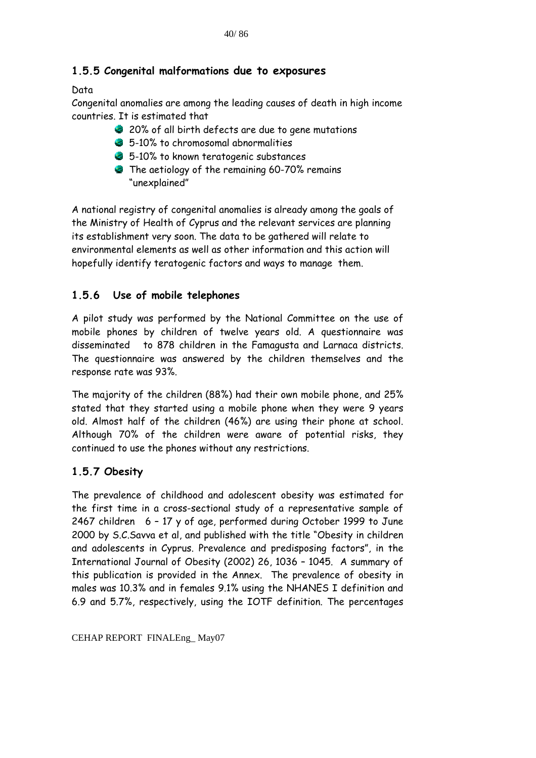## 1.5.5 Congenital malformations due to exposures

Data

Congenital anomalies are among the leading causes of death in high income countries. It is estimated that

- 20% of all birth defects are due to gene mutations
- 5-10% to chromosomal abnormalities
- 5-10% to known teratogenic substances
- The aetiology of the remaining 60-70% remains "unexplained"

A national registry of congenital anomalies is already among the goals of the Ministry of Health of Cyprus and the relevant services are planning its establishment very soon. The data to be gathered will relate to environmental elements as well as other information and this action will hopefully identify teratogenic factors and ways to manage them.

## 1.5.6 Use of mobile telephones

A pilot study was performed by the National Committee on the use of mobile phones by children of twelve years old. A questionnaire was disseminated to 878 children in the Famagusta and Larnaca districts. The questionnaire was answered by the children themselves and the response rate was 93%.

The majority of the children (88%) had their own mobile phone, and 25% stated that they started using a mobile phone when they were 9 years old. Almost half of the children (46%) are using their phone at school. Although 70% of the children were aware of potential risks, they continued to use the phones without any restrictions.

## 1.5.7 Obesity

The prevalence of childhood and adolescent obesity was estimated for the first time in a cross-sectional study of a representative sample of 2467 children 6 – 17 y of age, performed during October 1999 to June 2000 by S.C.Savva et al, and published with the title "Obesity in children and adolescents in Cyprus. Prevalence and predisposing factors", in the International Journal of Obesity (2002) 26, 1036 – 1045. A summary of this publication is provided in the Annex. The prevalence of obesity in males was 10.3% and in females 9.1% using the NHANES I definition and 6.9 and 5.7%, respectively, using the IOTF definition. The percentages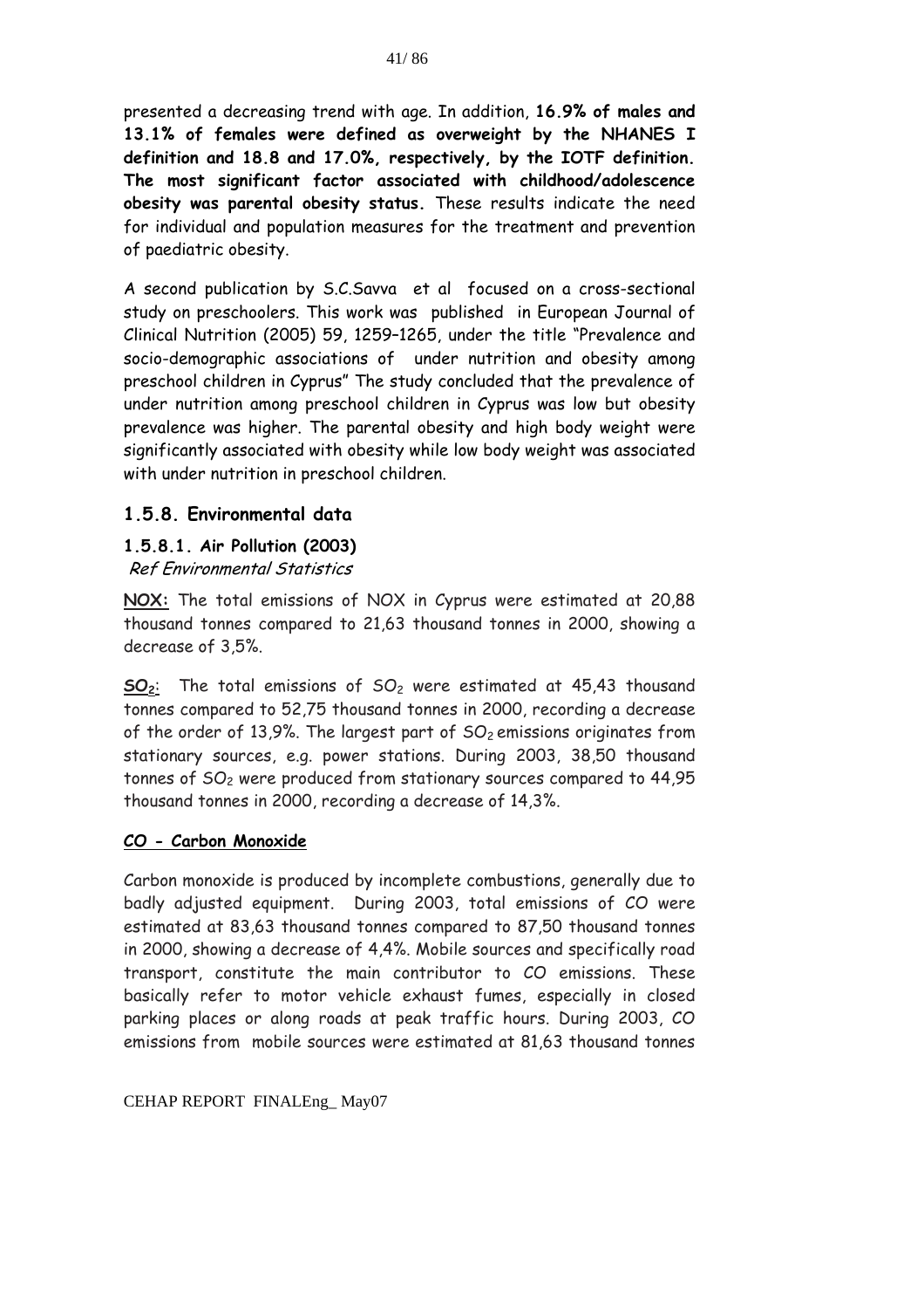presented a decreasing trend with age. In addition, **16.9% of males and 13.1% of females were defined as overweight by the NHANES I definition and 18.8 and 17.0%, respectively, by the IOTF definition. The most significant factor associated with childhood/adolescence obesity was parental obesity status.** These results indicate the need for individual and population measures for the treatment and prevention of paediatric obesity.

A second publication by S.C.Savva et al focused on a cross-sectional study on preschoolers. This work was published in European Journal of Clinical Nutrition (2005) 59, 1259–1265, under the title "Prevalence and socio-demographic associations of under nutrition and obesity among preschool children in Cyprus" The study concluded that the prevalence of under nutrition among preschool children in Cyprus was low but obesity prevalence was higher. The parental obesity and high body weight were significantly associated with obesity while low body weight was associated with under nutrition in preschool children.

## 1.5.8. Environmental data

### 1.5.8.1. Air Pollution (2003)

*Ref Environmental Statistics*

**NOX:** The total emissions of NOX in Cyprus were estimated at 20,88 thousand tonnes compared to 21,63 thousand tonnes in 2000, showing a decrease of 3,5%.

**$SO_2$:** The total emissions of $SO_2$ were estimated at 45,43 thousand tonnes compared to 52,75 thousand tonnes in 2000, recording a decrease of the order of 13,9%. The largest part of $SO_2$ emissions originates from stationary sources, e.g. power stations. During 2003, 38,50 thousand tonnes of $SO_2$ were produced from stationary sources compared to 44,95 thousand tonnes in 2000, recording a decrease of 14,3%.

**CO - Carbon Monoxide**

Carbon monoxide is produced by incomplete combustions, generally due to badly adjusted equipment. During 2003, total emissions of CO were estimated at 83,63 thousand tonnes compared to 87,50 thousand tonnes in 2000, showing a decrease of 4,4%. Mobile sources and specifically road transport, constitute the main contributor to CO emissions. These basically refer to motor vehicle exhaust fumes, especially in closed parking places or along roads at peak traffic hours. During 2003, CO emissions from mobile sources were estimated at 81,63 thousand tonnes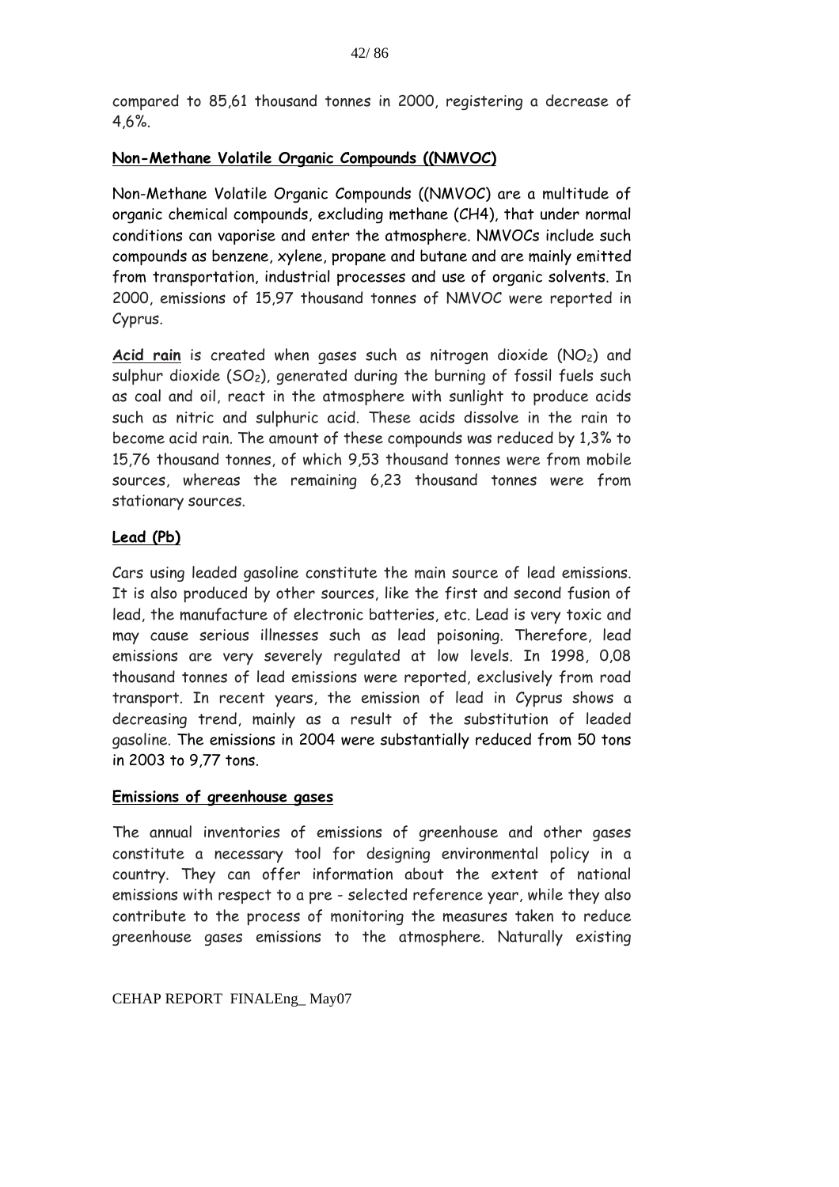compared to 85,61 thousand tonnes in 2000, registering a decrease of 4,6%.

**Non-Methane Volatile Organic Compounds ((NMVOC)**

Non-Methane Volatile Organic Compounds ((NMVOC) are a multitude of organic chemical compounds, excluding methane (CH4), that under normal conditions can vaporise and enter the atmosphere. NMVOCs include such compounds as benzene, xylene, propane and butane and are mainly emitted from transportation, industrial processes and use of organic solvents. In 2000, emissions of 15,97 thousand tonnes of NMVOC were reported in Cyprus.

**Acid rain** is created when gases such as nitrogen dioxide ($NO_2$) and sulphur dioxide ($SO_2$), generated during the burning of fossil fuels such as coal and oil, react in the atmosphere with sunlight to produce acids such as nitric and sulphuric acid. These acids dissolve in the rain to become acid rain. The amount of these compounds was reduced by 1,3% to 15,76 thousand tonnes, of which 9,53 thousand tonnes were from mobile sources, whereas the remaining 6,23 thousand tonnes were from stationary sources.

**Lead (Pb)**

Cars using leaded gasoline constitute the main source of lead emissions. It is also produced by other sources, like the first and second fusion of lead, the manufacture of electronic batteries, etc. Lead is very toxic and may cause serious illnesses such as lead poisoning. Therefore, lead emissions are very severely regulated at low levels. In 1998, 0,08 thousand tonnes of lead emissions were reported, exclusively from road transport. In recent years, the emission of lead in Cyprus shows a decreasing trend, mainly as a result of the substitution of leaded gasoline. The emissions in 2004 were substantially reduced from 50 tons in 2003 to 9,77 tons.

**Emissions of greenhouse gases**

The annual inventories of emissions of greenhouse and other gases constitute a necessary tool for designing environmental policy in a country. They can offer information about the extent of national emissions with respect to a pre - selected reference year, while they also contribute to the process of monitoring the measures taken to reduce greenhouse gases emissions to the atmosphere. Naturally existing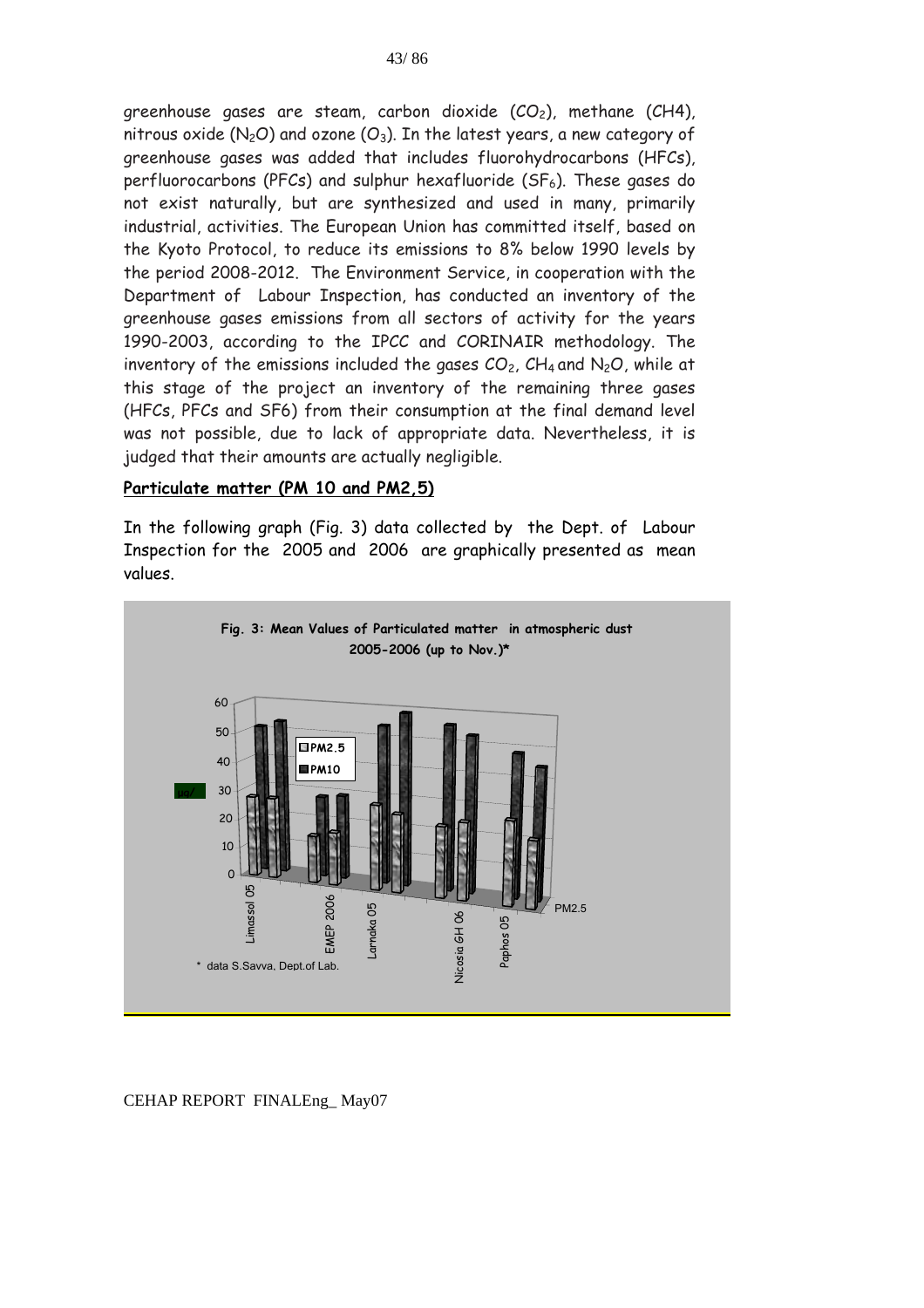greenhouse gases are steam, carbon dioxide ($CO_2$), methane (CH4), nitrous oxide ($N_2O$) and ozone ($O_3$). In the latest years, a new category of greenhouse gases was added that includes fluorohydrocarbons (HFCs), perfluorocarbons (PFCs) and sulphur hexafluoride ($SF_6$). These gases do not exist naturally, but are synthesized and used in many, primarily industrial, activities. The European Union has committed itself, based on the Kyoto Protocol, to reduce its emissions to 8% below 1990 levels by the period 2008-2012. The Environment Service, in cooperation with the Department of Labour Inspection, has conducted an inventory of the greenhouse gases emissions from all sectors of activity for the years 1990-2003, according to the IPCC and CORINAIR methodology. The inventory of the emissions included the gases $CO_2$, $CH_4$ and $N_2O$, while at this stage of the project an inventory of the remaining three gases (HFCs, PFCs and SF6) from their consumption at the final demand level was not possible, due to lack of appropriate data. Nevertheless, it is judged that their amounts are actually negligible.

**Particulate matter (PM 10 and PM2,5)**

In the following graph (Fig. 3) data collected by the Dept. of Labour Inspection for the 2005 and 2006 are graphically presented as mean values.

**Fig. 3: Mean Values of Particulated matter in atmospheric dust 2005-2006 (up to Nov.)***

\* data S.Savva, Dept.of Lab.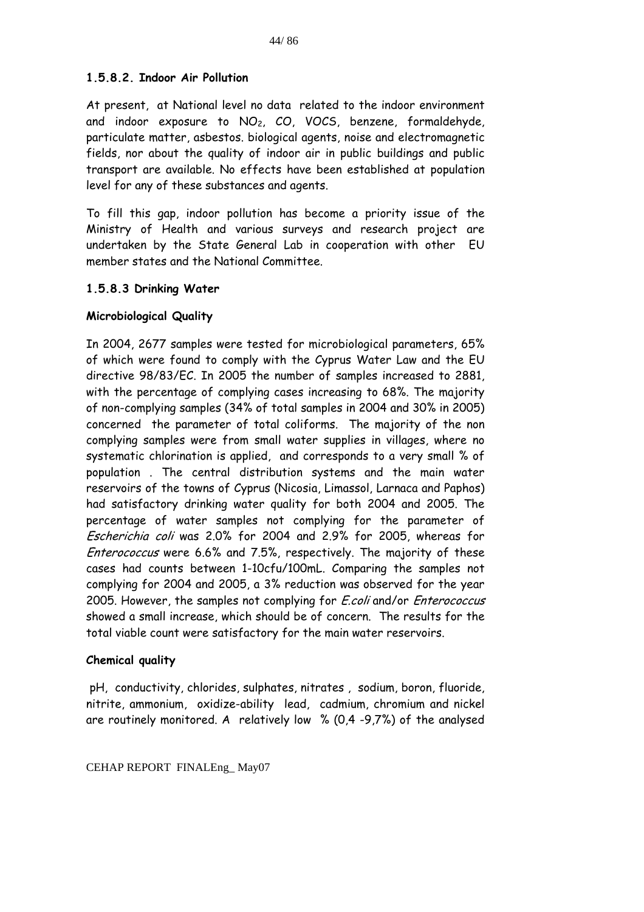### 1.5.8.2. Indoor Air Pollution

At present, at National level no data related to the indoor environment and indoor exposure to $NO_2$, CO, VOCS, benzene, formaldehyde, particulate matter, asbestos. biological agents, noise and electromagnetic fields, nor about the quality of indoor air in public buildings and public transport are available. No effects have been established at population level for any of these substances and agents.

To fill this gap, indoor pollution has become a priority issue of the Ministry of Health and various surveys and research project are undertaken by the State General Lab in cooperation with other EU member states and the National Committee.

### 1.5.8.3 Drinking Water

**Microbiological Quality**

In 2004, 2677 samples were tested for microbiological parameters, 65% of which were found to comply with the Cyprus Water Law and the EU directive 98/83/EC. In 2005 the number of samples increased to 2881, with the percentage of complying cases increasing to 68%. The majority of non-complying samples (34% of total samples in 2004 and 30% in 2005) concerned the parameter of total coliforms. The majority of the non complying samples were from small water supplies in villages, where no systematic chlorination is applied, and corresponds to a very small % of population . The central distribution systems and the main water reservoirs of the towns of Cyprus (Nicosia, Limassol, Larnaca and Paphos) had satisfactory drinking water quality for both 2004 and 2005. The percentage of water samples not complying for the parameter of *Escherichia coli* was 2.0% for 2004 and 2.9% for 2005, whereas for *Enterococcus* were 6.6% and 7.5%, respectively. The majority of these cases had counts between 1-10cfu/100mL. Comparing the samples not complying for 2004 and 2005, a 3% reduction was observed for the year 2005. However, the samples not complying for *E.coli* and/or *Enterococcus* showed a small increase, which should be of concern. The results for the total viable count were satisfactory for the main water reservoirs.

**Chemical quality**

pH, conductivity, chlorides, sulphates, nitrates , sodium, boron, fluoride, nitrite, ammonium, oxidize-ability lead, cadmium, chromium and nickel are routinely monitored. A relatively low % (0,4 -9,7%) of the analysed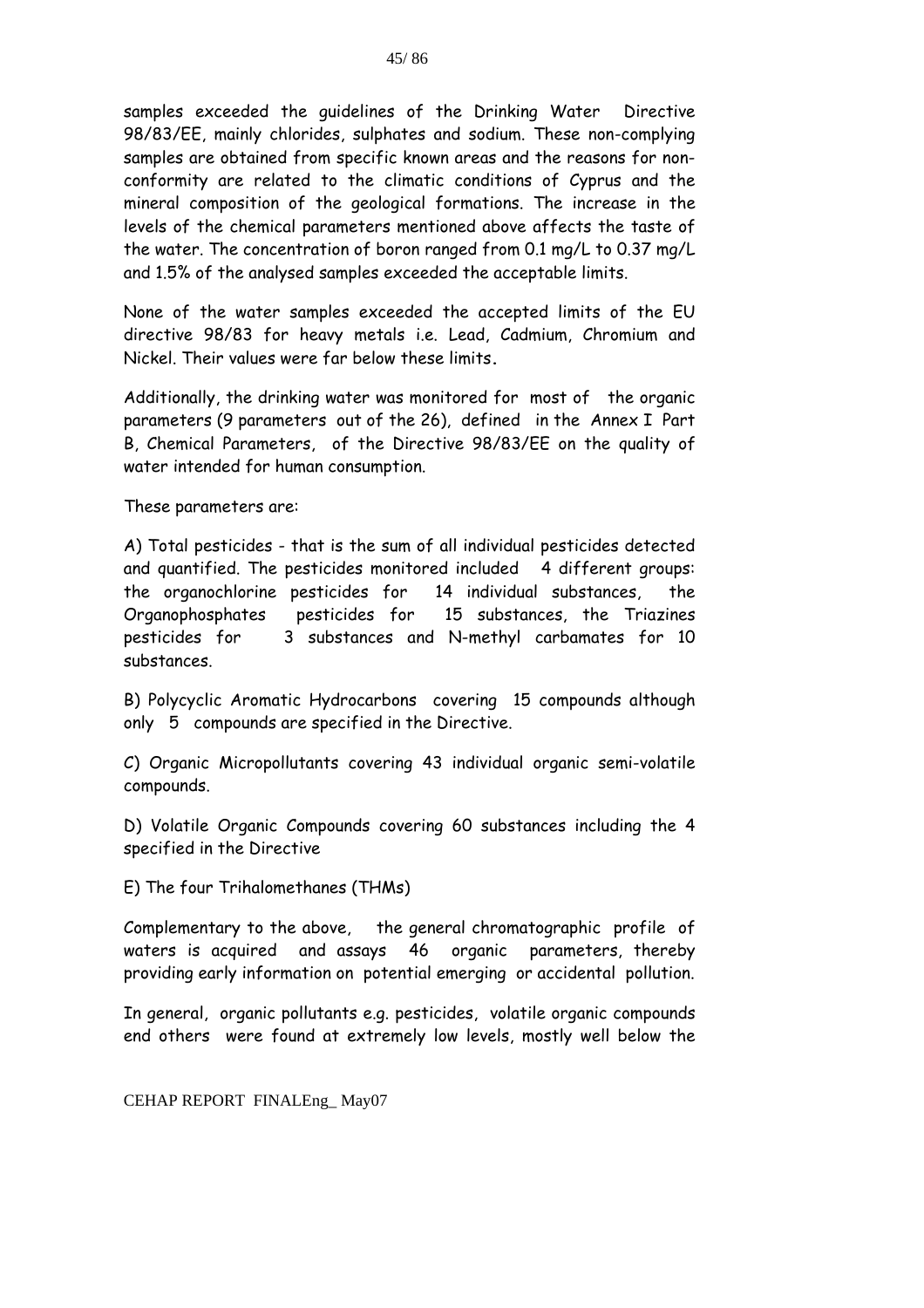samples exceeded the guidelines of the Drinking Water Directive 98/83/EE, mainly chlorides, sulphates and sodium. These non-complying samples are obtained from specific known areas and the reasons for non-conformity are related to the climatic conditions of Cyprus and the mineral composition of the geological formations. The increase in the levels of the chemical parameters mentioned above affects the taste of the water. The concentration of boron ranged from 0.1 mg/L to 0.37 mg/L and 1.5% of the analysed samples exceeded the acceptable limits.

None of the water samples exceeded the accepted limits of the EU directive 98/83 for heavy metals i.e. Lead, Cadmium, Chromium and Nickel. Their values were far below these limits.

Additionally, the drinking water was monitored for most of the organic parameters (9 parameters out of the 26), defined in the Annex I Part B, Chemical Parameters, of the Directive 98/83/EE on the quality of water intended for human consumption.

These parameters are:

A) Total pesticides - that is the sum of all individual pesticides detected and quantified. The pesticides monitored included 4 different groups: the organochlorine pesticides for 14 individual substances, the Organophosphates pesticides for 15 substances, the Triazines pesticides for 3 substances and N-methyl carbamates for 10 substances.

B) Polycyclic Aromatic Hydrocarbons covering 15 compounds although only 5 compounds are specified in the Directive.

C) Organic Micropollutants covering 43 individual organic semi-volatile compounds.

D) Volatile Organic Compounds covering 60 substances including the 4 specified in the Directive

E) The four Trihalomethanes (THMs)

Complementary to the above, the general chromatographic profile of waters is acquired and assays 46 organic parameters, thereby providing early information on potential emerging or accidental pollution.

In general, organic pollutants e.g. pesticides, volatile organic compounds end others were found at extremely low levels, mostly well below the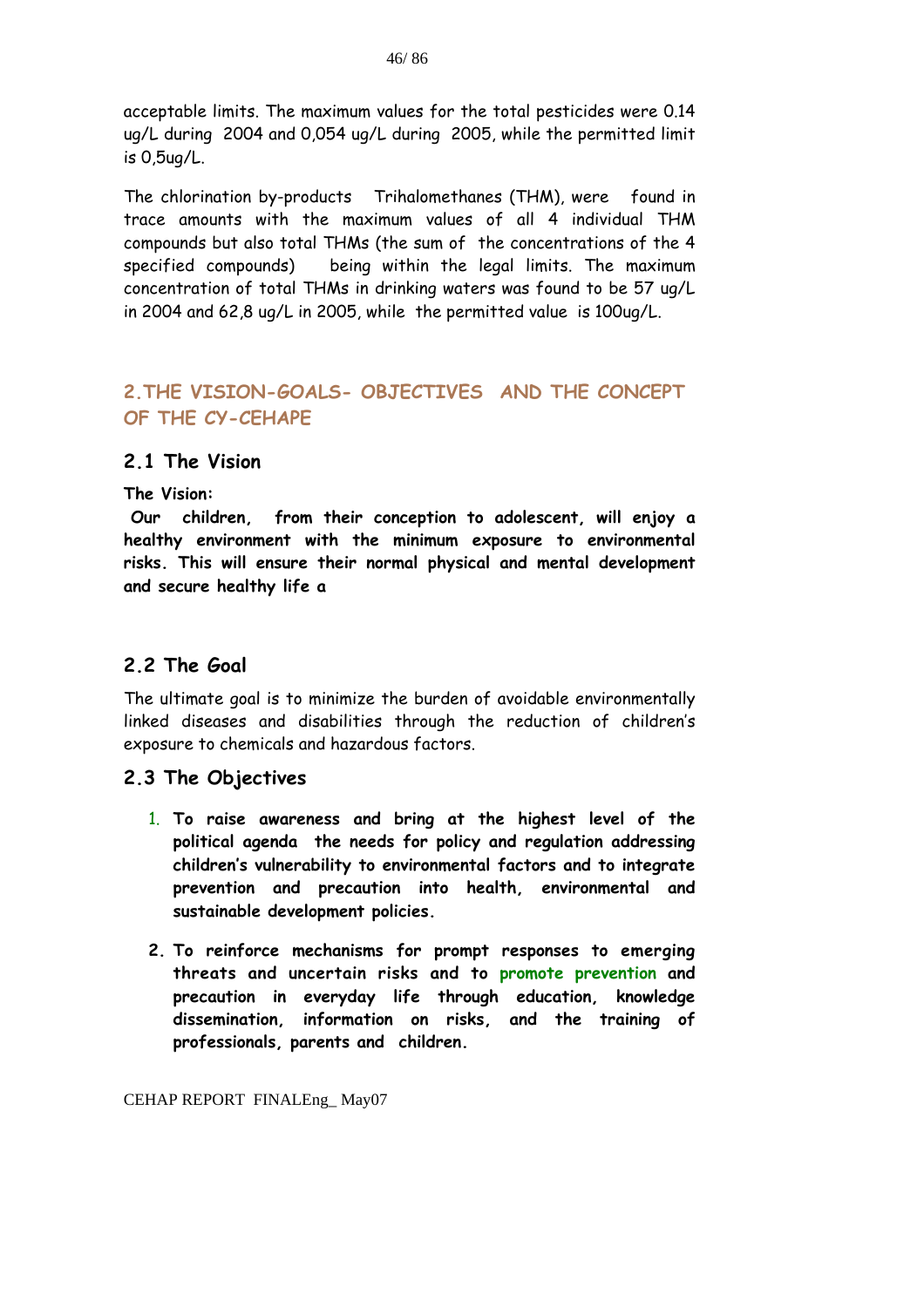acceptable limits. The maximum values for the total pesticides were 0.14 ug/L during 2004 and 0,054 ug/L during 2005, while the permitted limit is 0,5ug/L.

The chlorination by-products Trihalomethanes (THM), were found in trace amounts with the maximum values of all 4 individual THM compounds but also total THMs (the sum of the concentrations of the 4 specified compounds) being within the legal limits. The maximum concentration of total THMs in drinking waters was found to be 57 ug/L in 2004 and 62,8 ug/L in 2005, while the permitted value is 100ug/L.

## 2.THE VISION-GOALS- OBJECTIVES AND THE CONCEPT OF THE CY-CEHAPE

### 2.1 The Vision

**The Vision:**

**Our children, from their conception to adolescent, will enjoy a healthy environment with the minimum exposure to environmental risks. This will ensure their normal physical and mental development and secure healthy life a**

### 2.2 The Goal

The ultimate goal is to minimize the burden of avoidable environmentally linked diseases and disabilities through the reduction of children's exposure to chemicals and hazardous factors.

### 2.3 The Objectives

1. **To raise awareness and bring at the highest level of the political agenda the needs for policy and regulation addressing children's vulnerability to environmental factors and to integrate prevention and precaution into health, environmental and sustainable development policies.**

2. **To reinforce mechanisms for prompt responses to emerging threats and uncertain risks and to promote prevention and precaution in everyday life through education, knowledge dissemination, information on risks, and the training of professionals, parents and children.**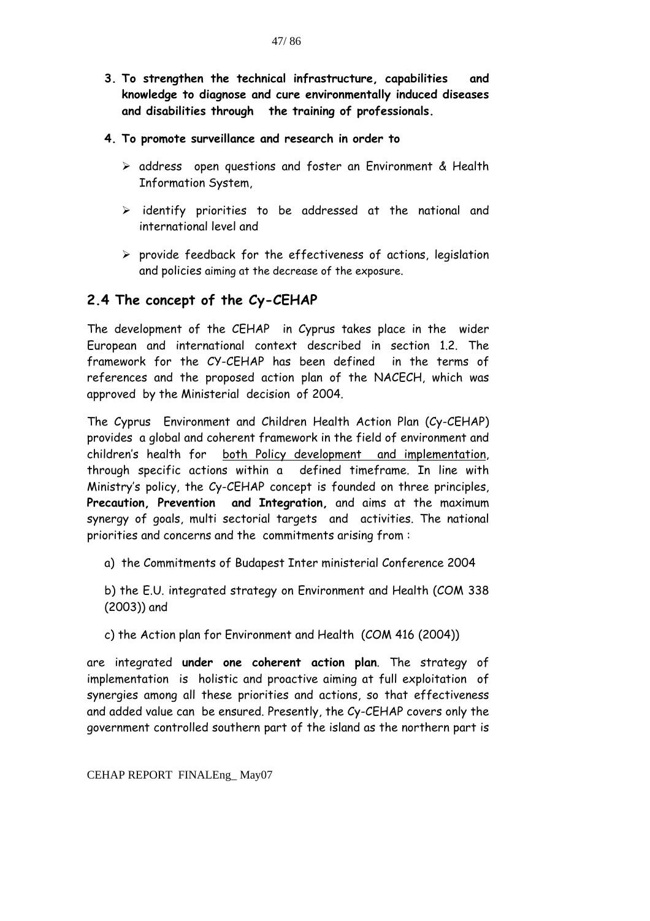3. **To strengthen the technical infrastructure, capabilities and knowledge to diagnose and cure environmentally induced diseases and disabilities through the training of professionals.**

4. **To promote surveillance and research in order to**

   - address open questions and foster an Environment & Health Information System,
   - identify priorities to be addressed at the national and international level and
   - provide feedback for the effectiveness of actions, legislation and policies aiming at the decrease of the exposure.

## 2.4 The concept of the Cy-CEHAP

The development of the CEHAP in Cyprus takes place in the wider European and international context described in section 1.2. The framework for the CY-CEHAP has been defined in the terms of references and the proposed action plan of the NACECH, which was approved by the Ministerial decision of 2004.

The Cyprus Environment and Children Health Action Plan (Cy-CEHAP) provides a global and coherent framework in the field of environment and children's health for both Policy development and implementation, through specific actions within a defined timeframe. In line with Ministry's policy, the Cy-CEHAP concept is founded on three principles, **Precaution, Prevention and Integration,** and aims at the maximum synergy of goals, multi sectorial targets and activities. The national priorities and concerns and the commitments arising from :

a) the Commitments of Budapest Inter ministerial Conference 2004

b) the E.U. integrated strategy on Environment and Health (COM 338 (2003)) and

c) the Action plan for Environment and Health (COM 416 (2004))

are integrated **under one coherent action plan**. The strategy of implementation is holistic and proactive aiming at full exploitation of synergies among all these priorities and actions, so that effectiveness and added value can be ensured. Presently, the Cy-CEHAP covers only the government controlled southern part of the island as the northern part is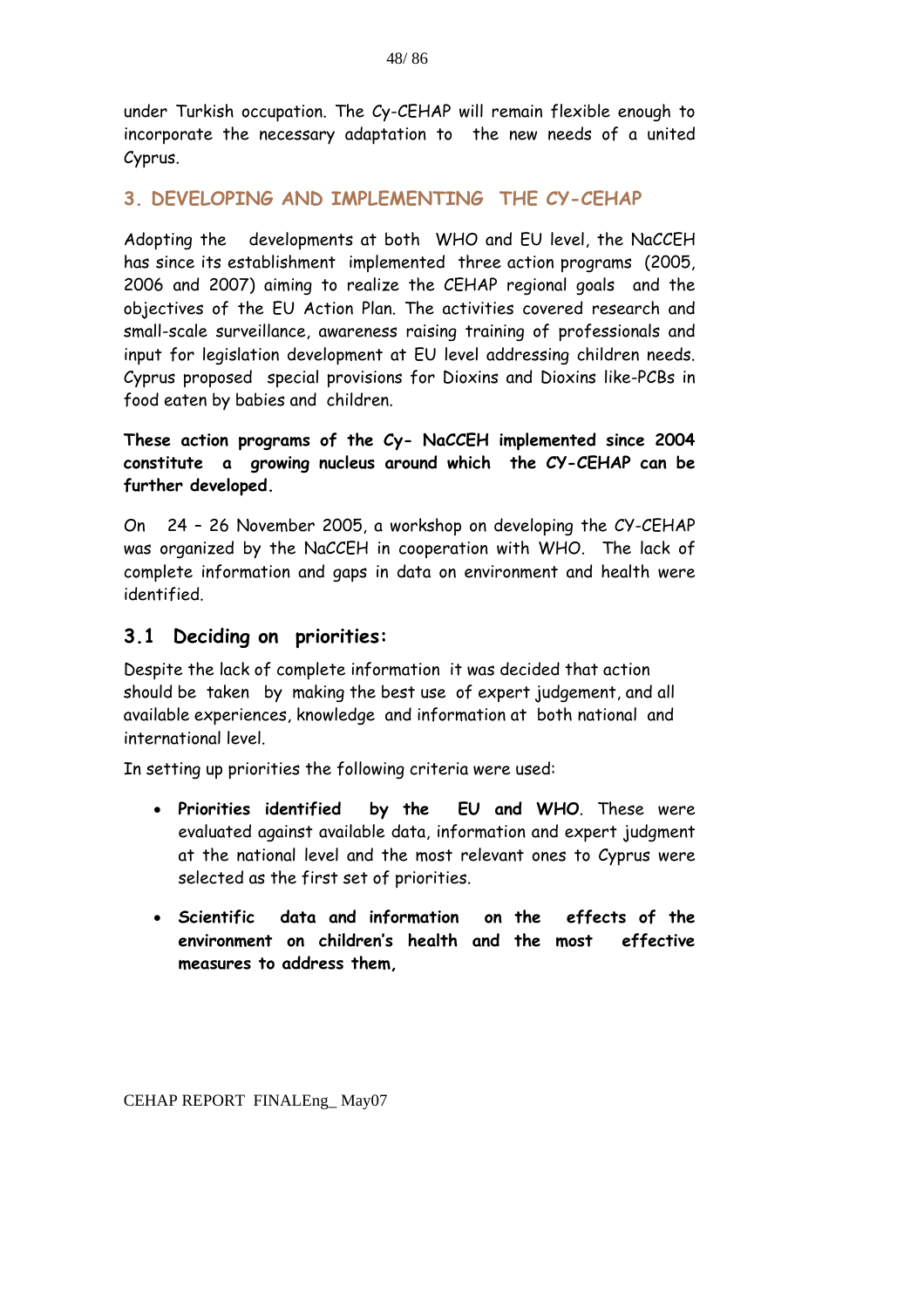under Turkish occupation. The Cy-CEHAP will remain flexible enough to incorporate the necessary adaptation to the new needs of a united Cyprus.

## 3. DEVELOPING AND IMPLEMENTING THE CY-CEHAP

Adopting the developments at both WHO and EU level, the NaCCEH has since its establishment implemented three action programs (2005, 2006 and 2007) aiming to realize the CEHAP regional goals and the objectives of the EU Action Plan. The activities covered research and small-scale surveillance, awareness raising training of professionals and input for legislation development at EU level addressing children needs. Cyprus proposed special provisions for Dioxins and Dioxins like-PCBs in food eaten by babies and children.

**These action programs of the Cy- NaCCEH implemented since 2004 constitute a growing nucleus around which the CY-CEHAP can be further developed.**

On 24 – 26 November 2005, a workshop on developing the CY-CEHAP was organized by the NaCCEH in cooperation with WHO. The lack of complete information and gaps in data on environment and health were identified.

### 3.1 Deciding on priorities:

Despite the lack of complete information it was decided that action should be taken by making the best use of expert judgement, and all available experiences, knowledge and information at both national and international level.

In setting up priorities the following criteria were used:

- **Priorities identified by the EU and WHO**. These were evaluated against available data, information and expert judgment at the national level and the most relevant ones to Cyprus were selected as the first set of priorities.
- **Scientific data and information on the effects of the environment on children's health and the most effective measures to address them,**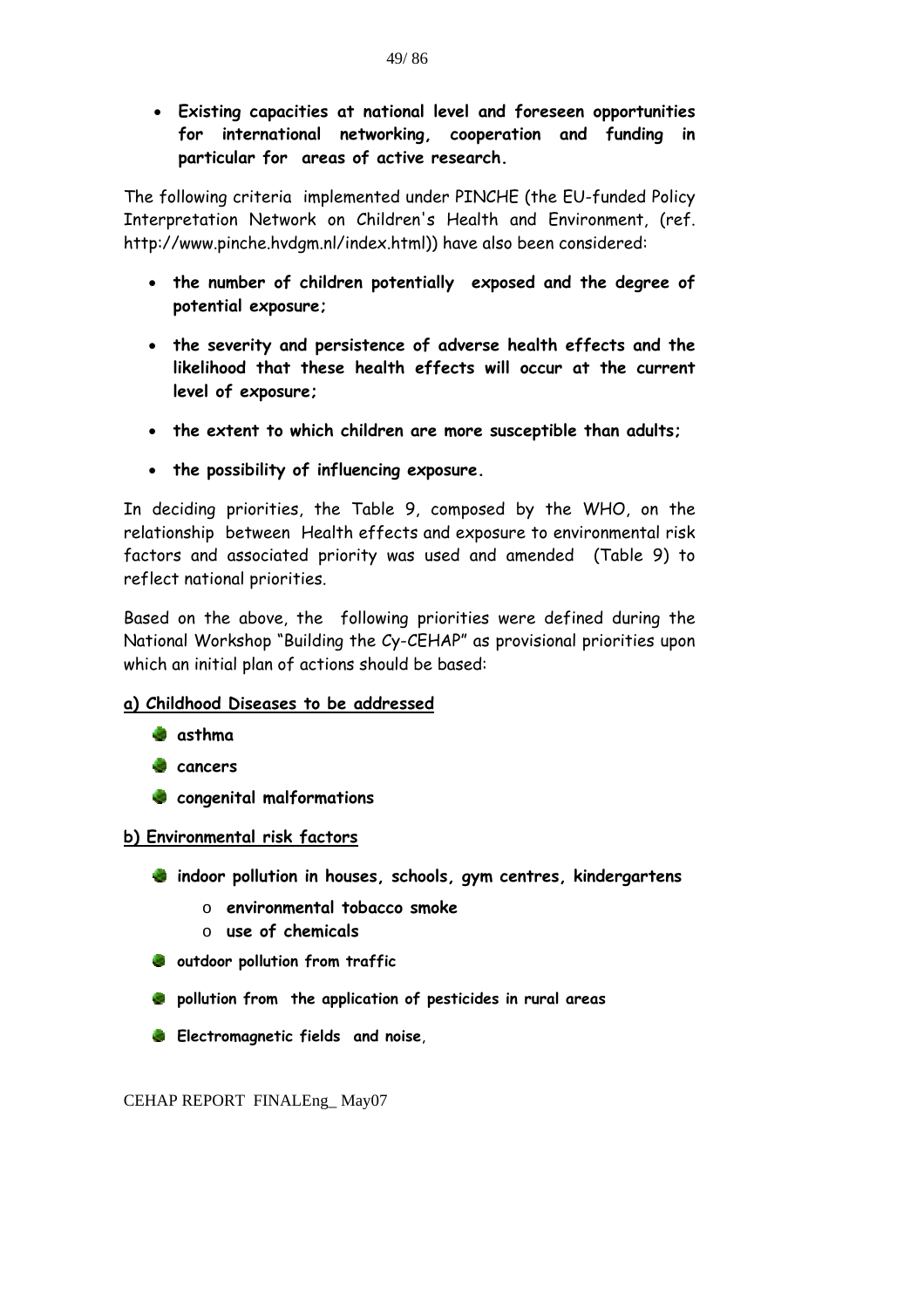- **Existing capacities at national level and foreseen opportunities for international networking, cooperation and funding in particular for areas of active research.**

The following criteria implemented under PINCHE (the EU-funded Policy Interpretation Network on Children's Health and Environment, (ref. http://www.pinche.hvdgm.nl/index.html)) have also been considered:

- **the number of children potentially exposed and the degree of potential exposure;**
- **the severity and persistence of adverse health effects and the likelihood that these health effects will occur at the current level of exposure;**
- **the extent to which children are more susceptible than adults;**
- **the possibility of influencing exposure.**

In deciding priorities, the Table 9, composed by the WHO, on the relationship between Health effects and exposure to environmental risk factors and associated priority was used and amended (Table 9) to reflect national priorities.

Based on the above, the following priorities were defined during the National Workshop "Building the Cy-CEHAP" as provisional priorities upon which an initial plan of actions should be based:

**a) Childhood Diseases to be addressed**

- **asthma**
- **cancers**
- **congenital malformations**

**b) Environmental risk factors**

- **indoor pollution in houses, schools, gym centres, kindergartens**
  - **environmental tobacco smoke**
  - **use of chemicals**
- **outdoor pollution from traffic**
- **pollution from the application of pesticides in rural areas**
- **Electromagnetic fields and noise**,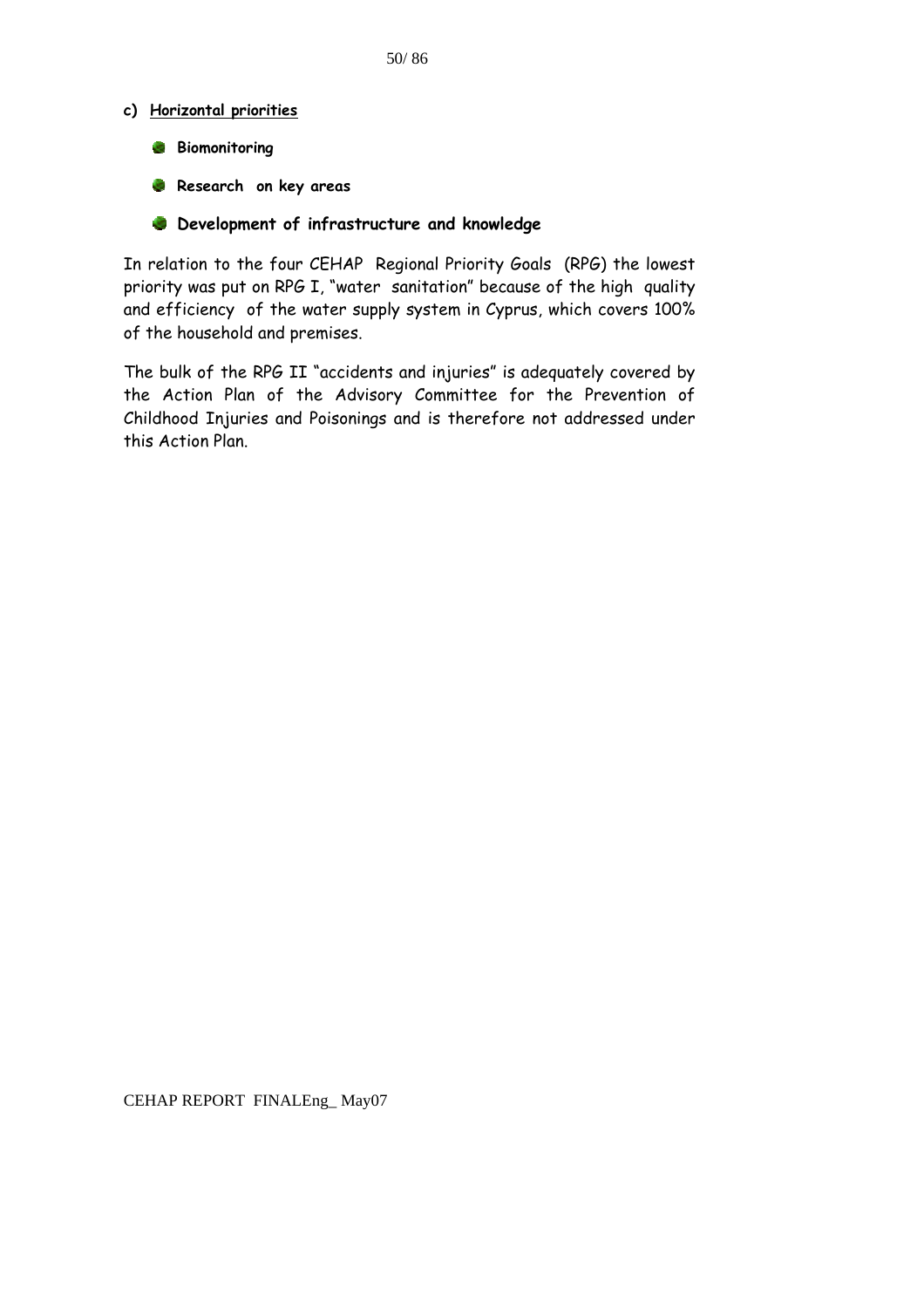**c) Horizontal priorities**

- **Biomonitoring**
- **Research on key areas**
- **Development of infrastructure and knowledge**

In relation to the four CEHAP Regional Priority Goals (RPG) the lowest priority was put on RPG I, "water sanitation" because of the high quality and efficiency of the water supply system in Cyprus, which covers 100% of the household and premises.

The bulk of the RPG II "accidents and injuries" is adequately covered by the Action Plan of the Advisory Committee for the Prevention of Childhood Injuries and Poisonings and is therefore not addressed under this Action Plan.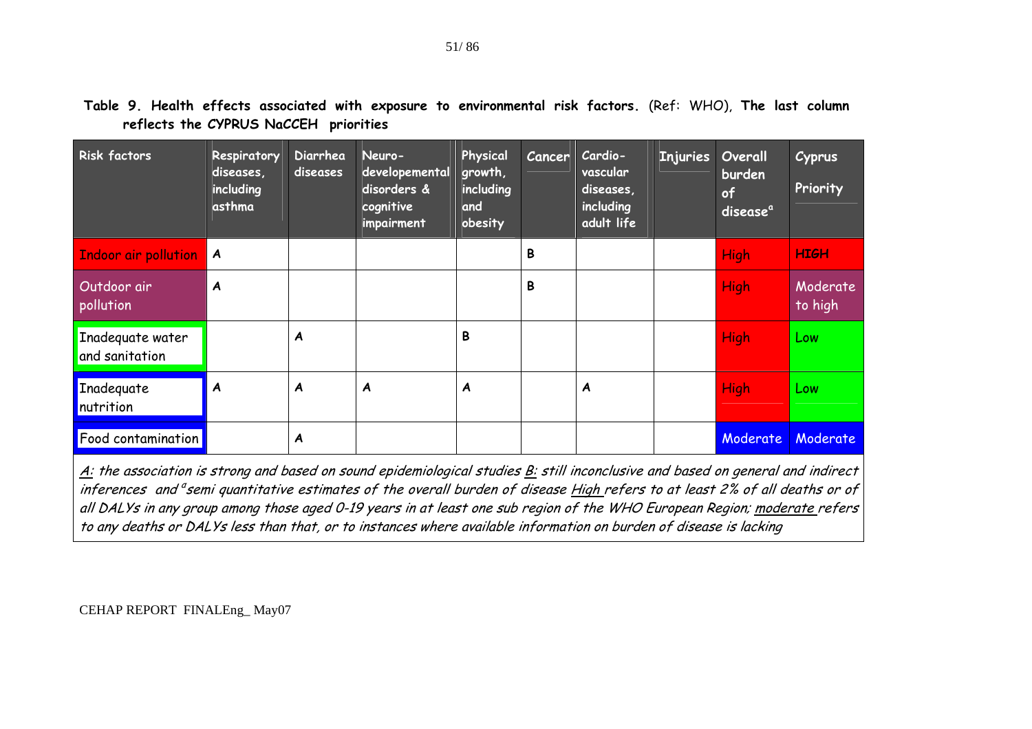**Table 9. Health effects associated with exposure to environmental risk factors.** (Ref: WHO), **The last column reflects the CYPRUS NaCCEH priorities**

| Risk factors | Respiratory diseases, including asthma | Diarrhea diseases | Neuro-developemental disorders & cognitive impairment | Physical growth, including and obesity | Cancer | Cardio-vascular diseases, including adult life | Injuries | Overall burden of disease[a] | Cyprus Priority |
|---|---|---|---|---|---|---|---|---|---|
| Indoor air pollution | **A** | | | | **B** | | | High | **HIGH** |
| Outdoor air pollution | **A** | | | | **B** | | | High | Moderate to high |
| Inadequate water and sanitation | | **A** | | **B** | | | | High | Low |
| Inadequate nutrition | **A** | **A** | **A** | **A** | | **A** | | High | Low |
| Food contamination | | **A** | | | | | | Moderate | Moderate |

*A: the association is strong and based on sound epidemiological studies B: still inconclusive and based on general and indirect inferences and [a]semi quantitative estimates of the overall burden of disease High refers to at least 2% of all deaths or of all DALYs in any group among those aged 0-19 years in at least one sub region of the WHO European Region; moderate refers to any deaths or DALYs less than that, or to instances where available information on burden of disease is lacking*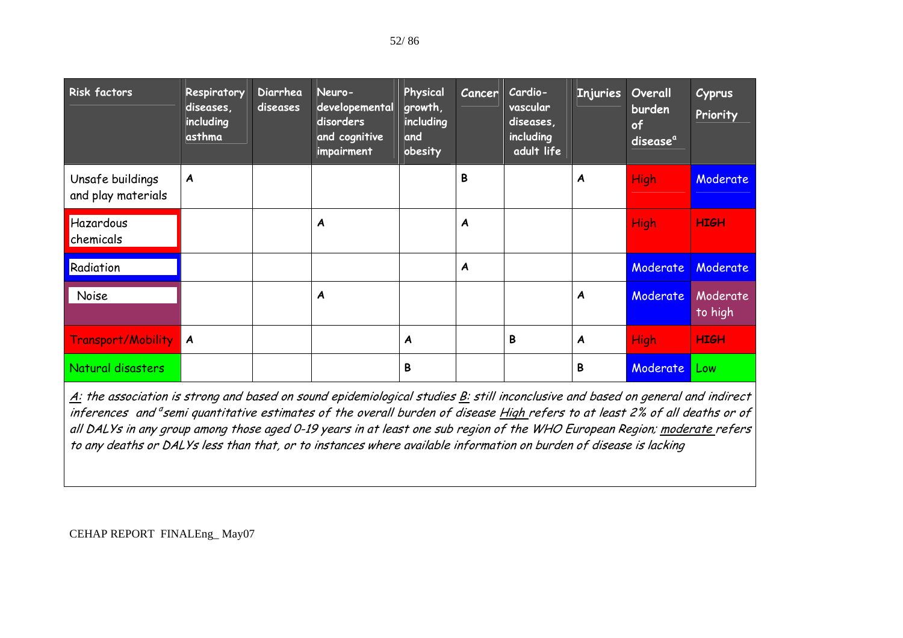| Risk factors | Respiratory diseases, including asthma | Diarrhea diseases | Neuro-developemental disorders and cognitive impairment | Physical growth, including and obesity | Cancer | Cardio-vascular diseases, including adult life | Injuries | Overall burden of disease[a] | Cyprus Priority |
|---|---|---|---|---|---|---|---|---|---|
| Unsafe buildings and play materials | A | | | | B | | A | High | Moderate |
| Hazardous chemicals | | | A | | A | | | High | HIGH |
| Radiation | | | | | A | | | Moderate | Moderate |
| Noise | | | A | | | | A | Moderate | Moderate to high |
| Transport/Mobility | A | | | A | | B | A | High | HIGH |
| Natural disasters | | | | B | | | B | Moderate | Low |

*A: the association is strong and based on sound epidemiological studies B: still inconclusive and based on general and indirect inferences and [a]semi quantitative estimates of the overall burden of disease High refers to at least 2% of all deaths or of all DALYs in any group among those aged 0-19 years in at least one sub region of the WHO European Region; moderate refers to any deaths or DALYs less than that, or to instances where available information on burden of disease is lacking*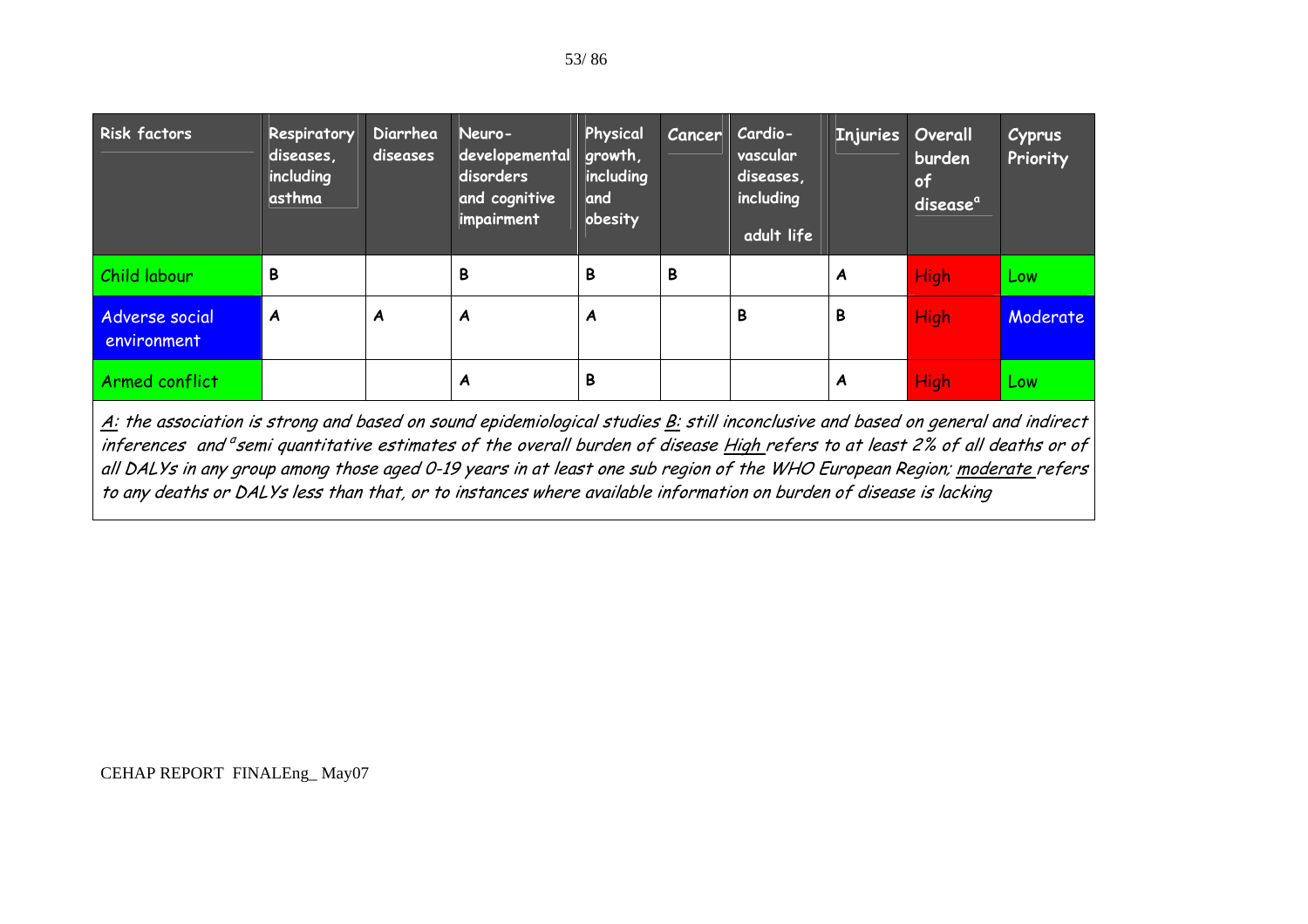| Risk factors | Respiratory diseases, including asthma | Diarrhea diseases | Neuro-developemental disorders and cognitive impairment | Physical growth, including and obesity | Cancer | Cardio-vascular diseases, including adult life | Injuries | Overall burden of disease[a] | Cyprus Priority |
|---|---|---|---|---|---|---|---|---|---|
| Child labour | B | | B | B | B | | A | High | Low |
| Adverse social environment | A | A | A | A | | B | B | High | Moderate |
| Armed conflict | | | A | B | | | A | High | Low |

*<u>A</u>: the association is strong and based on sound epidemiological studies <u>B:</u> still inconclusive and based on general and indirect inferences and [a]semi quantitative estimates of the overall burden of disease <u>High</u> refers to at least 2% of all deaths or of all DALYs in any group among those aged 0-19 years in at least one sub region of the WHO European Region; <u>moderate</u> refers to any deaths or DALYs less than that, or to instances where available information on burden of disease is lacking*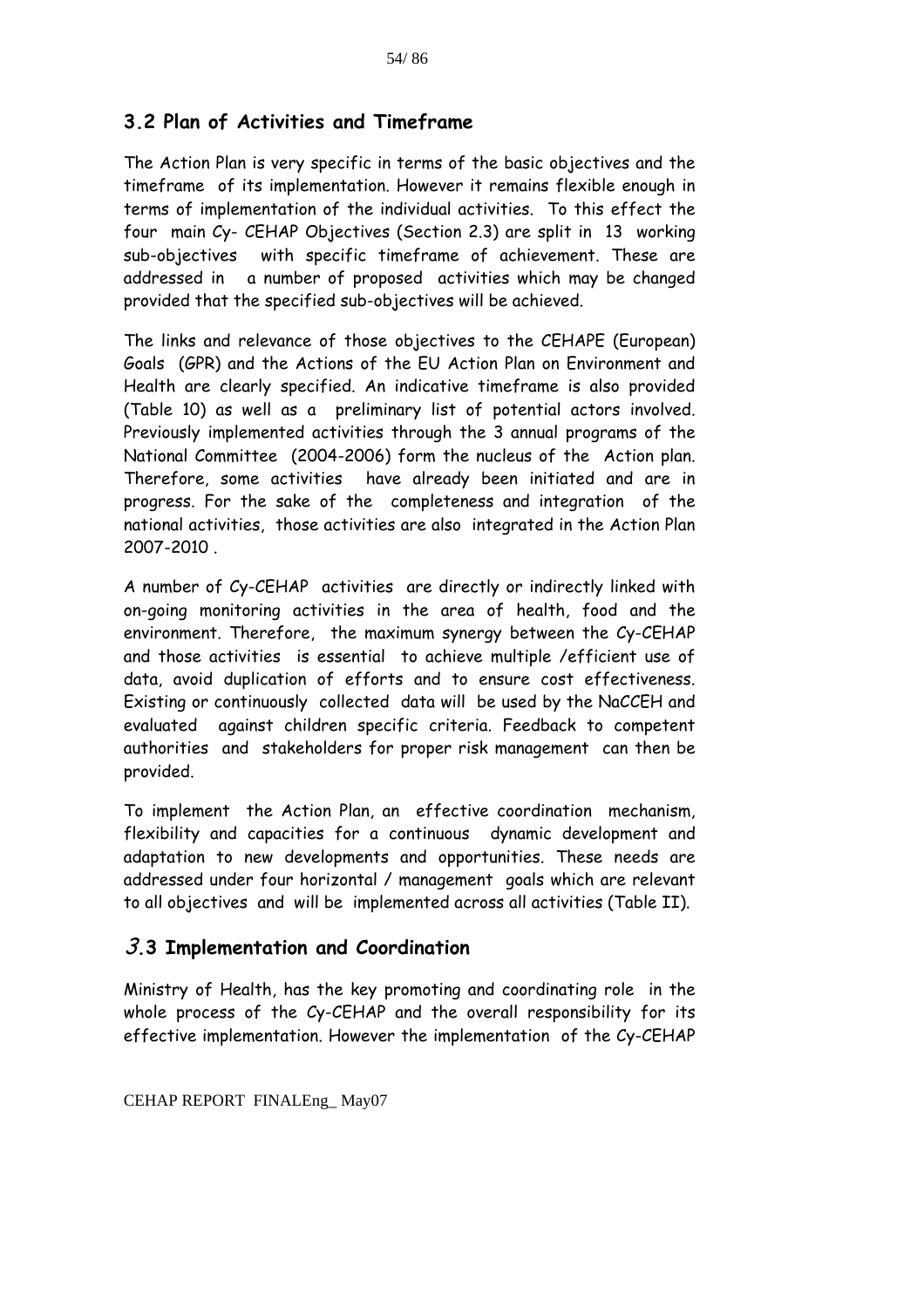## 3.2 Plan of Activities and Timeframe

The Action Plan is very specific in terms of the basic objectives and the timeframe of its implementation. However it remains flexible enough in terms of implementation of the individual activities. To this effect the four main Cy- CEHAP Objectives (Section 2.3) are split in 13 working sub-objectives with specific timeframe of achievement. These are addressed in a number of proposed activities which may be changed provided that the specified sub-objectives will be achieved.

The links and relevance of those objectives to the CEHAPE (European) Goals (GPR) and the Actions of the EU Action Plan on Environment and Health are clearly specified. An indicative timeframe is also provided (Table 10) as well as a preliminary list of potential actors involved. Previously implemented activities through the 3 annual programs of the National Committee (2004-2006) form the nucleus of the Action plan. Therefore, some activities have already been initiated and are in progress. For the sake of the completeness and integration of the national activities, those activities are also integrated in the Action Plan 2007-2010 .

A number of Cy-CEHAP activities are directly or indirectly linked with on-going monitoring activities in the area of health, food and the environment. Therefore, the maximum synergy between the Cy-CEHAP and those activities is essential to achieve multiple /efficient use of data, avoid duplication of efforts and to ensure cost effectiveness. Existing or continuously collected data will be used by the NaCCEH and evaluated against children specific criteria. Feedback to competent authorities and stakeholders for proper risk management can then be provided.

To implement the Action Plan, an effective coordination mechanism, flexibility and capacities for a continuous dynamic development and adaptation to new developments and opportunities. These needs are addressed under four horizontal / management goals which are relevant to all objectives and will be implemented across all activities (Table II).

## 3.3 Implementation and Coordination

Ministry of Health, has the key promoting and coordinating role in the whole process of the Cy-CEHAP and the overall responsibility for its effective implementation. However the implementation of the Cy-CEHAP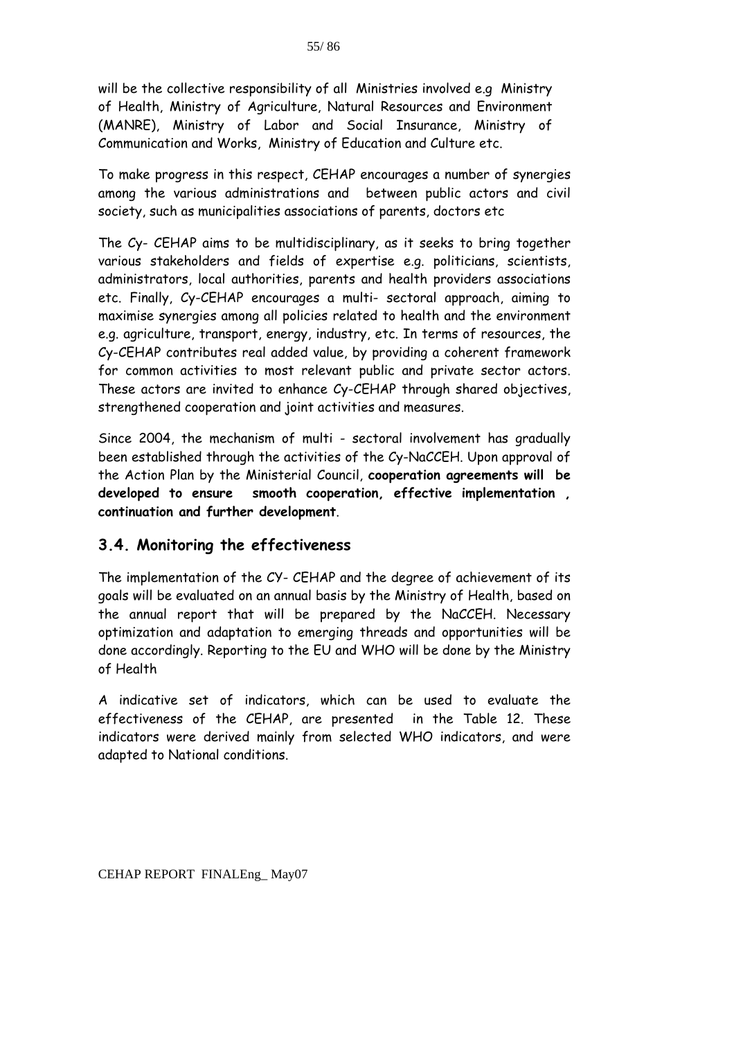will be the collective responsibility of all Ministries involved e.g Ministry of Health, Ministry of Agriculture, Natural Resources and Environment (MANRE), Ministry of Labor and Social Insurance, Ministry of Communication and Works, Ministry of Education and Culture etc.

To make progress in this respect, CEHAP encourages a number of synergies among the various administrations and between public actors and civil society, such as municipalities associations of parents, doctors etc

The Cy- CEHAP aims to be multidisciplinary, as it seeks to bring together various stakeholders and fields of expertise e.g. politicians, scientists, administrators, local authorities, parents and health providers associations etc. Finally, Cy-CEHAP encourages a multi- sectoral approach, aiming to maximise synergies among all policies related to health and the environment e.g. agriculture, transport, energy, industry, etc. In terms of resources, the Cy-CEHAP contributes real added value, by providing a coherent framework for common activities to most relevant public and private sector actors. These actors are invited to enhance Cy-CEHAP through shared objectives, strengthened cooperation and joint activities and measures.

Since 2004, the mechanism of multi - sectoral involvement has gradually been established through the activities of the Cy-NaCCEH. Upon approval of the Action Plan by the Ministerial Council, **cooperation agreements will be developed to ensure smooth cooperation, effective implementation , continuation and further development**.

## 3.4. Monitoring the effectiveness

The implementation of the CY- CEHAP and the degree of achievement of its goals will be evaluated on an annual basis by the Ministry of Health, based on the annual report that will be prepared by the NaCCEH. Necessary optimization and adaptation to emerging threads and opportunities will be done accordingly. Reporting to the EU and WHO will be done by the Ministry of Health

A indicative set of indicators, which can be used to evaluate the effectiveness of the CEHAP, are presented in the Table 12. These indicators were derived mainly from selected WHO indicators, and were adapted to National conditions.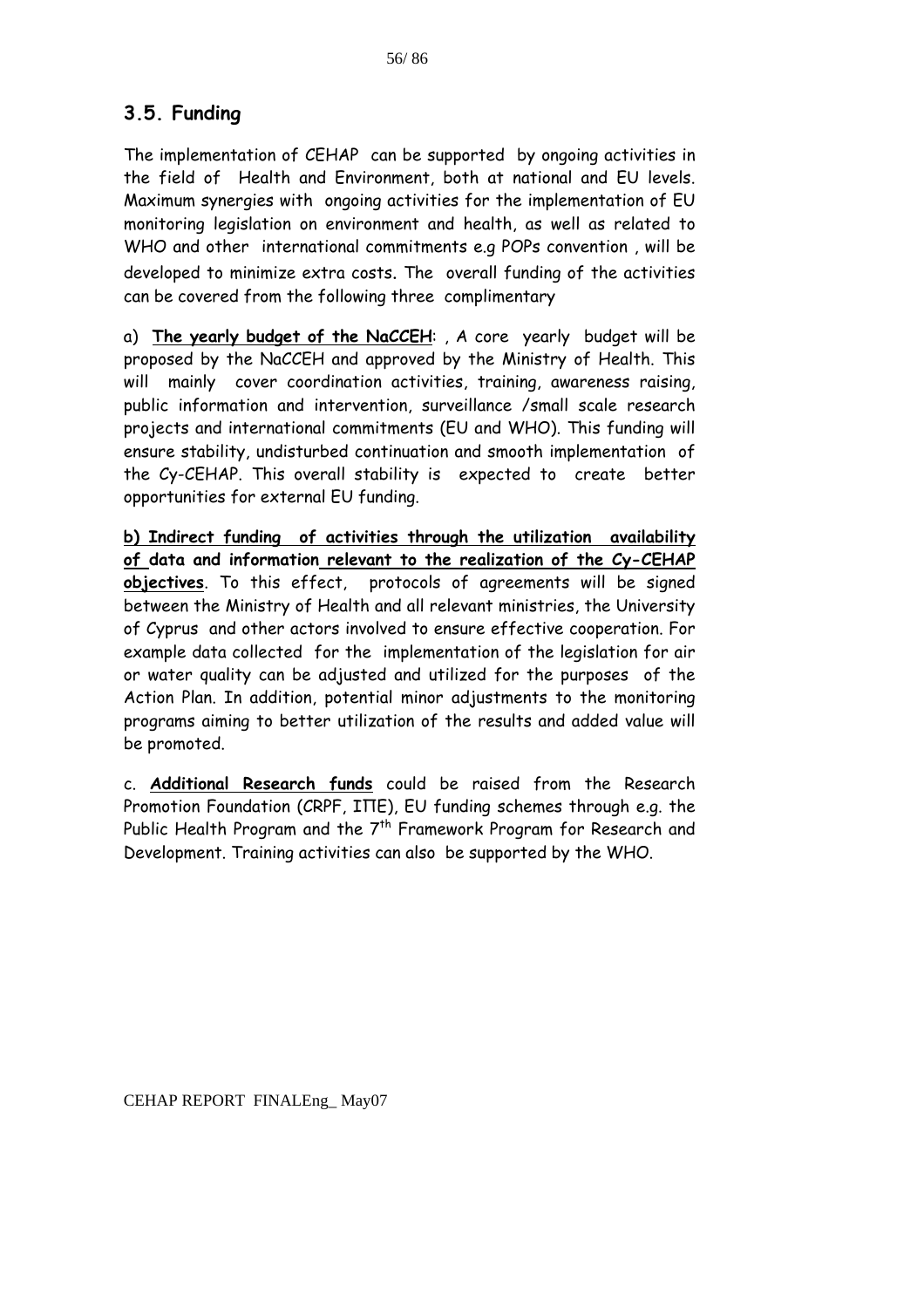## 3.5. Funding

The implementation of CEHAP can be supported by ongoing activities in the field of Health and Environment, both at national and EU levels. Maximum synergies with ongoing activities for the implementation of EU monitoring legislation on environment and health, as well as related to WHO and other international commitments e.g POPs convention , will be developed to minimize extra costs. The overall funding of the activities can be covered from the following three complimentary

a) **<u>The yearly budget of the NaCCEH</u>**: , A core yearly budget will be proposed by the NaCCEH and approved by the Ministry of Health. This will mainly cover coordination activities, training, awareness raising, public information and intervention, surveillance /small scale research projects and international commitments (EU and WHO). This funding will ensure stability, undisturbed continuation and smooth implementation of the Cy-CEHAP. This overall stability is expected to create better opportunities for external EU funding.

**<u>b) Indirect funding of activities through the utilization availability of data and information relevant to the realization of the Cy-CEHAP objectives</u>**. To this effect, protocols of agreements will be signed between the Ministry of Health and all relevant ministries, the University of Cyprus and other actors involved to ensure effective cooperation. For example data collected for the implementation of the legislation for air or water quality can be adjusted and utilized for the purposes of the Action Plan. In addition, potential minor adjustments to the monitoring programs aiming to better utilization of the results and added value will be promoted.

c. **<u>Additional Research funds</u>** could be raised from the Research Promotion Foundation (CRPF, ΙΠΕ), EU funding schemes through e.g. the Public Health Program and the 7th Framework Program for Research and Development. Training activities can also be supported by the WHO.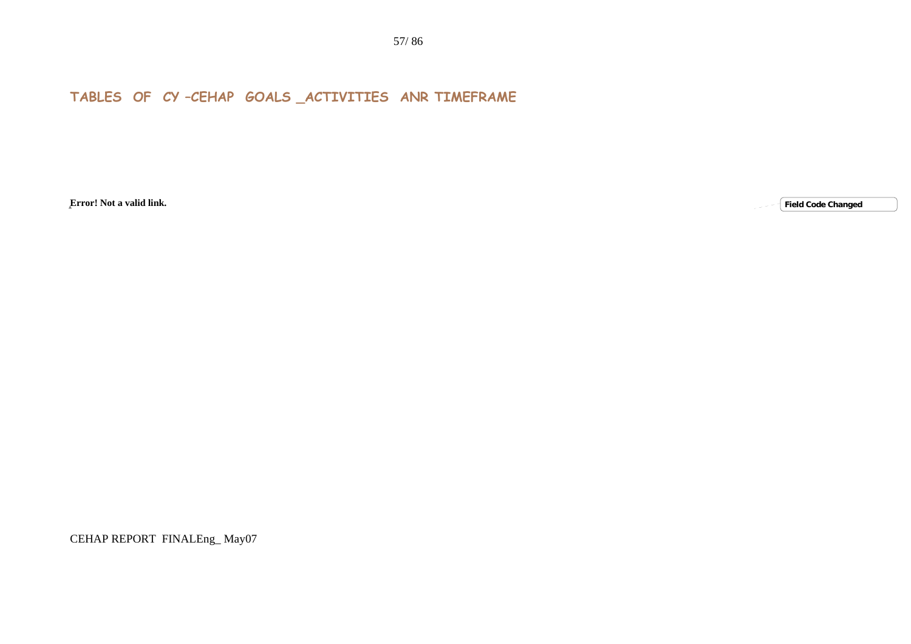## TABLES OF CY –CEHAP GOALS _ACTIVITIES ANR TIMEFRAME

**Error! Not a valid link.**

Field Code Changed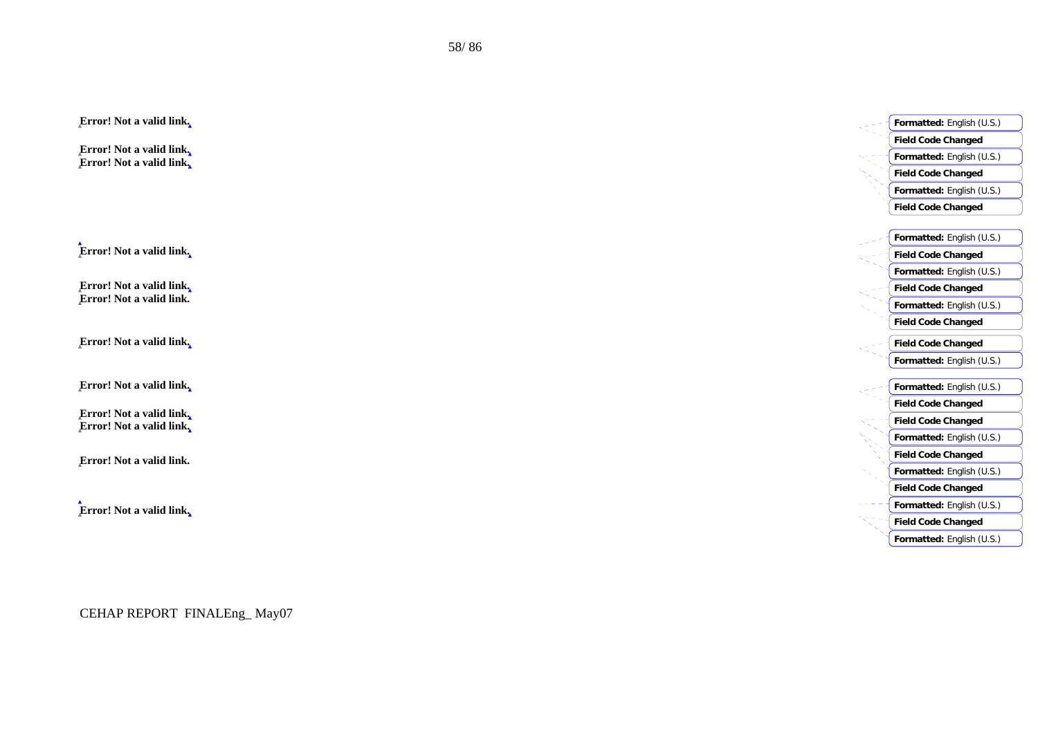**Error! Not a valid link.**

**Error! Not a valid link.**
**Error! Not a valid link.**

**Error! Not a valid link.**

**Error! Not a valid link.**
**Error! Not a valid link.**

**Error! Not a valid link.**

**Error! Not a valid link.**

**Error! Not a valid link.**
**Error! Not a valid link.**

**Error! Not a valid link.**

**Error! Not a valid link.**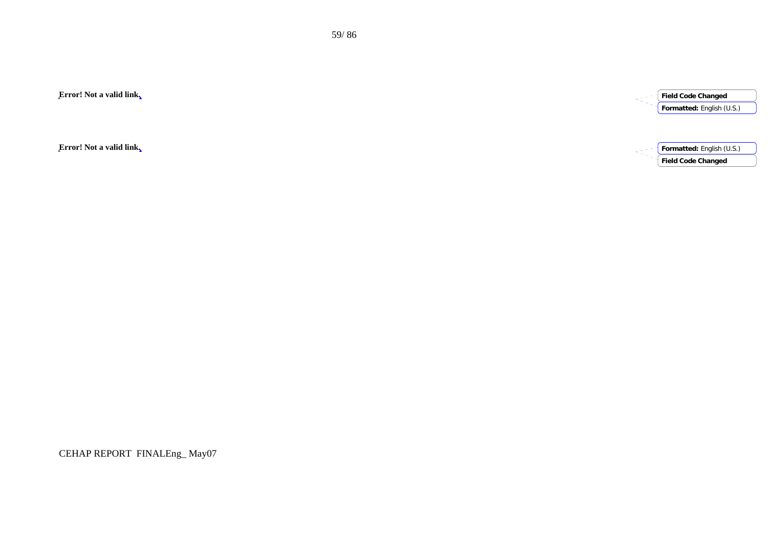**Error! Not a valid link.**

**Error! Not a valid link.**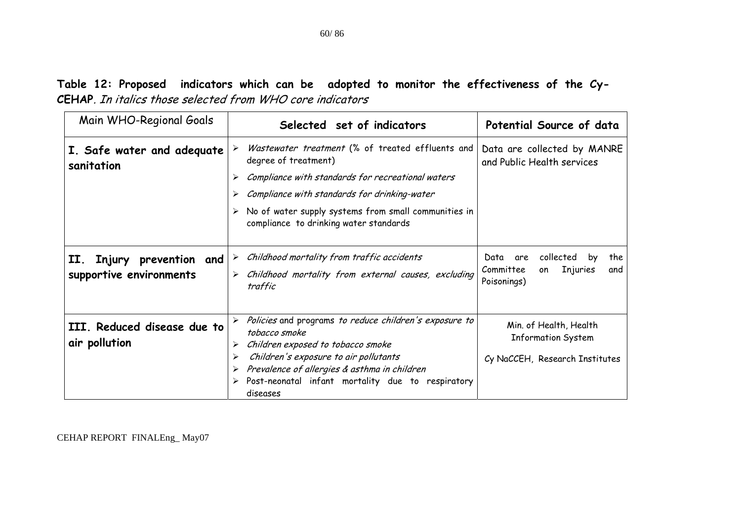**Table 12: Proposed indicators which can be adopted to monitor the effectiveness of the Cy-CEHAP**. *In italics those selected from WHO core indicators*

| Main WHO-Regional Goals | Selected set of indicators | Potential Source of data |
|---|---|---|
| **I. Safe water and adequate sanitation** | ➢ *Wastewater treatment* (% of treated effluents and degree of treatment)<br>➢ *Compliance with standards for recreational waters*<br>➢ *Compliance with standards for drinking-water*<br>➢ No of water supply systems from small communities in compliance to drinking water standards | Data are collected by MANRE and Public Health services |
| **II. Injury prevention and supportive environments** | ➢ *Childhood mortality from traffic accidents*<br>➢ *Childhood mortality from external causes, excluding traffic* | Data are collected by the Committee on Injuries and Poisonings) |
| **III. Reduced disease due to air pollution** | ➢ *Policies* and programs *to reduce children's exposure to tobacco smoke*<br>➢ *Children exposed to tobacco smoke*<br>➢ *Children's exposure to air pollutants*<br>➢ *Prevalence of allergies & asthma in children*<br>➢ Post-neonatal infant mortality due to respiratory diseases | Min. of Health, Health Information System<br>Cy NaCCEH, Research Institutes |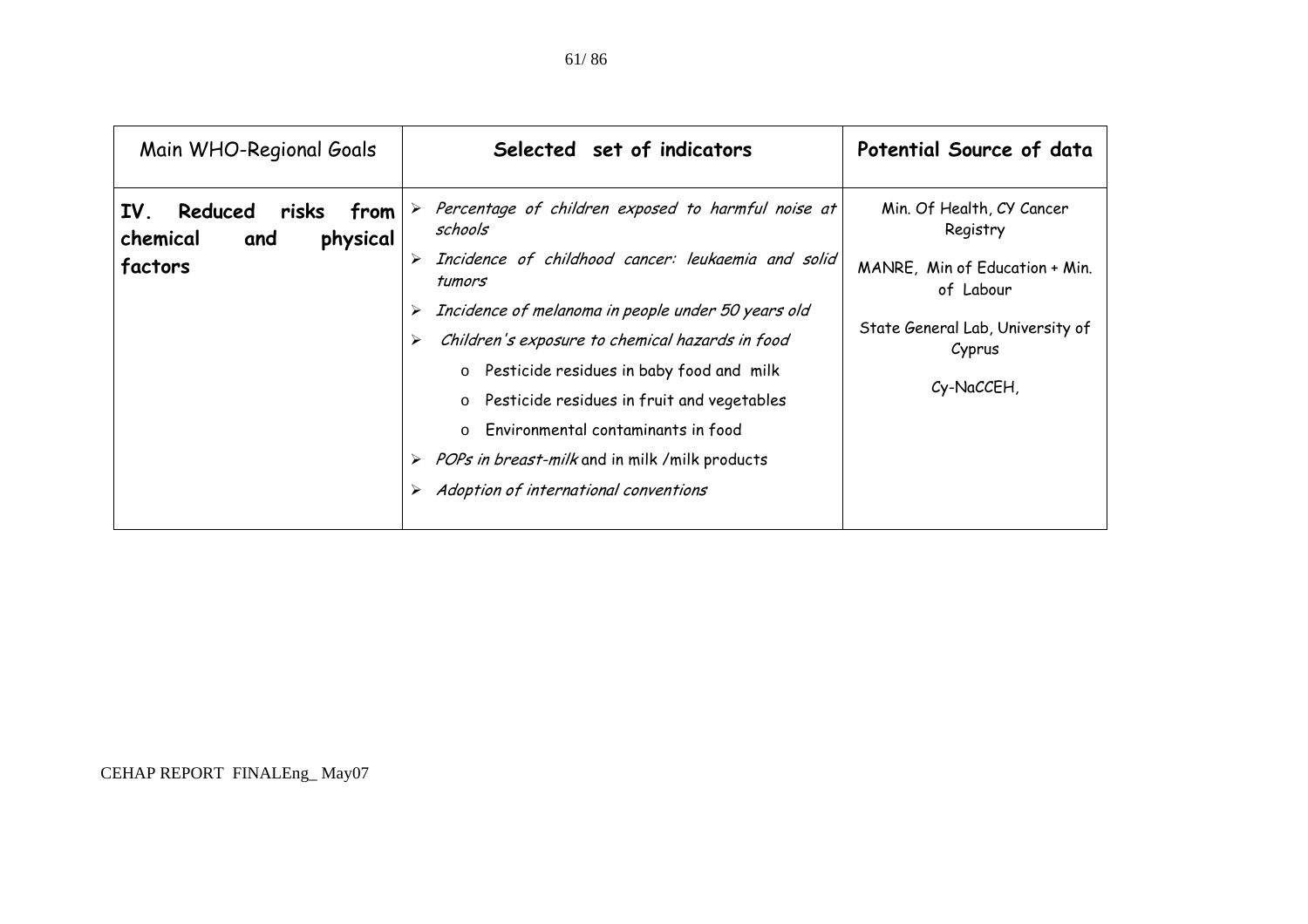| Main WHO-Regional Goals | Selected set of indicators | Potential Source of data |
| --- | --- | --- |
| **IV. Reduced risks from chemical and physical factors** | ➢ *Percentage of children exposed to harmful noise at schools*<br>➢ *Incidence of childhood cancer: leukaemia and solid tumors*<br>➢ *Incidence of melanoma in people under 50 years old*<br>➢ *Children's exposure to chemical hazards in food*<br>o Pesticide residues in baby food and milk<br>o Pesticide residues in fruit and vegetables<br>o Environmental contaminants in food<br>➢ *POPs in breast-milk* and in milk /milk products<br>➢ *Adoption of international conventions* | Min. Of Health, CY Cancer Registry<br><br>MANRE, Min of Education + Min. of Labour<br><br>State General Lab, University of Cyprus<br><br>Cy-NaCCEH, |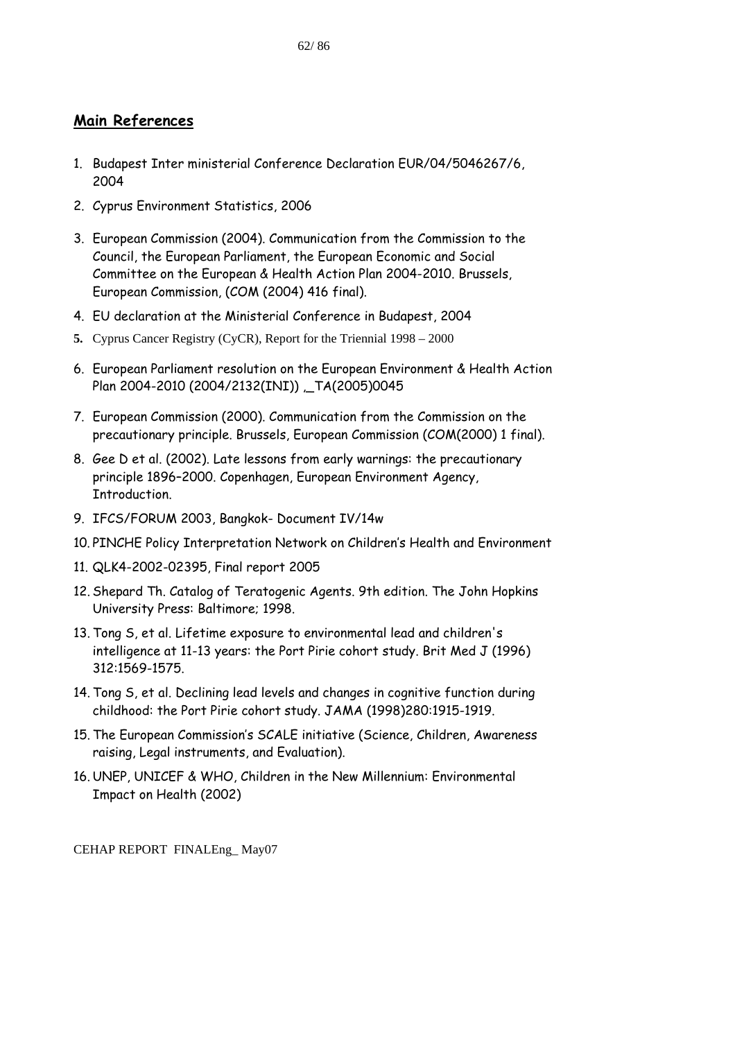## **Main References**

1. Budapest Inter ministerial Conference Declaration EUR/04/5046267/6, 2004
2. Cyprus Environment Statistics, 2006
3. European Commission (2004). Communication from the Commission to the Council, the European Parliament, the European Economic and Social Committee on the European & Health Action Plan 2004-2010. Brussels, European Commission, (COM (2004) 416 final).
4. EU declaration at the Ministerial Conference in Budapest, 2004
5. Cyprus Cancer Registry (CyCR), Report for the Triennial 1998 – 2000
6. European Parliament resolution on the European Environment & Health Action Plan 2004-2010 (2004/2132(INI)) ,_TA(2005)0045
7. European Commission (2000). Communication from the Commission on the precautionary principle. Brussels, European Commission (COM(2000) 1 final).
8. Gee D et al. (2002). Late lessons from early warnings: the precautionary principle 1896–2000. Copenhagen, European Environment Agency, Introduction.
9. IFCS/FORUM 2003, Bangkok- Document IV/14w
10. PINCHE Policy Interpretation Network on Children's Health and Environment
11. QLK4-2002-02395, Final report 2005
12. Shepard Th. Catalog of Teratogenic Agents. 9th edition. The John Hopkins University Press: Baltimore; 1998.
13. Tong S, et al. Lifetime exposure to environmental lead and children's intelligence at 11-13 years: the Port Pirie cohort study. Brit Med J (1996) 312:1569-1575.
14. Tong S, et al. Declining lead levels and changes in cognitive function during childhood: the Port Pirie cohort study. JAMA (1998)280:1915-1919.
15. The European Commission's SCALE initiative (Science, Children, Awareness raising, Legal instruments, and Evaluation).
16. UNEP, UNICEF & WHO, Children in the New Millennium: Environmental Impact on Health (2002)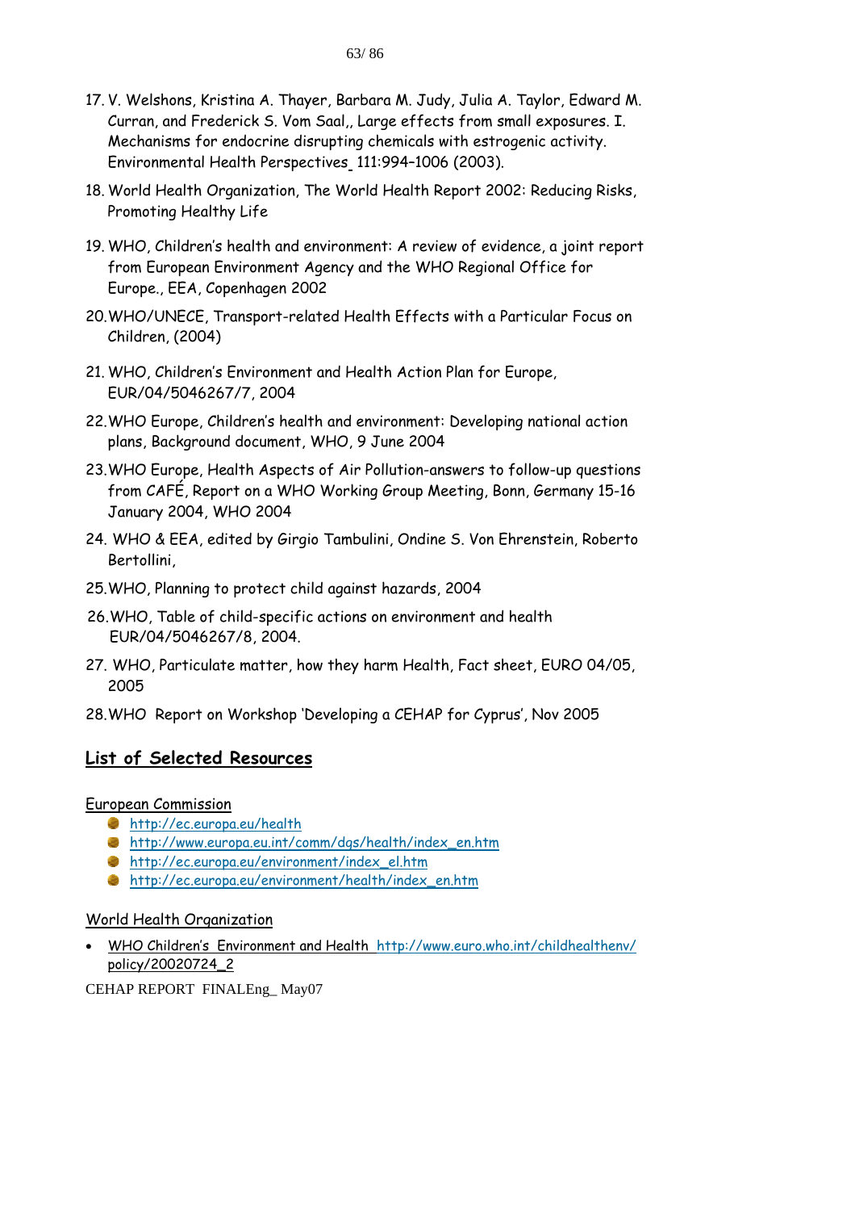17. V. Welshons, Kristina A. Thayer, Barbara M. Judy, Julia A. Taylor, Edward M. Curran, and Frederick S. Vom Saal,, Large effects from small exposures. I. Mechanisms for endocrine disrupting chemicals with estrogenic activity. Environmental Health Perspectives 111:994–1006 (2003).
18. World Health Organization, The World Health Report 2002: Reducing Risks, Promoting Healthy Life
19. WHO, Children's health and environment: A review of evidence, a joint report from European Environment Agency and the WHO Regional Office for Europe., EEA, Copenhagen 2002
20. WHO/UNECE, Transport-related Health Effects with a Particular Focus on Children, (2004)
21. WHO, Children's Environment and Health Action Plan for Europe, EUR/04/5046267/7, 2004
22. WHO Europe, Children's health and environment: Developing national action plans, Background document, WHO, 9 June 2004
23. WHO Europe, Health Aspects of Air Pollution-answers to follow-up questions from CAFÉ, Report on a WHO Working Group Meeting, Bonn, Germany 15-16 January 2004, WHO 2004
24. WHO & EEA, edited by Girgio Tambulini, Ondine S. Von Ehrenstein, Roberto Bertollini,
25. WHO, Planning to protect child against hazards, 2004
26. WHO, Table of child-specific actions on environment and health EUR/04/5046267/8, 2004.
27. WHO, Particulate matter, how they harm Health, Fact sheet, EURO 04/05, 2005
28. WHO Report on Workshop 'Developing a CEHAP for Cyprus', Nov 2005

## List of Selected Resources

European Commission

- http://ec.europa.eu/health
- http://www.europa.eu.int/comm/dgs/health/index_en.htm
- http://ec.europa.eu/environment/index_el.htm
- http://ec.europa.eu/environment/health/index_en.htm

World Health Organization

- WHO Children's Environment and Health http://www.euro.who.int/childhealthenv/policy/20020724_2

CEHAP REPORT FINALEng_ May07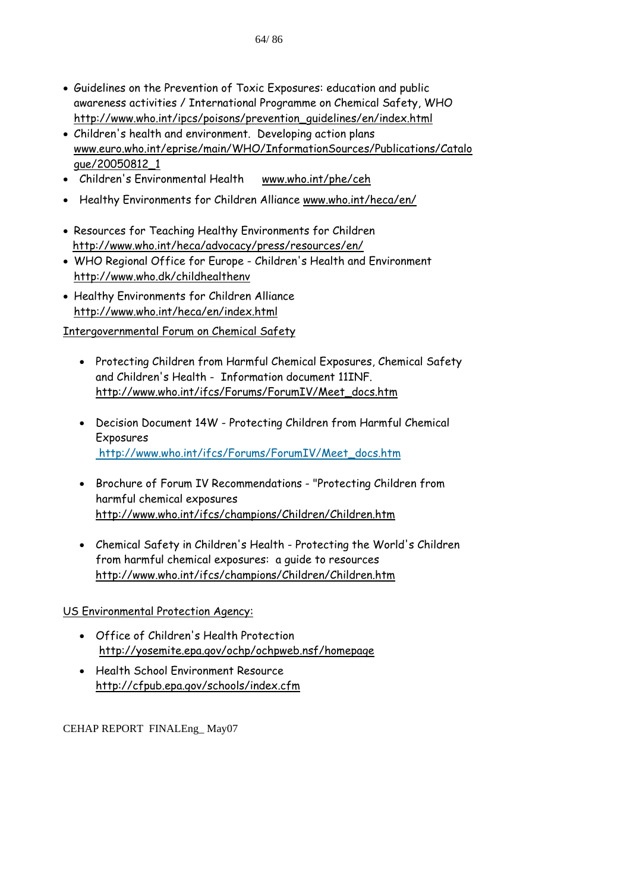- Guidelines on the Prevention of Toxic Exposures: education and public awareness activities / International Programme on Chemical Safety, WHO http://www.who.int/ipcs/poisons/prevention_guidelines/en/index.html
- Children's health and environment. Developing action plans www.euro.who.int/eprise/main/WHO/InformationSources/Publications/Catalogue/20050812_1
- Children's Environmental Health www.who.int/phe/ceh
- Healthy Environments for Children Alliance www.who.int/heca/en/
- Resources for Teaching Healthy Environments for Children http://www.who.int/heca/advocacy/press/resources/en/
- WHO Regional Office for Europe - Children's Health and Environment http://www.who.dk/childhealthenv
- Healthy Environments for Children Alliance http://www.who.int/heca/en/index.html

Intergovernmental Forum on Chemical Safety

- Protecting Children from Harmful Chemical Exposures, Chemical Safety and Children's Health - Information document 11INF. http://www.who.int/ifcs/Forums/ForumIV/Meet_docs.htm
- Decision Document 14W - Protecting Children from Harmful Chemical Exposures http://www.who.int/ifcs/Forums/ForumIV/Meet_docs.htm
- Brochure of Forum IV Recommendations - "Protecting Children from harmful chemical exposures http://www.who.int/ifcs/champions/Children/Children.htm
- Chemical Safety in Children's Health - Protecting the World's Children from harmful chemical exposures: a guide to resources http://www.who.int/ifcs/champions/Children/Children.htm

US Environmental Protection Agency:

- Office of Children's Health Protection http://yosemite.epa.gov/ochp/ochpweb.nsf/homepage
- Health School Environment Resource http://cfpub.epa.gov/schools/index.cfm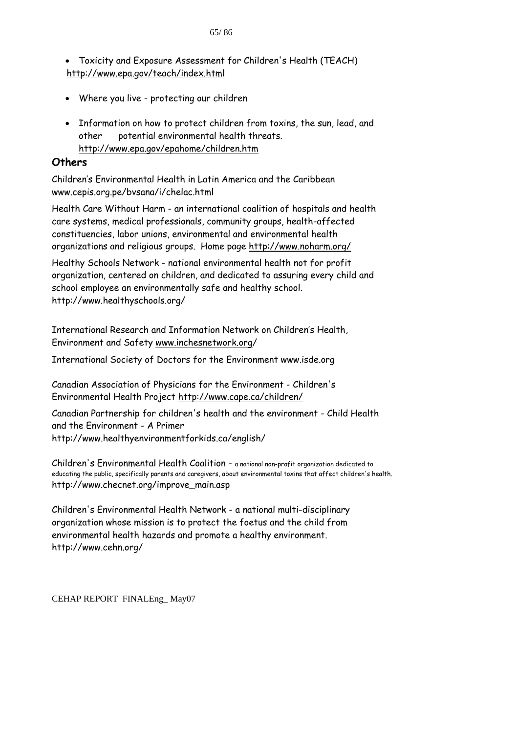- Toxicity and Exposure Assessment for Children's Health (TEACH) http://www.epa.gov/teach/index.html

- Where you live - protecting our children

- Information on how to protect children from toxins, the sun, lead, and other potential environmental health threats. http://www.epa.gov/epahome/children.htm

## Others

Children's Environmental Health in Latin America and the Caribbean www.cepis.org.pe/bvsana/i/chelac.html

Health Care Without Harm - an international coalition of hospitals and health care systems, medical professionals, community groups, health-affected constituencies, labor unions, environmental and environmental health organizations and religious groups. Home page http://www.noharm.org/

Healthy Schools Network - national environmental health not for profit organization, centered on children, and dedicated to assuring every child and school employee an environmentally safe and healthy school. http://www.healthyschools.org/

International Research and Information Network on Children's Health, Environment and Safety www.inchesnetwork.org/

International Society of Doctors for the Environment www.isde.org

Canadian Association of Physicians for the Environment - Children's Environmental Health Project http://www.cape.ca/children/

Canadian Partnership for children's health and the environment - Child Health and the Environment - A Primer http://www.healthyenvironmentforkids.ca/english/

Children's Environmental Health Coalition – a national non-profit organization dedicated to educating the public, specifically parents and caregivers, about environmental toxins that affect children's health. http://www.checnet.org/improve_main.asp

Children's Environmental Health Network - a national multi-disciplinary organization whose mission is to protect the foetus and the child from environmental health hazards and promote a healthy environment. http://www.cehn.org/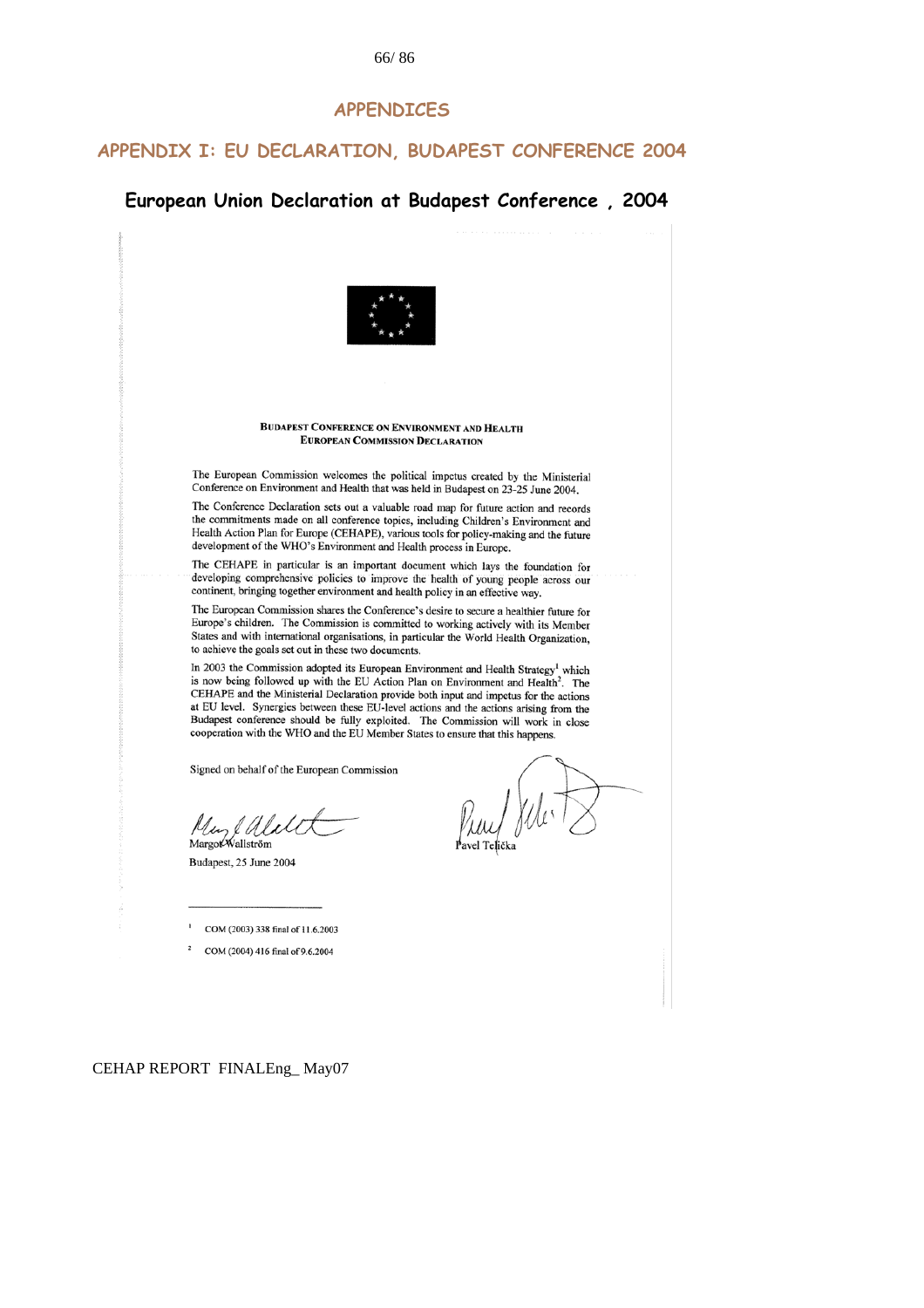# APPENDICES

## APPENDIX I: EU DECLARATION, BUDAPEST CONFERENCE 2004

### European Union Declaration at Budapest Conference , 2004

**BUDAPEST CONFERENCE ON ENVIRONMENT AND HEALTH**
**EUROPEAN COMMISSION DECLARATION**

The European Commission welcomes the political impetus created by the Ministerial Conference on Environment and Health that was held in Budapest on 23-25 June 2004.

The Conference Declaration sets out a valuable road map for future action and records the commitments made on all conference topics, including Children's Environment and Health Action Plan for Europe (CEHAPE), various tools for policy-making and the future development of the WHO's Environment and Health process in Europe.

The CEHAPE in particular is an important document which lays the foundation for developing comprehensive policies to improve the health of young people across our continent, bringing together environment and health policy in an effective way.

The European Commission shares the Conference's desire to secure a healthier future for Europe's children. The Commission is committed to working actively with its Member States and with international organisations, in particular the World Health Organization, to achieve the goals set out in these two documents.

In 2003 the Commission adopted its European Environment and Health Strategy[1] which is now being followed up with the EU Action Plan on Environment and Health[2]. The CEHAPE and the Ministerial Declaration provide both input and impetus for the actions at EU level. Synergies between these EU-level actions and the actions arising from the Budapest conference should be fully exploited. The Commission will work in close cooperation with the WHO and the EU Member States to ensure that this happens.

Signed on behalf of the European Commission

Margot Wallström

Pavel Telička

Budapest, 25 June 2004

---

[1] COM (2003) 338 final of 11.6.2003

[2] COM (2004) 416 final of 9.6.2004

CEHAP REPORT FINALEng_ May07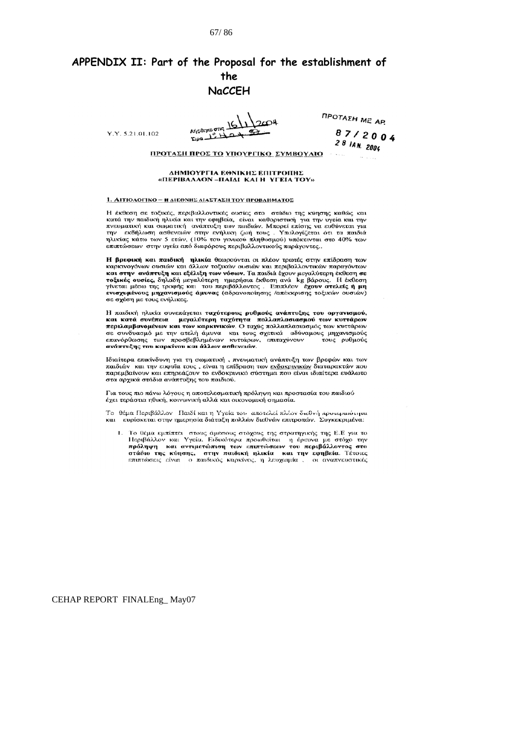## APPENDIX II: Part of the Proposal for the establishment of the NaCCEH

Υ.Υ. 5.21.01.102

Αιτέθηκε στις 16/1/2004
Ώρα 12.40 π.μ.

ΠΡΟΤΑΣΗ ΜΕ ΑΡ.
87/2004
28 ΙΑΝ. 2004

**ΠΡΟΤΑΣΗ ΠΡΟΣ ΤΟ ΥΠΟΥΡΓΙΚΟ ΣΥΜΒΟΥΛΙΟ**

**ΔΗΜΙΟΥΡΓΙΑ ΕΘΝΙΚΗΣ ΕΠΙΤΡΟΠΗΣ «ΠΕΡΙΒΑΛΛΟΝ –ΠΑΙΔΙ ΚΑΙ Η ΥΓΕΙΑ ΤΟΥ»**

**1. ΑΙΤΙΟΛΟΓΙΚΟ – Η ΔΙΕΘΝΗΣ ΔΙΑΣΤΑΣΗ ΤΟΥ ΠΡΟΒΛΗΜΑΤΟΣ**

Η έκθεση σε τοξικές, περιβαλλοντικές ουσίες στο στάδιο της κύησης καθώς και κατά την παιδική ηλικία και την εφηβεία, είναι καθοριστική για την υγεία και την πνευματική και σωματική ανάπτυξη των παιδιών. Μπορεί επίσης να ευθύνεται για την εκδήλωση ασθενειών στην ενήλικη ζωή τους . Υπολογίζεται ότι τα παιδιά ηλικίας κάτω των 5 ετών, (10% του γενικού πληθυσμού) υπόκεινται στο 40% των επιπτώσεων στην υγεία από διαφόρους περιβαλλοντικούς παράγοντες..

**Η βρεφική και παιδική ηλικία** θεωρούνται οι πλέον τρωτές στην επίδραση των καρκινογόνων ουσιών και άλλων τοξικών ουσιών και περιβαλλοντικών παραγόντων **και στην ανάπτυξη και εξέλιξη των νόσων.** Τα παιδιά έχουν μεγαλύτερη έκθεση **σε τοξικές ουσίες,** δηλαδή μεγαλύτερη ημερήσια έκθεση ανά kg βάρους. Η έκθεση γίνεται μέσω της τροφής και του περιβάλλοντος . Επιπλέον **έχουν ατελείς ή μη ενισχυμένους μηχανισμούς άμυνας** (αδρανοποίησης /απέκκρισης τοξικών ουσιών) σε σχέση με τους ενήλικες.

Η παιδική ηλικία συνεπάγεται **ταχύτερους ρυθμούς ανάπτυξης του οργανισμού, και κατά συνέπεια μεγαλύτερη ταχύτητα πολλαπλασιασμού των κυττάρων περιλαμβανομένων και των καρκινικών**. Ο ταχύς πολλαπλασιασμός των κυττάρων σε συνδυασμό με την ατελή άμυνα και τους σχετικά αδύναμους μηχανισμούς επανόρθωσης των προσβεβλημένων κυττάρων, επιταχύνουν τους ρυθμούς **ανάπτυξης του καρκίνου και άλλων ασθενειών.**

Ιδιαίτερα επικίνδυνη για τη σωματική , πνευματική ανάπτυξη των βρεφών και των παιδιών και την ευφυΐα τους , είναι η επίδραση των ενδοκρινικών διαταρακτών που παρεμβαίνουν και επηρεάζουν το ενδοκρινικό σύστημα που είναι ιδιαίτερα ευάλωτο στα αρχικά στάδια ανάπτυξης του παιδιού.

Για τους πιο πάνω λόγους η αποτελεσματική πρόληψη και προστασία του παιδιού έχει τεράστια ηθική, κοινωνική αλλά και οικονομική σημασία.

Το θέμα Περιβάλλον Παιδί και η Υγεία του αποτελεί πλέον διεθνή προτεραιότητα και ευρίσκεται στην ημερησία διάταξη πολλών διεθνών επιτροπών. Συγκεκριμένα:

1. Το θέμα εμπίπτει στους άμεσους στόχους της στρατηγικής της Ε.Ε για το Περιβάλλον και Υγεία. Ειδικότερα προωθείται η έρευνα με στόχο την **πρόληψη και αντιμετώπιση των επιπτώσεων του περιβάλλοντος στο στάδιο της κύησης, στην παιδική ηλικία και την εφηβεία**. Τέτοιες επιπτώσεις είναι ο παιδικός καρκίνος, η λευχαιμία , οι αναπνευστικές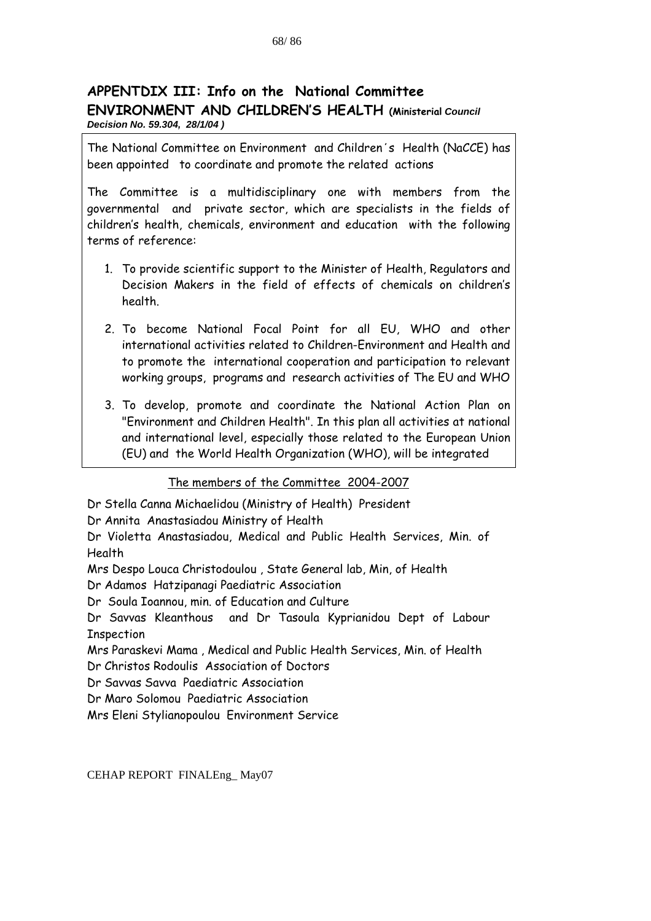## APPENTDIX III: Info on the National Committee ENVIRONMENT AND CHILDREN'S HEALTH (Ministerial *Council Decision No. 59.304, 28/1/04 )*

The National Committee on Environment and Children´s Health (NaCCE) has been appointed to coordinate and promote the related actions

The Committee is a multidisciplinary one with members from the governmental and private sector, which are specialists in the fields of children's health, chemicals, environment and education with the following terms of reference:

1. To provide scientific support to the Minister of Health, Regulators and Decision Makers in the field of effects of chemicals on children's health.
2. To become National Focal Point for all EU, WHO and other international activities related to Children-Environment and Health and to promote the international cooperation and participation to relevant working groups, programs and research activities of The EU and WHO
3. To develop, promote and coordinate the National Action Plan on "Environment and Children Health". In this plan all activities at national and international level, especially those related to the European Union (EU) and the World Health Organization (WHO), will be integrated

<u>The members of the Committee 2004-2007</u>

Dr Stella Canna Michaelidou (Ministry of Health) President
Dr Annita Anastasiadou Ministry of Health
Dr Violetta Anastasiadou, Medical and Public Health Services, Min. of Health
Mrs Despo Louca Christodoulou , State General lab, Min, of Health
Dr Adamos Hatzipanagi Paediatric Association
Dr Soula Ioannou, min. of Education and Culture
Dr Savvas Kleanthous and Dr Tasoula Kyprianidou Dept of Labour Inspection
Mrs Paraskevi Mama , Medical and Public Health Services, Min. of Health
Dr Christos Rodoulis Association of Doctors
Dr Savvas Savva Paediatric Association
Dr Maro Solomou Paediatric Association
Mrs Eleni Stylianopoulou Environment Service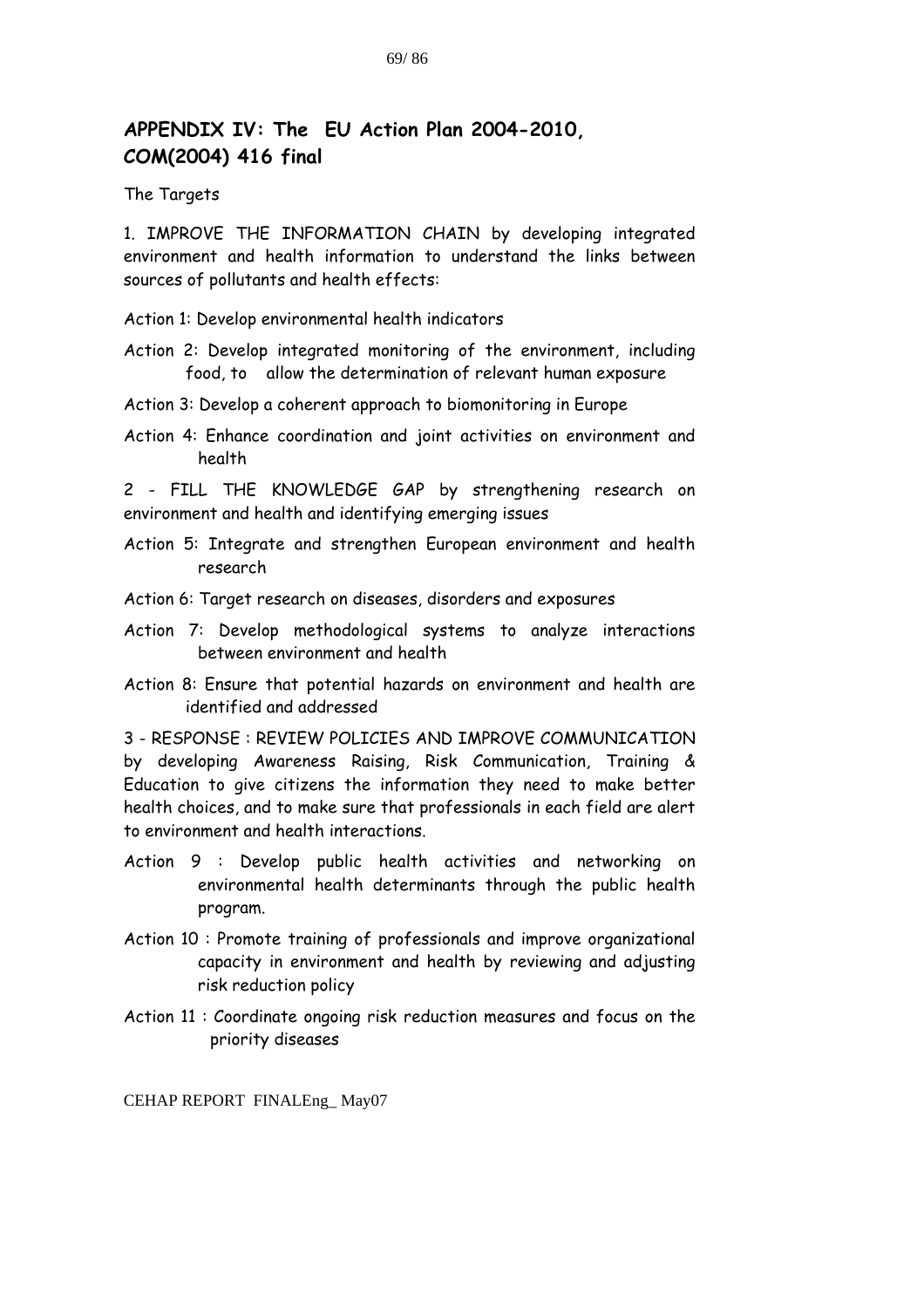## APPENDIX IV: The EU Action Plan 2004-2010, COM(2004) 416 final

The Targets

1. IMPROVE THE INFORMATION CHAIN by developing integrated environment and health information to understand the links between sources of pollutants and health effects:

Action 1: Develop environmental health indicators

Action 2: Develop integrated monitoring of the environment, including food, to allow the determination of relevant human exposure

Action 3: Develop a coherent approach to biomonitoring in Europe

Action 4: Enhance coordination and joint activities on environment and health

2 - FILL THE KNOWLEDGE GAP by strengthening research on environment and health and identifying emerging issues

Action 5: Integrate and strengthen European environment and health research

Action 6: Target research on diseases, disorders and exposures

Action 7: Develop methodological systems to analyze interactions between environment and health

Action 8: Ensure that potential hazards on environment and health are identified and addressed

3 - RESPONSE : REVIEW POLICIES AND IMPROVE COMMUNICATION by developing Awareness Raising, Risk Communication, Training & Education to give citizens the information they need to make better health choices, and to make sure that professionals in each field are alert to environment and health interactions.

Action 9 : Develop public health activities and networking on environmental health determinants through the public health program.

Action 10 : Promote training of professionals and improve organizational capacity in environment and health by reviewing and adjusting risk reduction policy

Action 11 : Coordinate ongoing risk reduction measures and focus on the priority diseases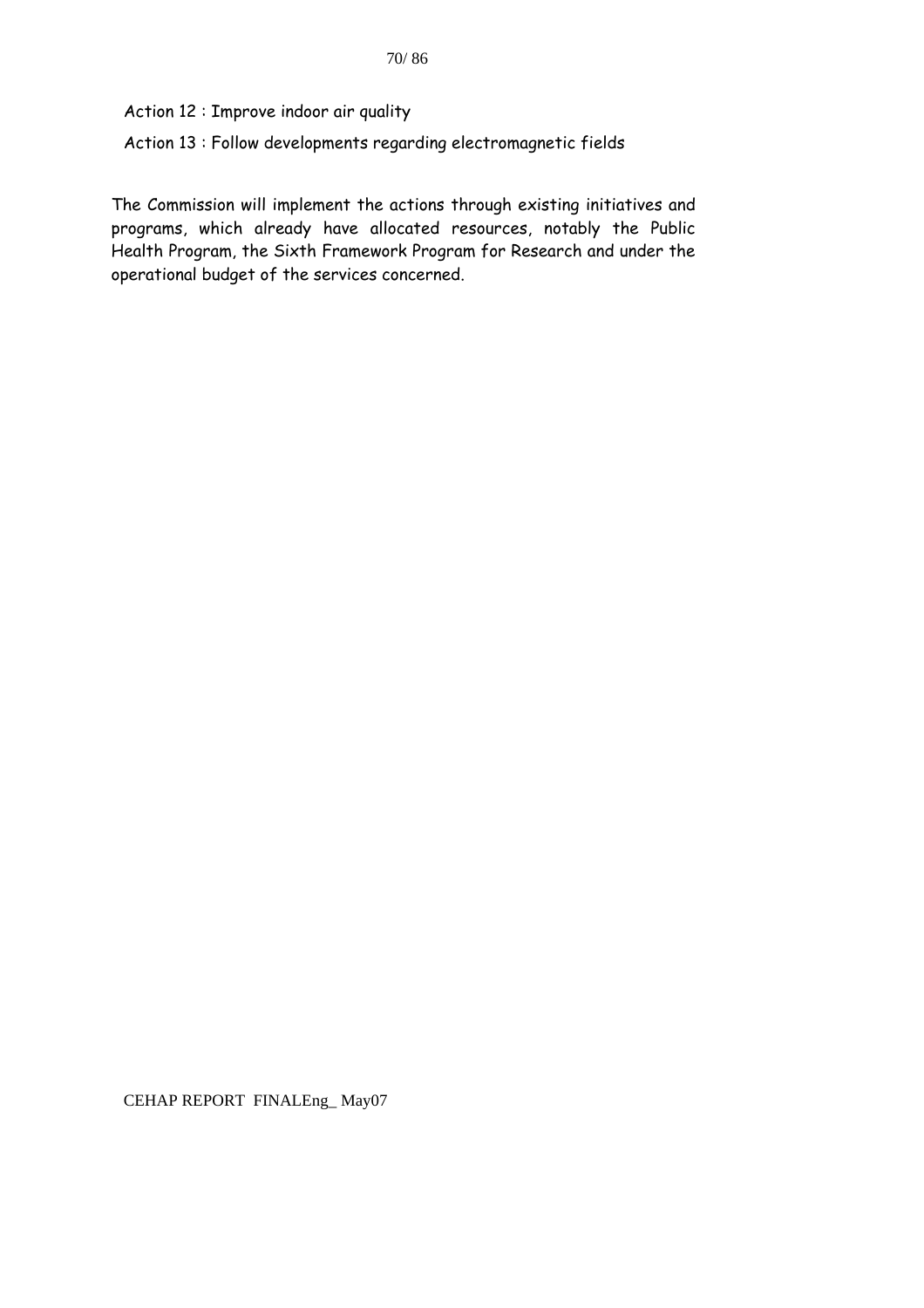Action 12 : Improve indoor air quality

Action 13 : Follow developments regarding electromagnetic fields

The Commission will implement the actions through existing initiatives and programs, which already have allocated resources, notably the Public Health Program, the Sixth Framework Program for Research and under the operational budget of the services concerned.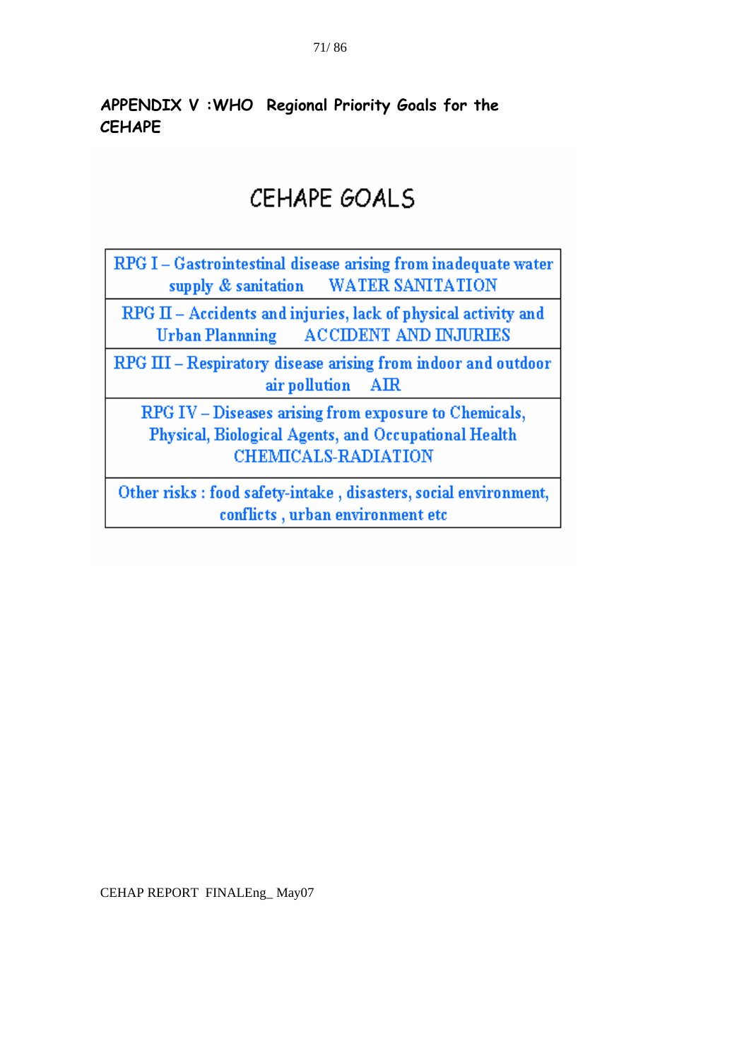## APPENDIX V :WHO Regional Priority Goals for the CEHAPE

### CEHAPE GOALS

| |
|---|
| RPG I – Gastrointestinal disease arising from inadequate water supply & sanitation WATER SANITATION |
| RPG II – Accidents and injuries, lack of physical activity and Urban Planning ACCIDENT AND INJURIES |
| RPG III – Respiratory disease arising from indoor and outdoor air pollution AIR |
| RPG IV – Diseases arising from exposure to Chemicals, Physical, Biological Agents, and Occupational Health CHEMICALS-RADIATION |
| Other risks : food safety-intake , disasters, social environment, conflicts , urban environment etc |